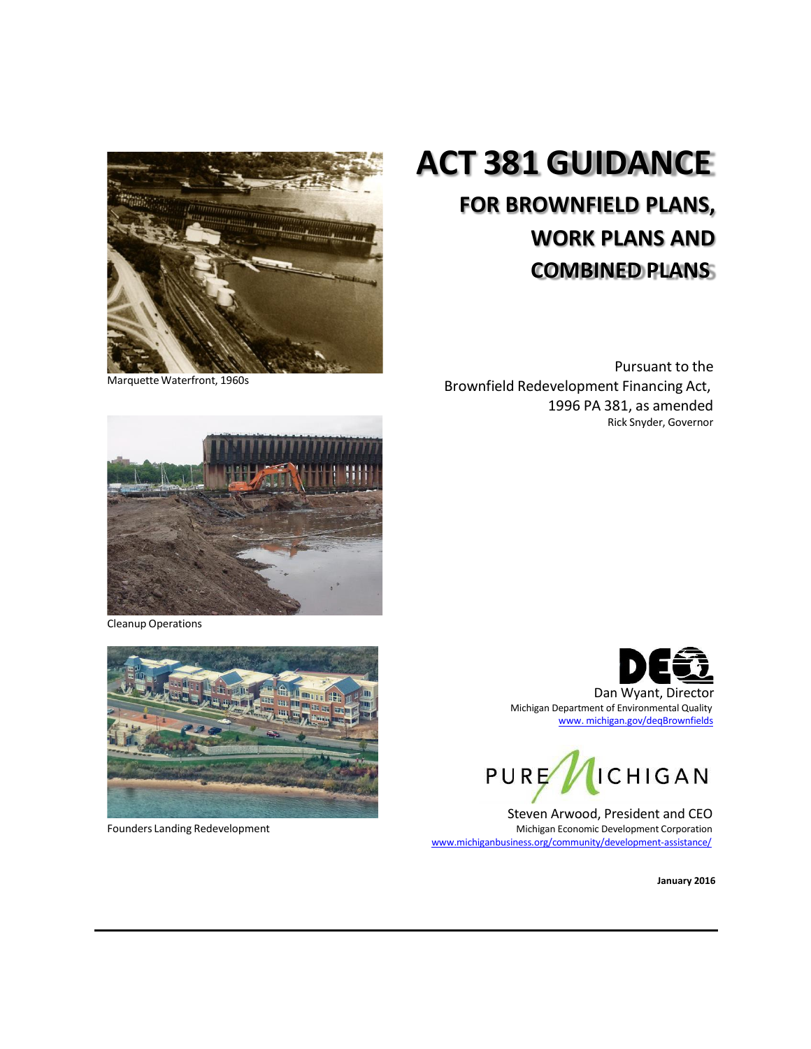# ACT 381 GUIDANCE

## FOR BROWNFIELD PLANS, WORK PLANS AND COMBINED PLANS

Marquette Waterfront, 1960s

Pursuant to the
Brownfield Redevelopment Financing Act,
1996 PA 381, as amended
Rick Snyder, Governor

Cleanup Operations

Dan Wyant, Director
Michigan Department of Environmental Quality
www. michigan.gov/deqBrownfields

Founders Landing Redevelopment

PURE MICHIGAN

Steven Arwood, President and CEO
Michigan Economic Development Corporation
www.michiganbusiness.org/community/development-assistance/

**January 2016**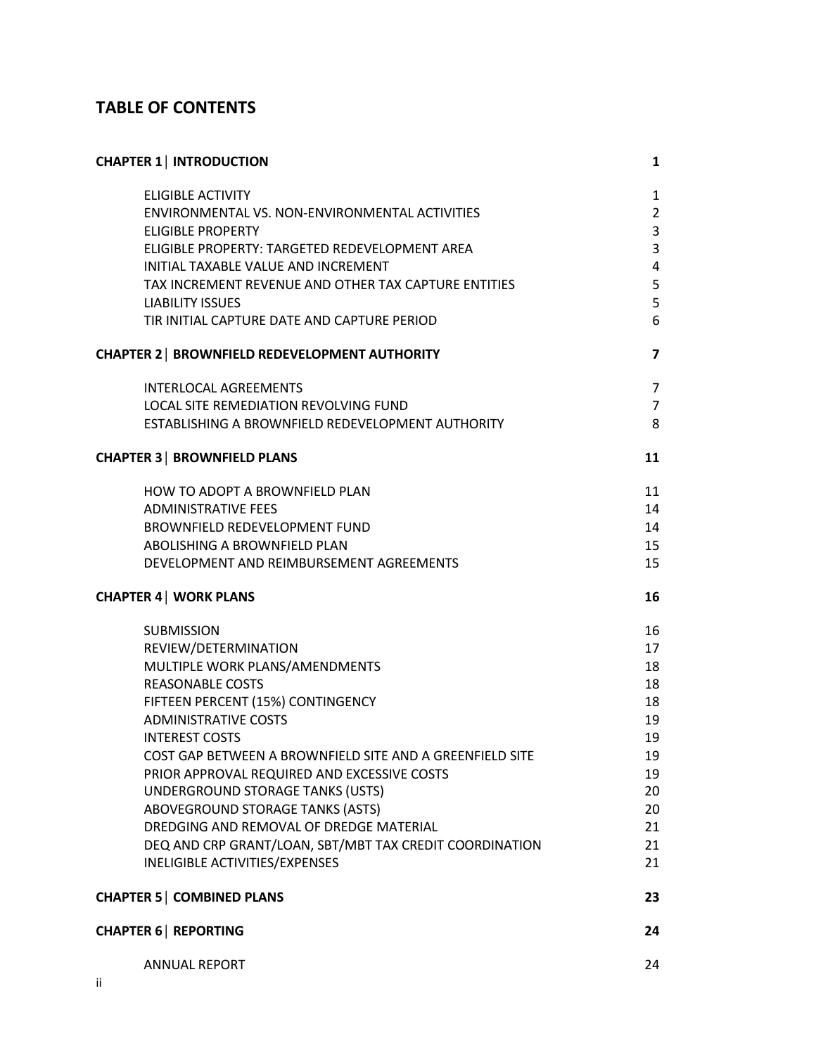## TABLE OF CONTENTS

| | |
|---|---|
| **CHAPTER 1 \| INTRODUCTION** | **1** |
| ELIGIBLE ACTIVITY | 1 |
| ENVIRONMENTAL VS. NON-ENVIRONMENTAL ACTIVITIES | 2 |
| ELIGIBLE PROPERTY | 3 |
| ELIGIBLE PROPERTY: TARGETED REDEVELOPMENT AREA | 3 |
| INITIAL TAXABLE VALUE AND INCREMENT | 4 |
| TAX INCREMENT REVENUE AND OTHER TAX CAPTURE ENTITIES | 5 |
| LIABILITY ISSUES | 5 |
| TIR INITIAL CAPTURE DATE AND CAPTURE PERIOD | 6 |
| **CHAPTER 2 \| BROWNFIELD REDEVELOPMENT AUTHORITY** | **7** |
| INTERLOCAL AGREEMENTS | 7 |
| LOCAL SITE REMEDIATION REVOLVING FUND | 7 |
| ESTABLISHING A BROWNFIELD REDEVELOPMENT AUTHORITY | 8 |
| **CHAPTER 3 \| BROWNFIELD PLANS** | **11** |
| HOW TO ADOPT A BROWNFIELD PLAN | 11 |
| ADMINISTRATIVE FEES | 14 |
| BROWNFIELD REDEVELOPMENT FUND | 14 |
| ABOLISHING A BROWNFIELD PLAN | 15 |
| DEVELOPMENT AND REIMBURSEMENT AGREEMENTS | 15 |
| **CHAPTER 4 \| WORK PLANS** | **16** |
| SUBMISSION | 16 |
| REVIEW/DETERMINATION | 17 |
| MULTIPLE WORK PLANS/AMENDMENTS | 18 |
| REASONABLE COSTS | 18 |
| FIFTEEN PERCENT (15%) CONTINGENCY | 18 |
| ADMINISTRATIVE COSTS | 19 |
| INTEREST COSTS | 19 |
| COST GAP BETWEEN A BROWNFIELD SITE AND A GREENFIELD SITE | 19 |
| PRIOR APPROVAL REQUIRED AND EXCESSIVE COSTS | 19 |
| UNDERGROUND STORAGE TANKS (USTS) | 20 |
| ABOVEGROUND STORAGE TANKS (ASTS) | 20 |
| DREDGING AND REMOVAL OF DREDGE MATERIAL | 21 |
| DEQ AND CRP GRANT/LOAN, SBT/MBT TAX CREDIT COORDINATION | 21 |
| INELIGIBLE ACTIVITIES/EXPENSES | 21 |
| **CHAPTER 5 \| COMBINED PLANS** | **23** |
| **CHAPTER 6 \| REPORTING** | **24** |
| ANNUAL REPORT | 24 |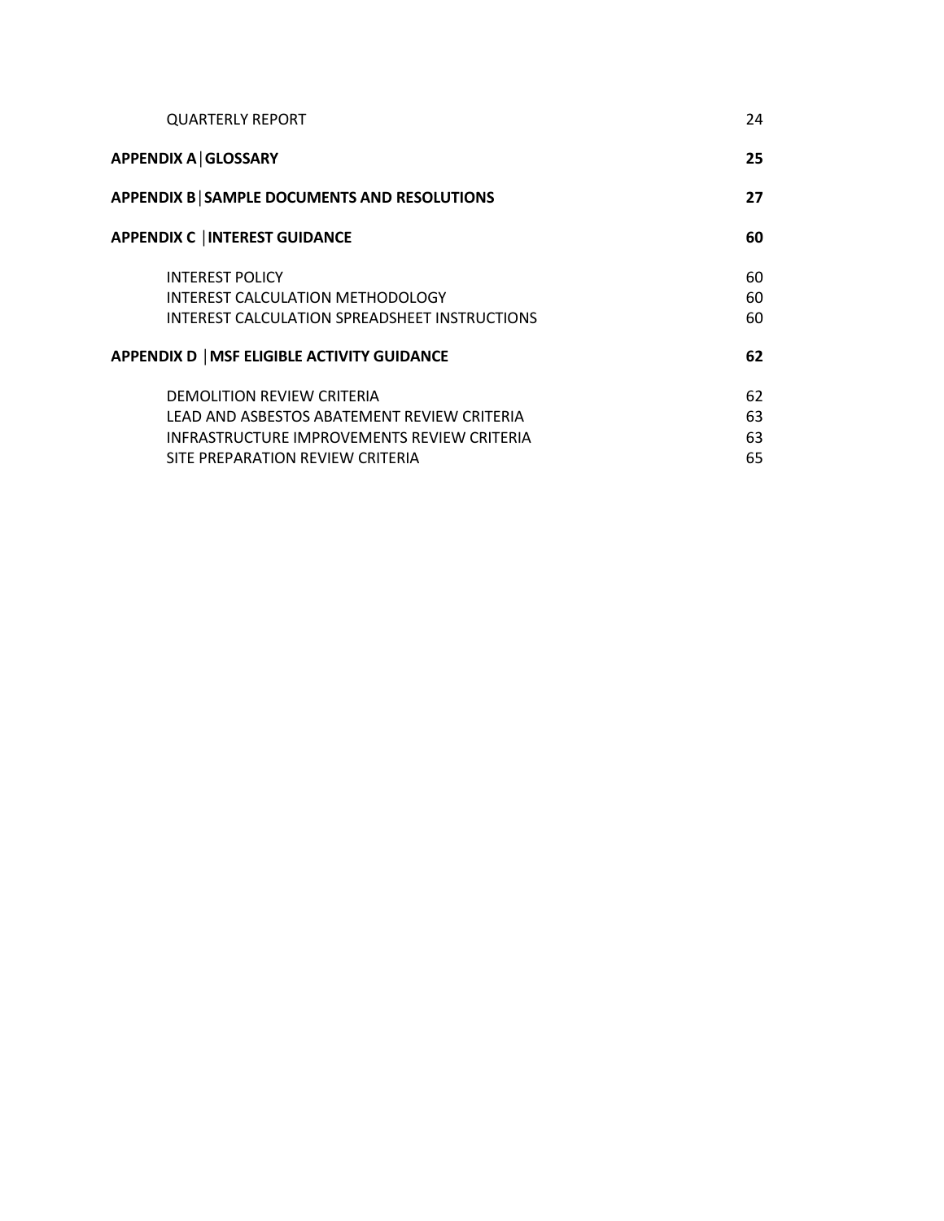| | |
|---|---|
| QUARTERLY REPORT | 24 |
| **APPENDIX A│GLOSSARY** | **25** |
| **APPENDIX B│SAMPLE DOCUMENTS AND RESOLUTIONS** | **27** |
| **APPENDIX C │INTEREST GUIDANCE** | **60** |
| INTEREST POLICY | 60 |
| INTEREST CALCULATION METHODOLOGY | 60 |
| INTEREST CALCULATION SPREADSHEET INSTRUCTIONS | 60 |
| **APPENDIX D │MSF ELIGIBLE ACTIVITY GUIDANCE** | **62** |
| DEMOLITION REVIEW CRITERIA | 62 |
| LEAD AND ASBESTOS ABATEMENT REVIEW CRITERIA | 63 |
| INFRASTRUCTURE IMPROVEMENTS REVIEW CRITERIA | 63 |
| SITE PREPARATION REVIEW CRITERIA | 65 |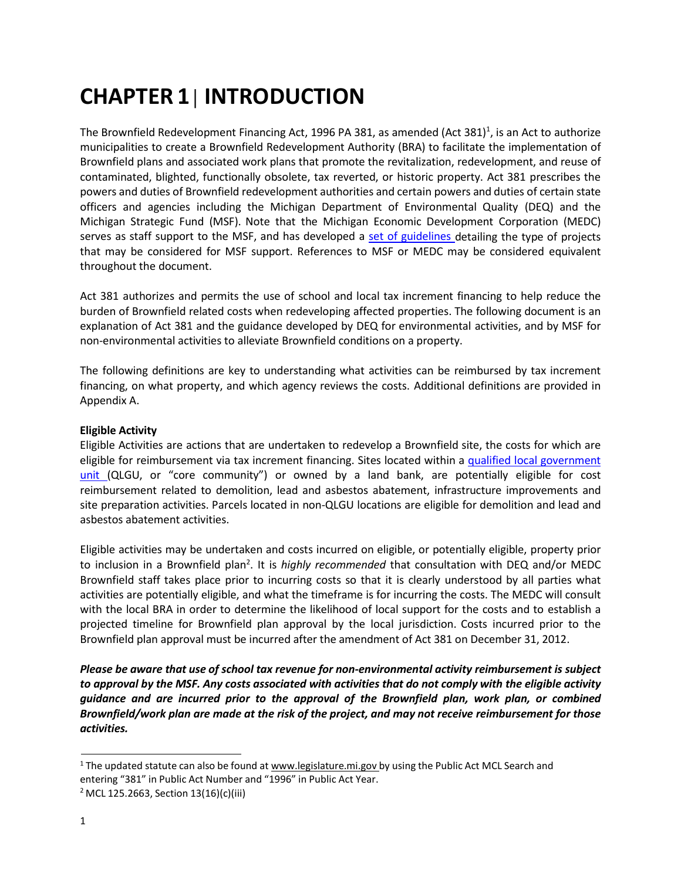# CHAPTER 1 | INTRODUCTION

The Brownfield Redevelopment Financing Act, 1996 PA 381, as amended (Act 381)[1], is an Act to authorize municipalities to create a Brownfield Redevelopment Authority (BRA) to facilitate the implementation of Brownfield plans and associated work plans that promote the revitalization, redevelopment, and reuse of contaminated, blighted, functionally obsolete, tax reverted, or historic property. Act 381 prescribes the powers and duties of Brownfield redevelopment authorities and certain powers and duties of certain state officers and agencies including the Michigan Department of Environmental Quality (DEQ) and the Michigan Strategic Fund (MSF). Note that the Michigan Economic Development Corporation (MEDC) serves as staff support to the MSF, and has developed a set of guidelines detailing the type of projects that may be considered for MSF support. References to MSF or MEDC may be considered equivalent throughout the document.

Act 381 authorizes and permits the use of school and local tax increment financing to help reduce the burden of Brownfield related costs when redeveloping affected properties. The following document is an explanation of Act 381 and the guidance developed by DEQ for environmental activities, and by MSF for non-environmental activities to alleviate Brownfield conditions on a property.

The following definitions are key to understanding what activities can be reimbursed by tax increment financing, on what property, and which agency reviews the costs. Additional definitions are provided in Appendix A.

**Eligible Activity**

Eligible Activities are actions that are undertaken to redevelop a Brownfield site, the costs for which are eligible for reimbursement via tax increment financing. Sites located within a qualified local government unit (QLGU, or "core community") or owned by a land bank, are potentially eligible for cost reimbursement related to demolition, lead and asbestos abatement, infrastructure improvements and site preparation activities. Parcels located in non-QLGU locations are eligible for demolition and lead and asbestos abatement activities.

Eligible activities may be undertaken and costs incurred on eligible, or potentially eligible, property prior to inclusion in a Brownfield plan[2]. It is *highly recommended* that consultation with DEQ and/or MEDC Brownfield staff takes place prior to incurring costs so that it is clearly understood by all parties what activities are potentially eligible, and what the timeframe is for incurring the costs. The MEDC will consult with the local BRA in order to determine the likelihood of local support for the costs and to establish a projected timeline for Brownfield plan approval by the local jurisdiction. Costs incurred prior to the Brownfield plan approval must be incurred after the amendment of Act 381 on December 31, 2012.

***Please be aware that use of school tax revenue for non-environmental activity reimbursement is subject to approval by the MSF. Any costs associated with activities that do not comply with the eligible activity guidance and are incurred prior to the approval of the Brownfield plan, work plan, or combined Brownfield/work plan are made at the risk of the project, and may not receive reimbursement for those activities.***

---

[1] The updated statute can also be found at www.legislature.mi.gov by using the Public Act MCL Search and entering "381" in Public Act Number and "1996" in Public Act Year.

[2] MCL 125.2663, Section 13(16)(c)(iii)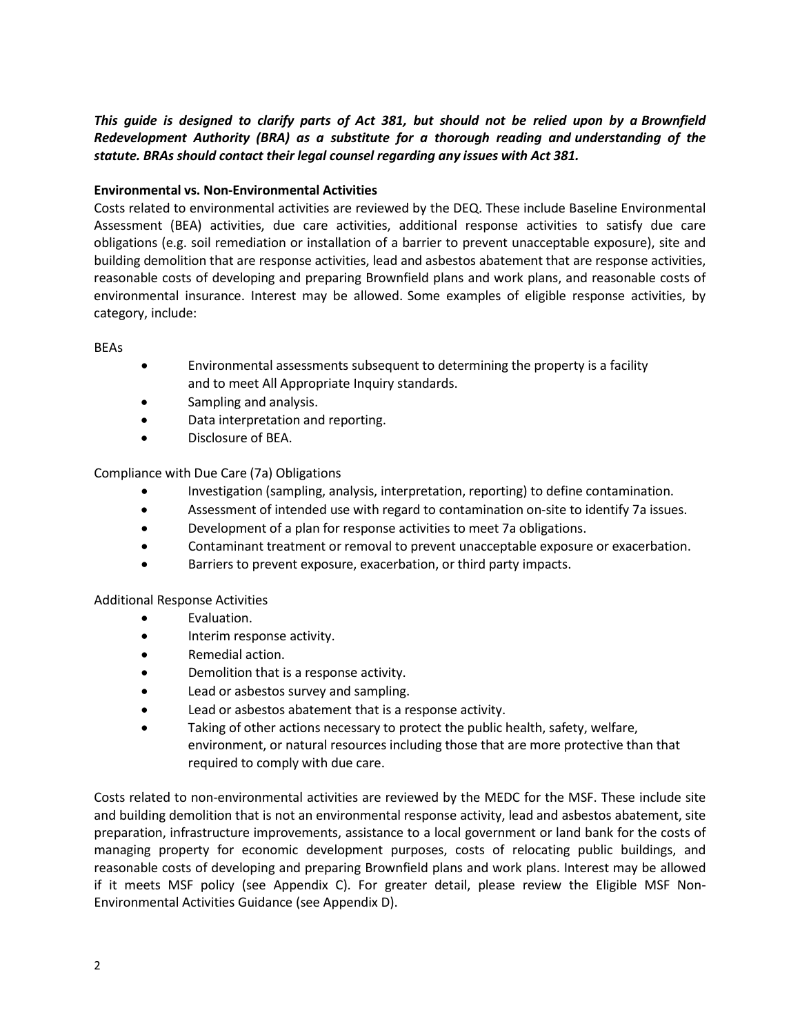***This guide is designed to clarify parts of Act 381, but should not be relied upon by a Brownfield Redevelopment Authority (BRA) as a substitute for a thorough reading and understanding of the statute. BRAs should contact their legal counsel regarding any issues with Act 381.***

**Environmental vs. Non-Environmental Activities**

Costs related to environmental activities are reviewed by the DEQ. These include Baseline Environmental Assessment (BEA) activities, due care activities, additional response activities to satisfy due care obligations (e.g. soil remediation or installation of a barrier to prevent unacceptable exposure), site and building demolition that are response activities, lead and asbestos abatement that are response activities, reasonable costs of developing and preparing Brownfield plans and work plans, and reasonable costs of environmental insurance. Interest may be allowed. Some examples of eligible response activities, by category, include:

BEAs

- Environmental assessments subsequent to determining the property is a facility and to meet All Appropriate Inquiry standards.
- Sampling and analysis.
- Data interpretation and reporting.
- Disclosure of BEA.

Compliance with Due Care (7a) Obligations

- Investigation (sampling, analysis, interpretation, reporting) to define contamination.
- Assessment of intended use with regard to contamination on-site to identify 7a issues.
- Development of a plan for response activities to meet 7a obligations.
- Contaminant treatment or removal to prevent unacceptable exposure or exacerbation.
- Barriers to prevent exposure, exacerbation, or third party impacts.

Additional Response Activities

- Evaluation.
- Interim response activity.
- Remedial action.
- Demolition that is a response activity.
- Lead or asbestos survey and sampling.
- Lead or asbestos abatement that is a response activity.
- Taking of other actions necessary to protect the public health, safety, welfare, environment, or natural resources including those that are more protective than that required to comply with due care.

Costs related to non-environmental activities are reviewed by the MEDC for the MSF. These include site and building demolition that is not an environmental response activity, lead and asbestos abatement, site preparation, infrastructure improvements, assistance to a local government or land bank for the costs of managing property for economic development purposes, costs of relocating public buildings, and reasonable costs of developing and preparing Brownfield plans and work plans. Interest may be allowed if it meets MSF policy (see Appendix C). For greater detail, please review the Eligible MSF Non-Environmental Activities Guidance (see Appendix D).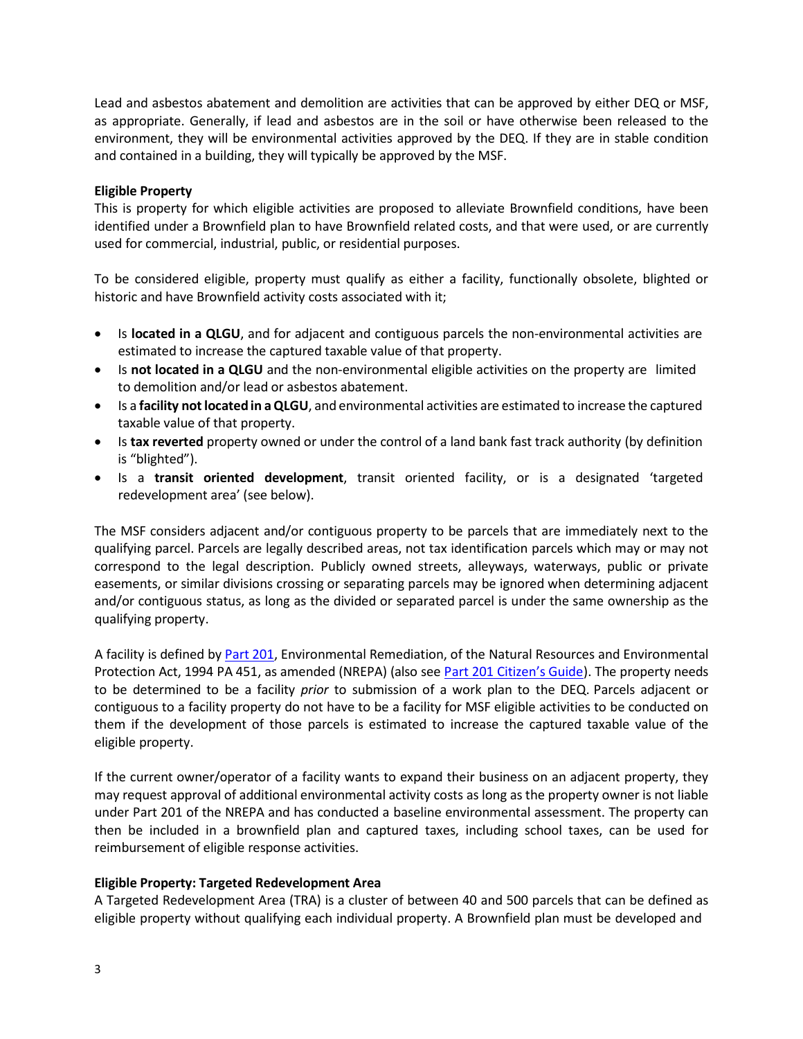Lead and asbestos abatement and demolition are activities that can be approved by either DEQ or MSF, as appropriate. Generally, if lead and asbestos are in the soil or have otherwise been released to the environment, they will be environmental activities approved by the DEQ. If they are in stable condition and contained in a building, they will typically be approved by the MSF.

**Eligible Property**

This is property for which eligible activities are proposed to alleviate Brownfield conditions, have been identified under a Brownfield plan to have Brownfield related costs, and that were used, or are currently used for commercial, industrial, public, or residential purposes.

To be considered eligible, property must qualify as either a facility, functionally obsolete, blighted or historic and have Brownfield activity costs associated with it;

- Is **located in a QLGU**, and for adjacent and contiguous parcels the non-environmental activities are estimated to increase the captured taxable value of that property.
- Is **not located in a QLGU** and the non-environmental eligible activities on the property are limited to demolition and/or lead or asbestos abatement.
- Is a **facility not located in a QLGU**, and environmental activities are estimated to increase the captured taxable value of that property.
- Is **tax reverted** property owned or under the control of a land bank fast track authority (by definition is "blighted").
- Is a **transit oriented development**, transit oriented facility, or is a designated 'targeted redevelopment area' (see below).

The MSF considers adjacent and/or contiguous property to be parcels that are immediately next to the qualifying parcel. Parcels are legally described areas, not tax identification parcels which may or may not correspond to the legal description. Publicly owned streets, alleyways, waterways, public or private easements, or similar divisions crossing or separating parcels may be ignored when determining adjacent and/or contiguous status, as long as the divided or separated parcel is under the same ownership as the qualifying property.

A facility is defined by Part 201, Environmental Remediation, of the Natural Resources and Environmental Protection Act, 1994 PA 451, as amended (NREPA) (also see Part 201 Citizen's Guide). The property needs to be determined to be a facility *prior* to submission of a work plan to the DEQ. Parcels adjacent or contiguous to a facility property do not have to be a facility for MSF eligible activities to be conducted on them if the development of those parcels is estimated to increase the captured taxable value of the eligible property.

If the current owner/operator of a facility wants to expand their business on an adjacent property, they may request approval of additional environmental activity costs as long as the property owner is not liable under Part 201 of the NREPA and has conducted a baseline environmental assessment. The property can then be included in a brownfield plan and captured taxes, including school taxes, can be used for reimbursement of eligible response activities.

**Eligible Property: Targeted Redevelopment Area**

A Targeted Redevelopment Area (TRA) is a cluster of between 40 and 500 parcels that can be defined as eligible property without qualifying each individual property. A Brownfield plan must be developed and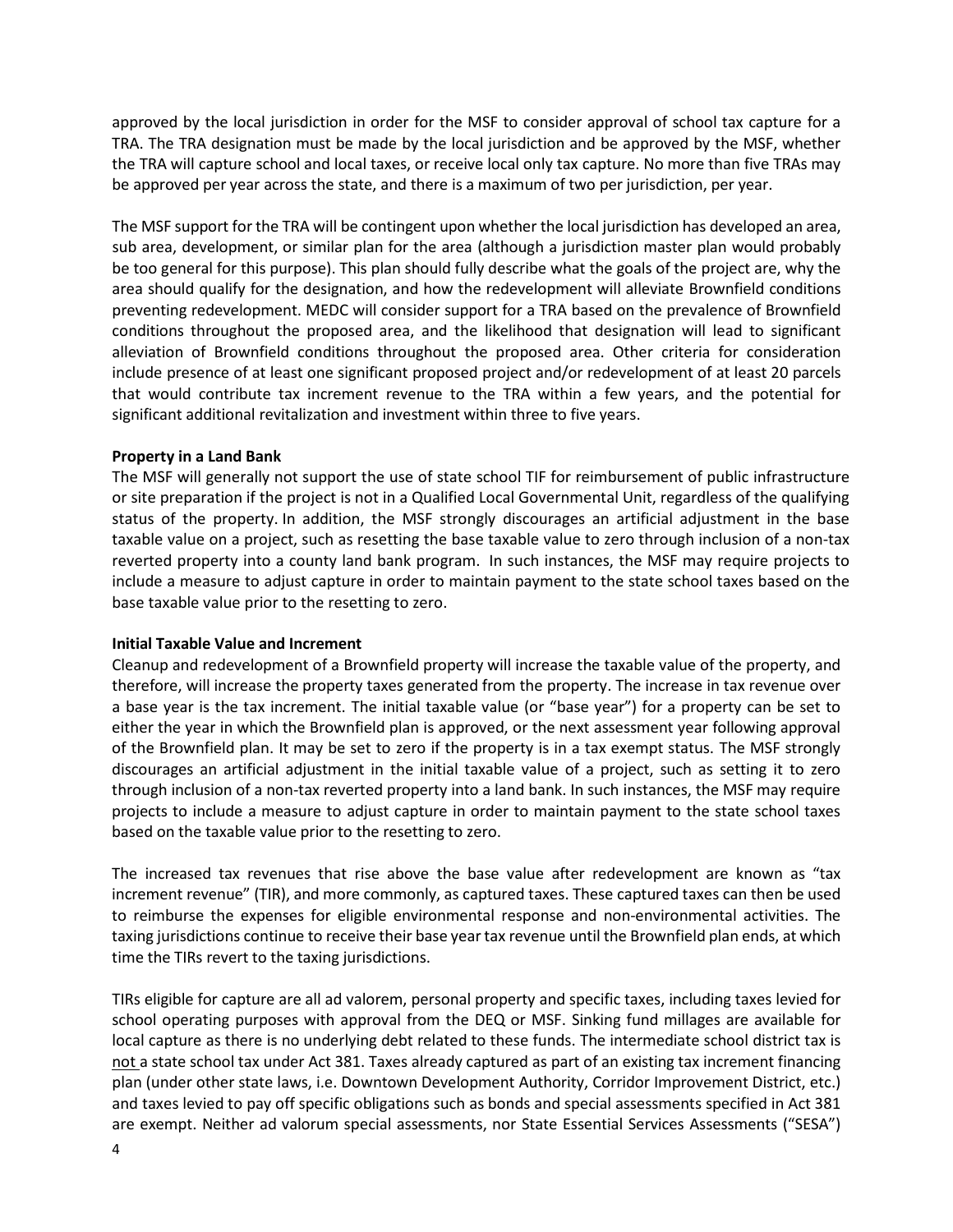approved by the local jurisdiction in order for the MSF to consider approval of school tax capture for a TRA. The TRA designation must be made by the local jurisdiction and be approved by the MSF, whether the TRA will capture school and local taxes, or receive local only tax capture. No more than five TRAs may be approved per year across the state, and there is a maximum of two per jurisdiction, per year.

The MSF support for the TRA will be contingent upon whether the local jurisdiction has developed an area, sub area, development, or similar plan for the area (although a jurisdiction master plan would probably be too general for this purpose). This plan should fully describe what the goals of the project are, why the area should qualify for the designation, and how the redevelopment will alleviate Brownfield conditions preventing redevelopment. MEDC will consider support for a TRA based on the prevalence of Brownfield conditions throughout the proposed area, and the likelihood that designation will lead to significant alleviation of Brownfield conditions throughout the proposed area. Other criteria for consideration include presence of at least one significant proposed project and/or redevelopment of at least 20 parcels that would contribute tax increment revenue to the TRA within a few years, and the potential for significant additional revitalization and investment within three to five years.

**Property in a Land Bank**

The MSF will generally not support the use of state school TIF for reimbursement of public infrastructure or site preparation if the project is not in a Qualified Local Governmental Unit, regardless of the qualifying status of the property. In addition, the MSF strongly discourages an artificial adjustment in the base taxable value on a project, such as resetting the base taxable value to zero through inclusion of a non-tax reverted property into a county land bank program. In such instances, the MSF may require projects to include a measure to adjust capture in order to maintain payment to the state school taxes based on the base taxable value prior to the resetting to zero.

**Initial Taxable Value and Increment**

Cleanup and redevelopment of a Brownfield property will increase the taxable value of the property, and therefore, will increase the property taxes generated from the property. The increase in tax revenue over a base year is the tax increment. The initial taxable value (or "base year") for a property can be set to either the year in which the Brownfield plan is approved, or the next assessment year following approval of the Brownfield plan. It may be set to zero if the property is in a tax exempt status. The MSF strongly discourages an artificial adjustment in the initial taxable value of a project, such as setting it to zero through inclusion of a non-tax reverted property into a land bank. In such instances, the MSF may require projects to include a measure to adjust capture in order to maintain payment to the state school taxes based on the taxable value prior to the resetting to zero.

The increased tax revenues that rise above the base value after redevelopment are known as "tax increment revenue" (TIR), and more commonly, as captured taxes. These captured taxes can then be used to reimburse the expenses for eligible environmental response and non-environmental activities. The taxing jurisdictions continue to receive their base year tax revenue until the Brownfield plan ends, at which time the TIRs revert to the taxing jurisdictions.

TIRs eligible for capture are all ad valorem, personal property and specific taxes, including taxes levied for school operating purposes with approval from the DEQ or MSF. Sinking fund millages are available for local capture as there is no underlying debt related to these funds. The intermediate school district tax is not a state school tax under Act 381. Taxes already captured as part of an existing tax increment financing plan (under other state laws, i.e. Downtown Development Authority, Corridor Improvement District, etc.) and taxes levied to pay off specific obligations such as bonds and special assessments specified in Act 381 are exempt. Neither ad valorum special assessments, nor State Essential Services Assessments ("SESA")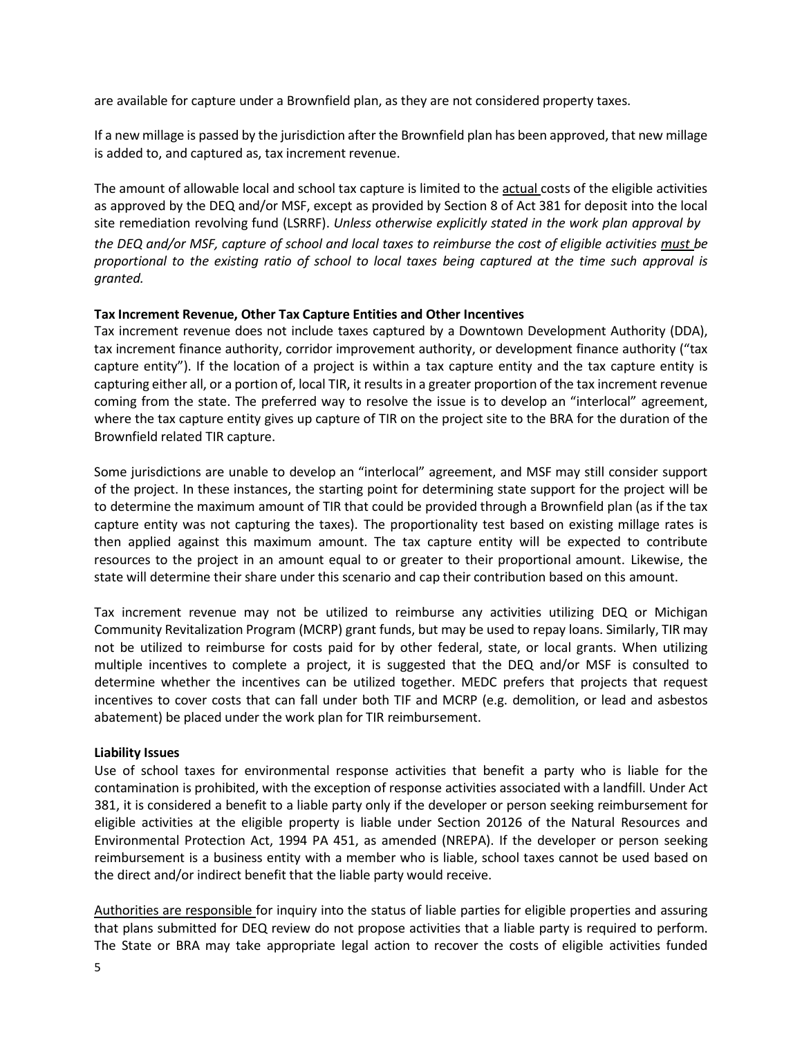are available for capture under a Brownfield plan, as they are not considered property taxes.

If a new millage is passed by the jurisdiction after the Brownfield plan has been approved, that new millage is added to, and captured as, tax increment revenue.

The amount of allowable local and school tax capture is limited to the <u>actual</u> costs of the eligible activities as approved by the DEQ and/or MSF, except as provided by Section 8 of Act 381 for deposit into the local site remediation revolving fund (LSRRF). *Unless otherwise explicitly stated in the work plan approval by the DEQ and/or MSF, capture of school and local taxes to reimburse the cost of eligible activities <u>must</u> be proportional to the existing ratio of school to local taxes being captured at the time such approval is granted.*

**Tax Increment Revenue, Other Tax Capture Entities and Other Incentives**
Tax increment revenue does not include taxes captured by a Downtown Development Authority (DDA), tax increment finance authority, corridor improvement authority, or development finance authority ("tax capture entity"). If the location of a project is within a tax capture entity and the tax capture entity is capturing either all, or a portion of, local TIR, it results in a greater proportion of the tax increment revenue coming from the state. The preferred way to resolve the issue is to develop an "interlocal" agreement, where the tax capture entity gives up capture of TIR on the project site to the BRA for the duration of the Brownfield related TIR capture.

Some jurisdictions are unable to develop an "interlocal" agreement, and MSF may still consider support of the project. In these instances, the starting point for determining state support for the project will be to determine the maximum amount of TIR that could be provided through a Brownfield plan (as if the tax capture entity was not capturing the taxes). The proportionality test based on existing millage rates is then applied against this maximum amount. The tax capture entity will be expected to contribute resources to the project in an amount equal to or greater to their proportional amount. Likewise, the state will determine their share under this scenario and cap their contribution based on this amount.

Tax increment revenue may not be utilized to reimburse any activities utilizing DEQ or Michigan Community Revitalization Program (MCRP) grant funds, but may be used to repay loans. Similarly, TIR may not be utilized to reimburse for costs paid for by other federal, state, or local grants. When utilizing multiple incentives to complete a project, it is suggested that the DEQ and/or MSF is consulted to determine whether the incentives can be utilized together. MEDC prefers that projects that request incentives to cover costs that can fall under both TIF and MCRP (e.g. demolition, or lead and asbestos abatement) be placed under the work plan for TIR reimbursement.

**Liability Issues**
Use of school taxes for environmental response activities that benefit a party who is liable for the contamination is prohibited, with the exception of response activities associated with a landfill. Under Act 381, it is considered a benefit to a liable party only if the developer or person seeking reimbursement for eligible activities at the eligible property is liable under Section 20126 of the Natural Resources and Environmental Protection Act, 1994 PA 451, as amended (NREPA). If the developer or person seeking reimbursement is a business entity with a member who is liable, school taxes cannot be used based on the direct and/or indirect benefit that the liable party would receive.

<u>Authorities are responsible</u> for inquiry into the status of liable parties for eligible properties and assuring that plans submitted for DEQ review do not propose activities that a liable party is required to perform. The State or BRA may take appropriate legal action to recover the costs of eligible activities funded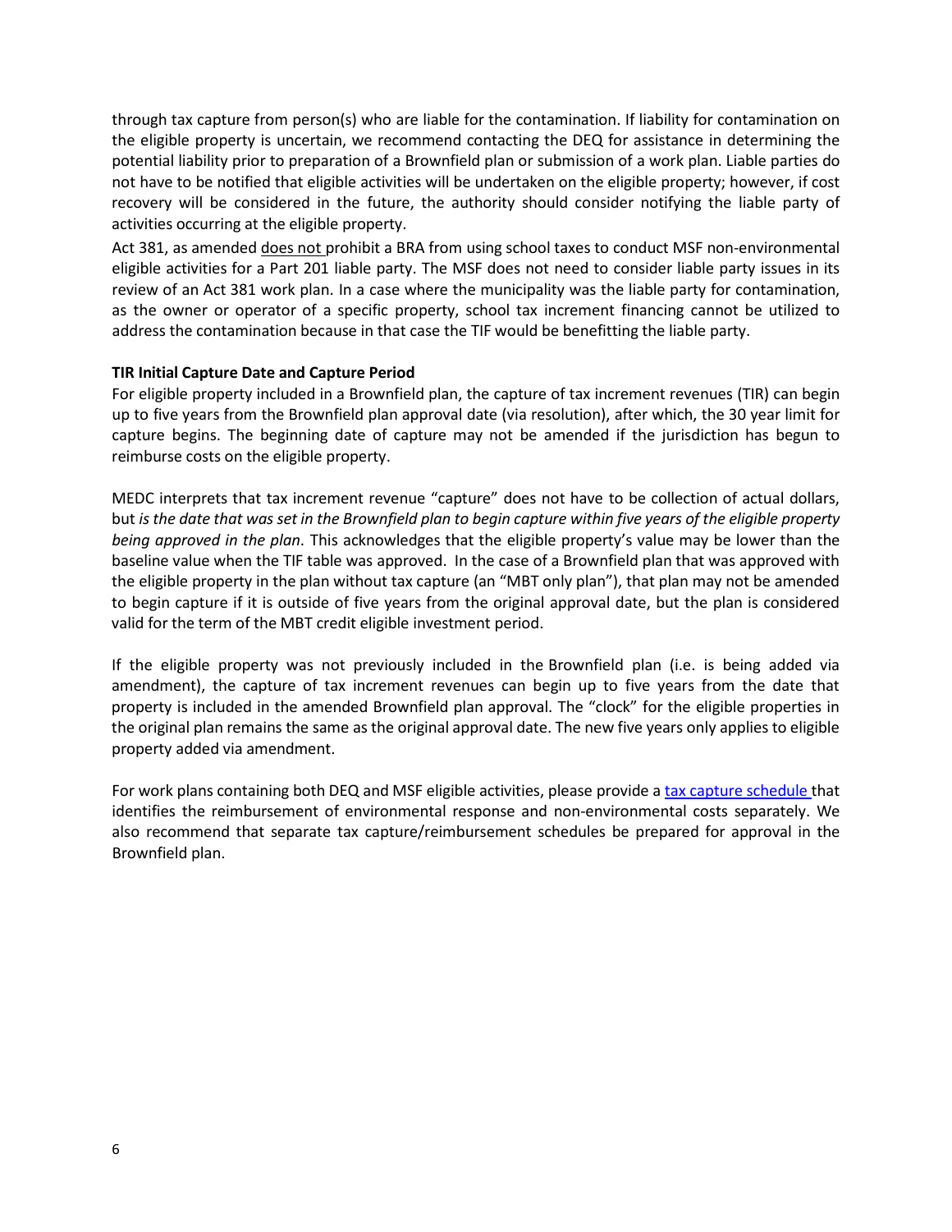through tax capture from person(s) who are liable for the contamination. If liability for contamination on the eligible property is uncertain, we recommend contacting the DEQ for assistance in determining the potential liability prior to preparation of a Brownfield plan or submission of a work plan. Liable parties do not have to be notified that eligible activities will be undertaken on the eligible property; however, if cost recovery will be considered in the future, the authority should consider notifying the liable party of activities occurring at the eligible property.

Act 381, as amended does not prohibit a BRA from using school taxes to conduct MSF non-environmental eligible activities for a Part 201 liable party. The MSF does not need to consider liable party issues in its review of an Act 381 work plan. In a case where the municipality was the liable party for contamination, as the owner or operator of a specific property, school tax increment financing cannot be utilized to address the contamination because in that case the TIF would be benefitting the liable party.

**TIR Initial Capture Date and Capture Period**

For eligible property included in a Brownfield plan, the capture of tax increment revenues (TIR) can begin up to five years from the Brownfield plan approval date (via resolution), after which, the 30 year limit for capture begins. The beginning date of capture may not be amended if the jurisdiction has begun to reimburse costs on the eligible property.

MEDC interprets that tax increment revenue "capture" does not have to be collection of actual dollars, but *is the date that was set in the Brownfield plan to begin capture within five years of the eligible property being approved in the plan*. This acknowledges that the eligible property's value may be lower than the baseline value when the TIF table was approved. In the case of a Brownfield plan that was approved with the eligible property in the plan without tax capture (an "MBT only plan"), that plan may not be amended to begin capture if it is outside of five years from the original approval date, but the plan is considered valid for the term of the MBT credit eligible investment period.

If the eligible property was not previously included in the Brownfield plan (i.e. is being added via amendment), the capture of tax increment revenues can begin up to five years from the date that property is included in the amended Brownfield plan approval. The "clock" for the eligible properties in the original plan remains the same as the original approval date. The new five years only applies to eligible property added via amendment.

For work plans containing both DEQ and MSF eligible activities, please provide a tax capture schedule that identifies the reimbursement of environmental response and non-environmental costs separately. We also recommend that separate tax capture/reimbursement schedules be prepared for approval in the Brownfield plan.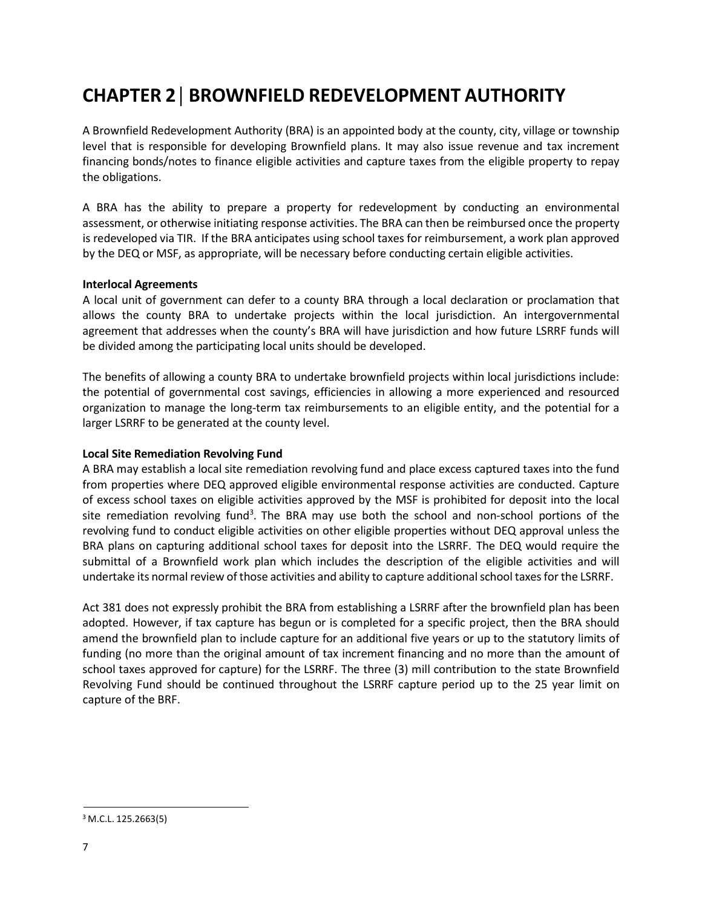# CHAPTER 2 | BROWNFIELD REDEVELOPMENT AUTHORITY

A Brownfield Redevelopment Authority (BRA) is an appointed body at the county, city, village or township level that is responsible for developing Brownfield plans. It may also issue revenue and tax increment financing bonds/notes to finance eligible activities and capture taxes from the eligible property to repay the obligations.

A BRA has the ability to prepare a property for redevelopment by conducting an environmental assessment, or otherwise initiating response activities. The BRA can then be reimbursed once the property is redeveloped via TIR. If the BRA anticipates using school taxes for reimbursement, a work plan approved by the DEQ or MSF, as appropriate, will be necessary before conducting certain eligible activities.

**Interlocal Agreements**

A local unit of government can defer to a county BRA through a local declaration or proclamation that allows the county BRA to undertake projects within the local jurisdiction. An intergovernmental agreement that addresses when the county's BRA will have jurisdiction and how future LSRRF funds will be divided among the participating local units should be developed.

The benefits of allowing a county BRA to undertake brownfield projects within local jurisdictions include: the potential of governmental cost savings, efficiencies in allowing a more experienced and resourced organization to manage the long-term tax reimbursements to an eligible entity, and the potential for a larger LSRRF to be generated at the county level.

**Local Site Remediation Revolving Fund**

A BRA may establish a local site remediation revolving fund and place excess captured taxes into the fund from properties where DEQ approved eligible environmental response activities are conducted. Capture of excess school taxes on eligible activities approved by the MSF is prohibited for deposit into the local site remediation revolving fund[3]. The BRA may use both the school and non-school portions of the revolving fund to conduct eligible activities on other eligible properties without DEQ approval unless the BRA plans on capturing additional school taxes for deposit into the LSRRF. The DEQ would require the submittal of a Brownfield work plan which includes the description of the eligible activities and will undertake its normal review of those activities and ability to capture additional school taxes for the LSRRF.

Act 381 does not expressly prohibit the BRA from establishing a LSRRF after the brownfield plan has been adopted. However, if tax capture has begun or is completed for a specific project, then the BRA should amend the brownfield plan to include capture for an additional five years or up to the statutory limits of funding (no more than the original amount of tax increment financing and no more than the amount of school taxes approved for capture) for the LSRRF. The three (3) mill contribution to the state Brownfield Revolving Fund should be continued throughout the LSRRF capture period up to the 25 year limit on capture of the BRF.

---

[3] M.C.L. 125.2663(5)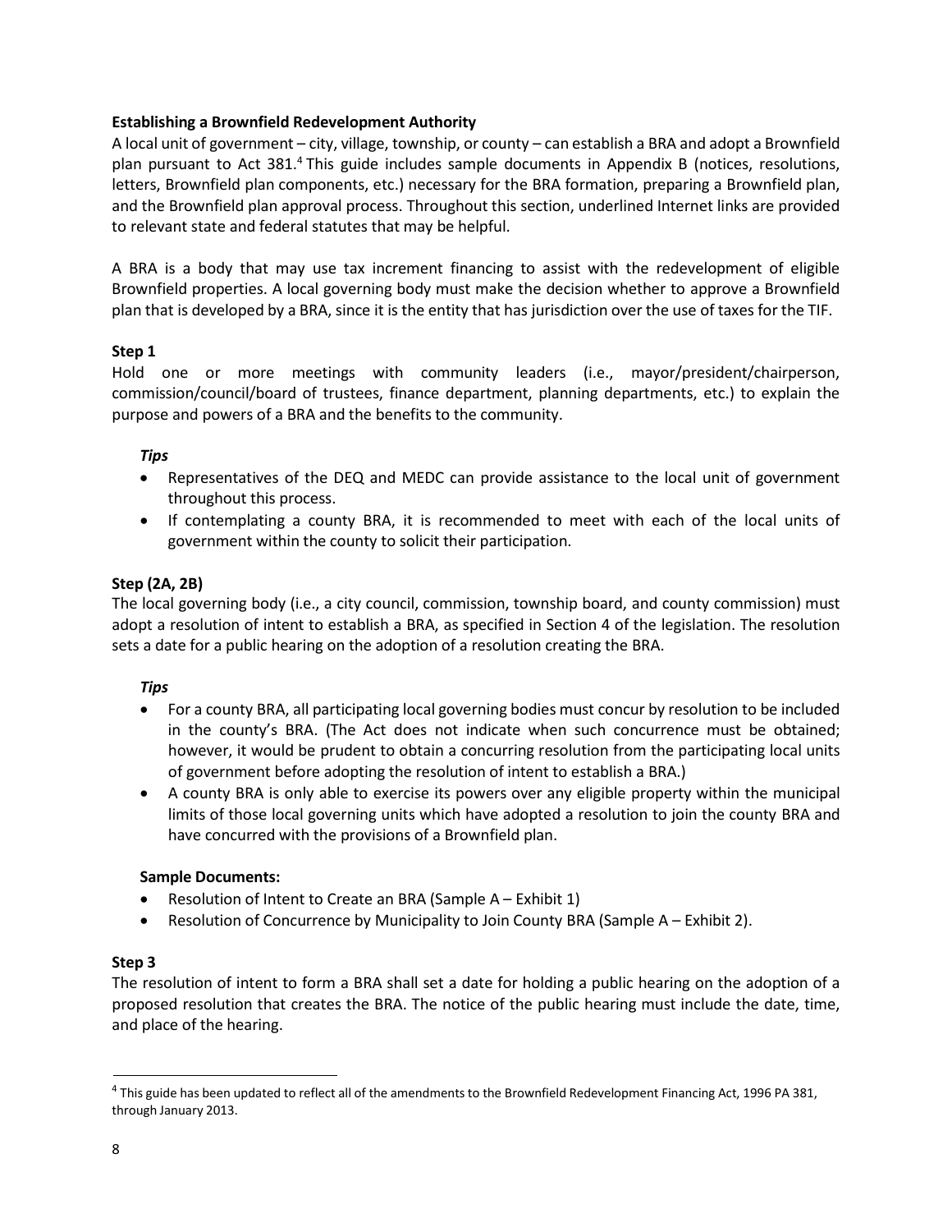**Establishing a Brownfield Redevelopment Authority**

A local unit of government – city, village, township, or county – can establish a BRA and adopt a Brownfield plan pursuant to Act 381.[4] This guide includes sample documents in Appendix B (notices, resolutions, letters, Brownfield plan components, etc.) necessary for the BRA formation, preparing a Brownfield plan, and the Brownfield plan approval process. Throughout this section, underlined Internet links are provided to relevant state and federal statutes that may be helpful.

A BRA is a body that may use tax increment financing to assist with the redevelopment of eligible Brownfield properties. A local governing body must make the decision whether to approve a Brownfield plan that is developed by a BRA, since it is the entity that has jurisdiction over the use of taxes for the TIF.

**Step 1**

Hold one or more meetings with community leaders (i.e., mayor/president/chairperson, commission/council/board of trustees, finance department, planning departments, etc.) to explain the purpose and powers of a BRA and the benefits to the community.

***Tips***

- Representatives of the DEQ and MEDC can provide assistance to the local unit of government throughout this process.
- If contemplating a county BRA, it is recommended to meet with each of the local units of government within the county to solicit their participation.

**Step (2A, 2B)**

The local governing body (i.e., a city council, commission, township board, and county commission) must adopt a resolution of intent to establish a BRA, as specified in Section 4 of the legislation. The resolution sets a date for a public hearing on the adoption of a resolution creating the BRA.

***Tips***

- For a county BRA, all participating local governing bodies must concur by resolution to be included in the county's BRA. (The Act does not indicate when such concurrence must be obtained; however, it would be prudent to obtain a concurring resolution from the participating local units of government before adopting the resolution of intent to establish a BRA.)
- A county BRA is only able to exercise its powers over any eligible property within the municipal limits of those local governing units which have adopted a resolution to join the county BRA and have concurred with the provisions of a Brownfield plan.

**Sample Documents:**

- Resolution of Intent to Create an BRA (Sample A – Exhibit 1)
- Resolution of Concurrence by Municipality to Join County BRA (Sample A – Exhibit 2).

**Step 3**

The resolution of intent to form a BRA shall set a date for holding a public hearing on the adoption of a proposed resolution that creates the BRA. The notice of the public hearing must include the date, time, and place of the hearing.

---

[4] This guide has been updated to reflect all of the amendments to the Brownfield Redevelopment Financing Act, 1996 PA 381, through January 2013.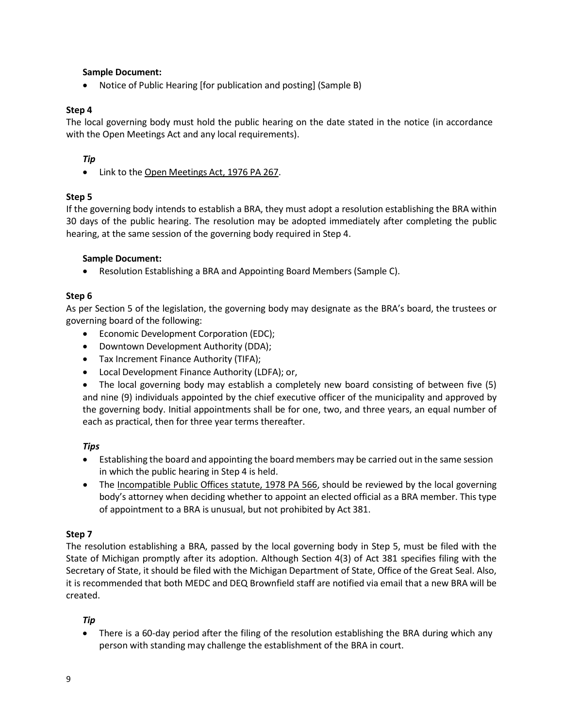**Sample Document:**

- Notice of Public Hearing [for publication and posting] (Sample B)

**Step 4**

The local governing body must hold the public hearing on the date stated in the notice (in accordance with the Open Meetings Act and any local requirements).

***Tip***

- Link to the Open Meetings Act, 1976 PA 267.

**Step 5**

If the governing body intends to establish a BRA, they must adopt a resolution establishing the BRA within 30 days of the public hearing. The resolution may be adopted immediately after completing the public hearing, at the same session of the governing body required in Step 4.

**Sample Document:**

- Resolution Establishing a BRA and Appointing Board Members (Sample C).

**Step 6**

As per Section 5 of the legislation, the governing body may designate as the BRA's board, the trustees or governing board of the following:

- Economic Development Corporation (EDC);
- Downtown Development Authority (DDA);
- Tax Increment Finance Authority (TIFA);
- Local Development Finance Authority (LDFA); or,
- The local governing body may establish a completely new board consisting of between five (5) and nine (9) individuals appointed by the chief executive officer of the municipality and approved by the governing body. Initial appointments shall be for one, two, and three years, an equal number of each as practical, then for three year terms thereafter.

***Tips***

- Establishing the board and appointing the board members may be carried out in the same session in which the public hearing in Step 4 is held.
- The Incompatible Public Offices statute, 1978 PA 566, should be reviewed by the local governing body's attorney when deciding whether to appoint an elected official as a BRA member. This type of appointment to a BRA is unusual, but not prohibited by Act 381.

**Step 7**

The resolution establishing a BRA, passed by the local governing body in Step 5, must be filed with the State of Michigan promptly after its adoption. Although Section 4(3) of Act 381 specifies filing with the Secretary of State, it should be filed with the Michigan Department of State, Office of the Great Seal. Also, it is recommended that both MEDC and DEQ Brownfield staff are notified via email that a new BRA will be created.

***Tip***

- There is a 60-day period after the filing of the resolution establishing the BRA during which any person with standing may challenge the establishment of the BRA in court.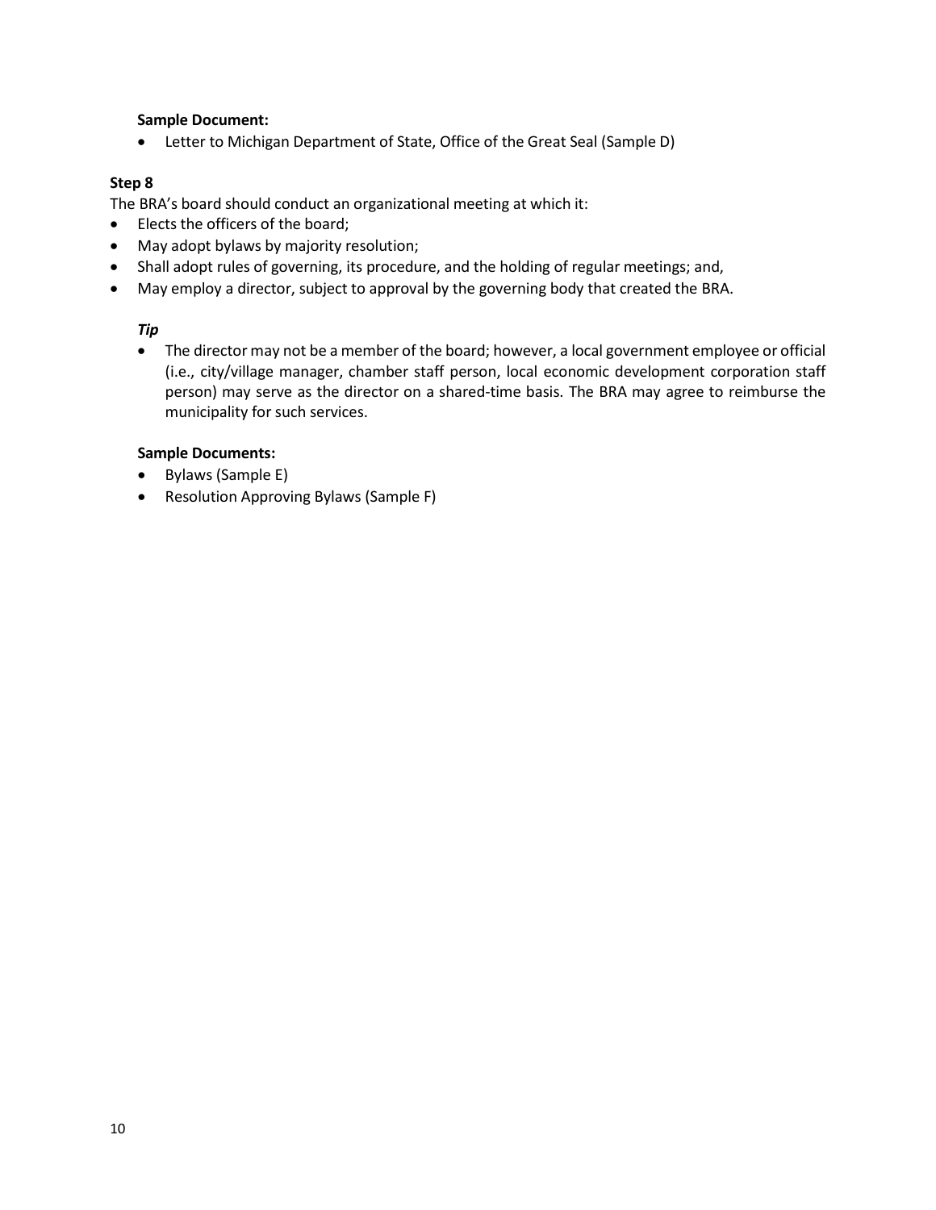**Sample Document:**

- Letter to Michigan Department of State, Office of the Great Seal (Sample D)

**Step 8**

The BRA's board should conduct an organizational meeting at which it:

- Elects the officers of the board;
- May adopt bylaws by majority resolution;
- Shall adopt rules of governing, its procedure, and the holding of regular meetings; and,
- May employ a director, subject to approval by the governing body that created the BRA.

***Tip***

- The director may not be a member of the board; however, a local government employee or official (i.e., city/village manager, chamber staff person, local economic development corporation staff person) may serve as the director on a shared-time basis. The BRA may agree to reimburse the municipality for such services.

**Sample Documents:**

- Bylaws (Sample E)
- Resolution Approving Bylaws (Sample F)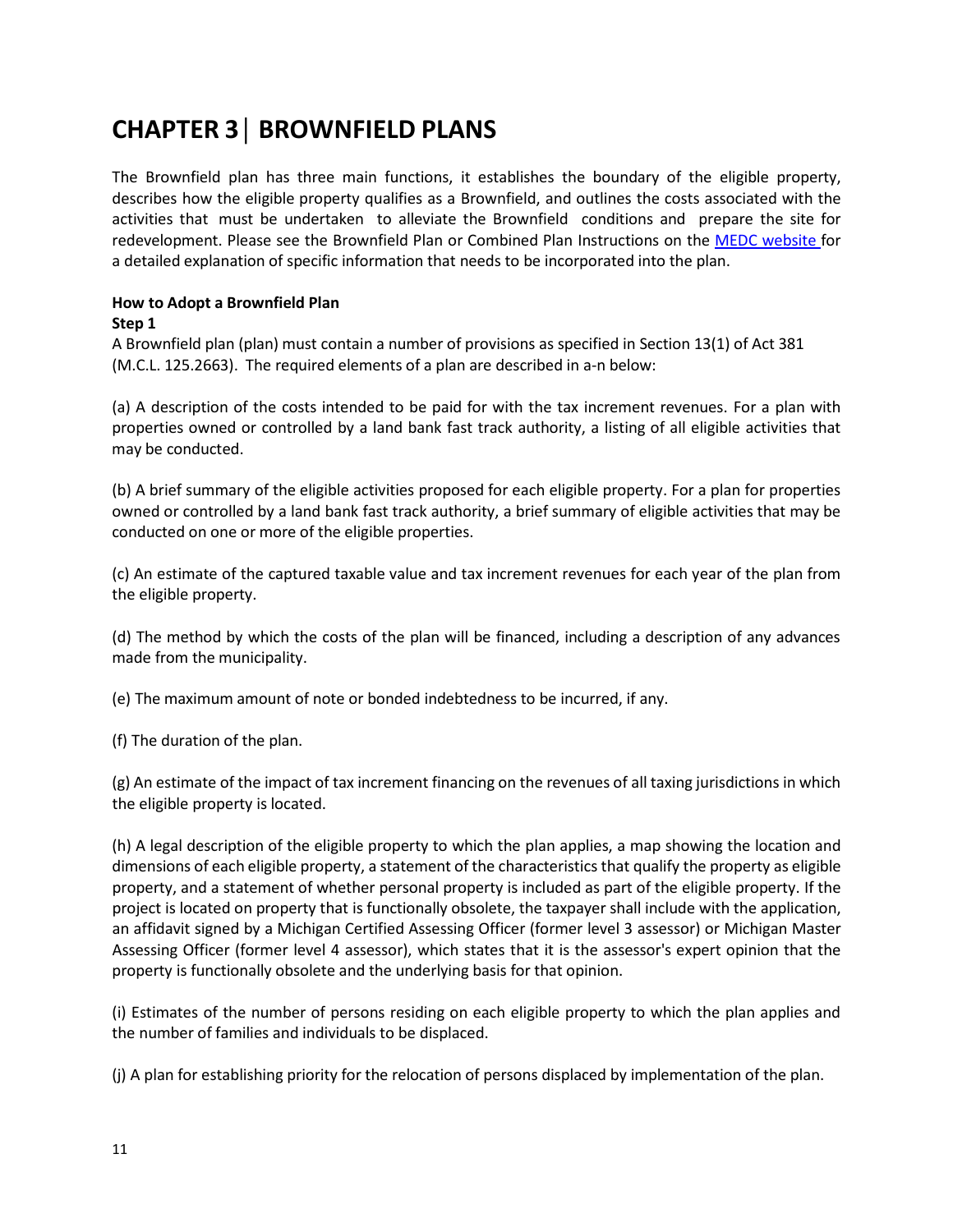# CHAPTER 3 | BROWNFIELD PLANS

The Brownfield plan has three main functions, it establishes the boundary of the eligible property, describes how the eligible property qualifies as a Brownfield, and outlines the costs associated with the activities that must be undertaken to alleviate the Brownfield conditions and prepare the site for redevelopment. Please see the Brownfield Plan or Combined Plan Instructions on the MEDC website for a detailed explanation of specific information that needs to be incorporated into the plan.

**How to Adopt a Brownfield Plan**

**Step 1**

A Brownfield plan (plan) must contain a number of provisions as specified in Section 13(1) of Act 381 (M.C.L. 125.2663). The required elements of a plan are described in a-n below:

(a) A description of the costs intended to be paid for with the tax increment revenues. For a plan with properties owned or controlled by a land bank fast track authority, a listing of all eligible activities that may be conducted.

(b) A brief summary of the eligible activities proposed for each eligible property. For a plan for properties owned or controlled by a land bank fast track authority, a brief summary of eligible activities that may be conducted on one or more of the eligible properties.

(c) An estimate of the captured taxable value and tax increment revenues for each year of the plan from the eligible property.

(d) The method by which the costs of the plan will be financed, including a description of any advances made from the municipality.

(e) The maximum amount of note or bonded indebtedness to be incurred, if any.

(f) The duration of the plan.

(g) An estimate of the impact of tax increment financing on the revenues of all taxing jurisdictions in which the eligible property is located.

(h) A legal description of the eligible property to which the plan applies, a map showing the location and dimensions of each eligible property, a statement of the characteristics that qualify the property as eligible property, and a statement of whether personal property is included as part of the eligible property. If the project is located on property that is functionally obsolete, the taxpayer shall include with the application, an affidavit signed by a Michigan Certified Assessing Officer (former level 3 assessor) or Michigan Master Assessing Officer (former level 4 assessor), which states that it is the assessor's expert opinion that the property is functionally obsolete and the underlying basis for that opinion.

(i) Estimates of the number of persons residing on each eligible property to which the plan applies and the number of families and individuals to be displaced.

(j) A plan for establishing priority for the relocation of persons displaced by implementation of the plan.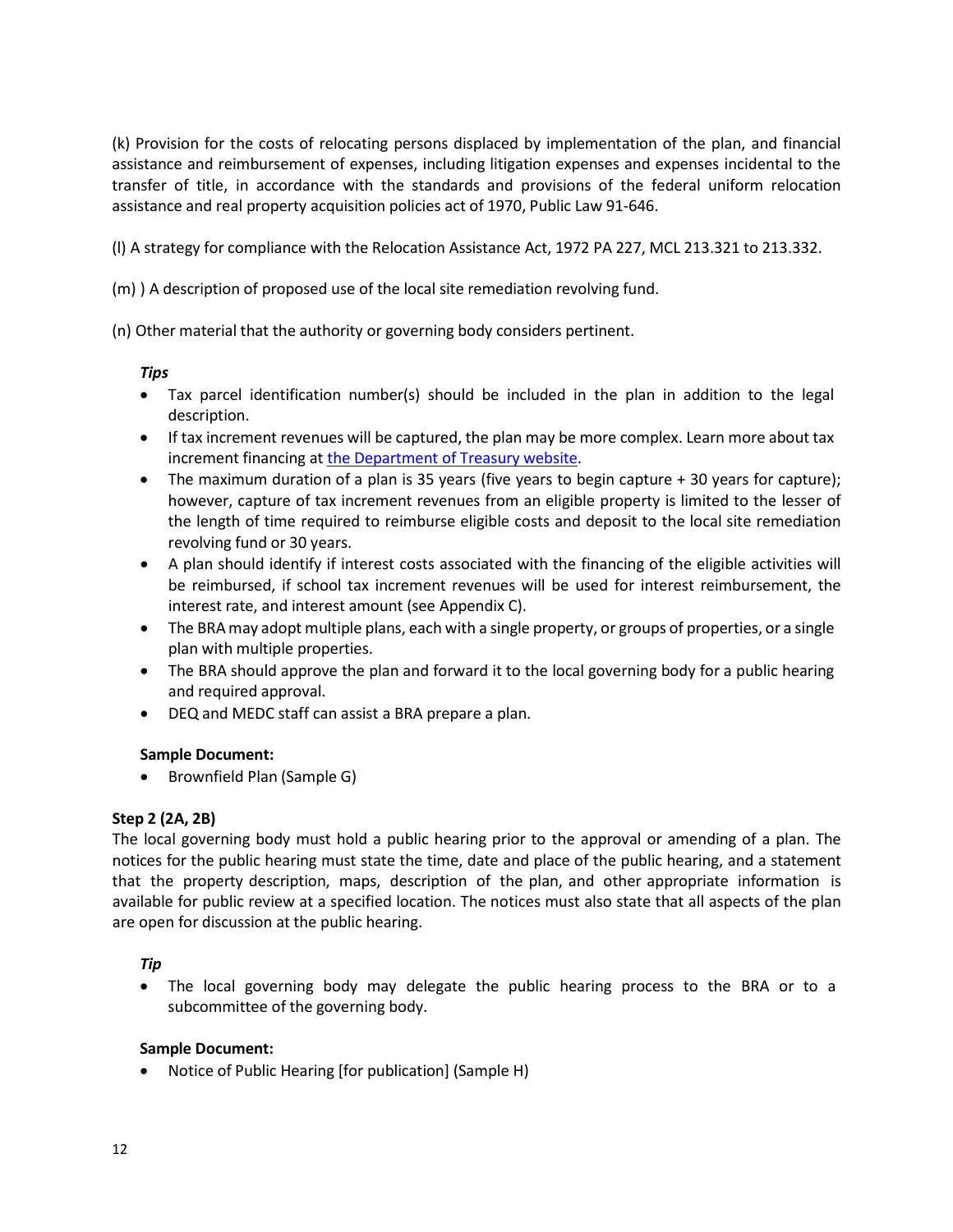(k) Provision for the costs of relocating persons displaced by implementation of the plan, and financial assistance and reimbursement of expenses, including litigation expenses and expenses incidental to the transfer of title, in accordance with the standards and provisions of the federal uniform relocation assistance and real property acquisition policies act of 1970, Public Law 91-646.

(l) A strategy for compliance with the Relocation Assistance Act, 1972 PA 227, MCL 213.321 to 213.332.

(m) ) A description of proposed use of the local site remediation revolving fund.

(n) Other material that the authority or governing body considers pertinent.

***Tips***

- Tax parcel identification number(s) should be included in the plan in addition to the legal description.
- If tax increment revenues will be captured, the plan may be more complex. Learn more about tax increment financing at the Department of Treasury website.
- The maximum duration of a plan is 35 years (five years to begin capture + 30 years for capture); however, capture of tax increment revenues from an eligible property is limited to the lesser of the length of time required to reimburse eligible costs and deposit to the local site remediation revolving fund or 30 years.
- A plan should identify if interest costs associated with the financing of the eligible activities will be reimbursed, if school tax increment revenues will be used for interest reimbursement, the interest rate, and interest amount (see Appendix C).
- The BRA may adopt multiple plans, each with a single property, or groups of properties, or a single plan with multiple properties.
- The BRA should approve the plan and forward it to the local governing body for a public hearing and required approval.
- DEQ and MEDC staff can assist a BRA prepare a plan.

**Sample Document:**

- Brownfield Plan (Sample G)

**Step 2 (2A, 2B)**

The local governing body must hold a public hearing prior to the approval or amending of a plan. The notices for the public hearing must state the time, date and place of the public hearing, and a statement that the property description, maps, description of the plan, and other appropriate information is available for public review at a specified location. The notices must also state that all aspects of the plan are open for discussion at the public hearing.

***Tip***

- The local governing body may delegate the public hearing process to the BRA or to a subcommittee of the governing body.

**Sample Document:**

- Notice of Public Hearing [for publication] (Sample H)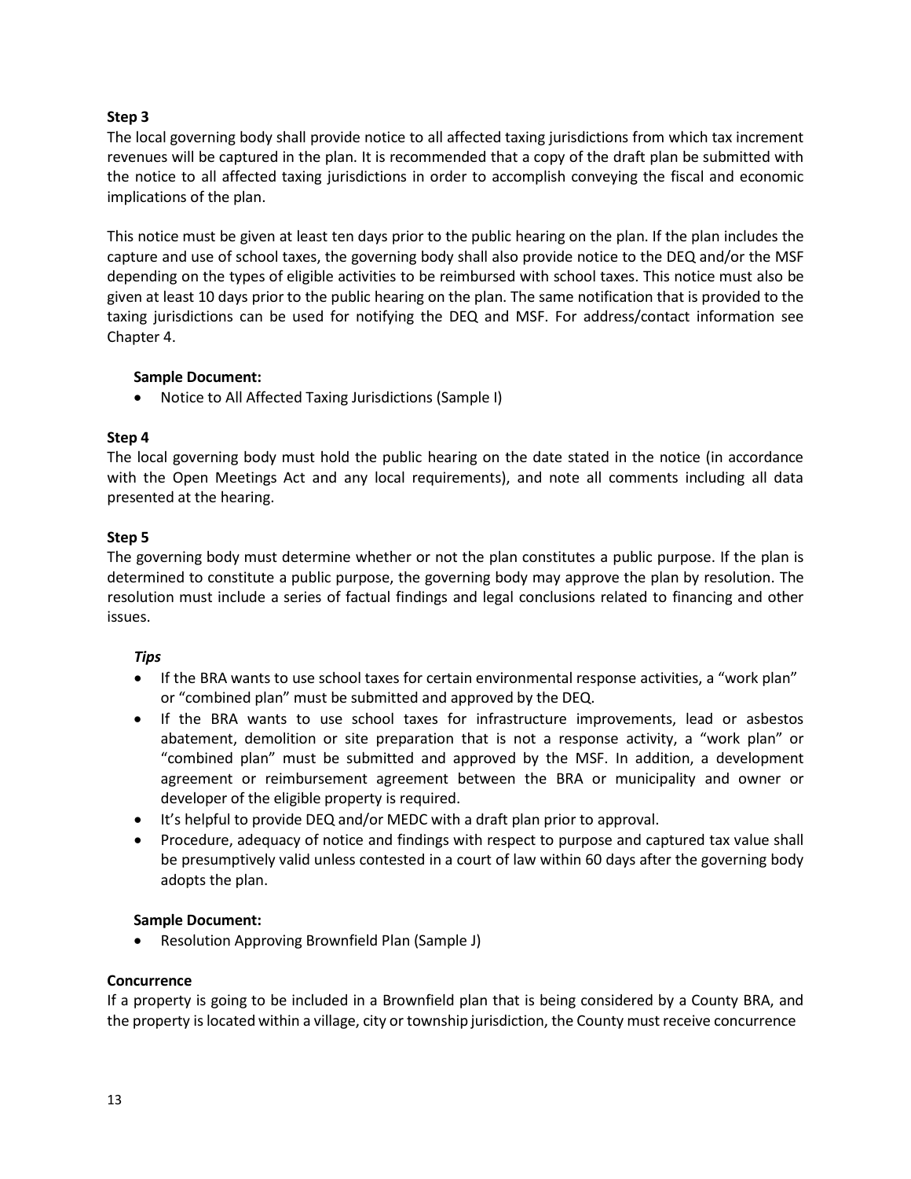**Step 3**

The local governing body shall provide notice to all affected taxing jurisdictions from which tax increment revenues will be captured in the plan. It is recommended that a copy of the draft plan be submitted with the notice to all affected taxing jurisdictions in order to accomplish conveying the fiscal and economic implications of the plan.

This notice must be given at least ten days prior to the public hearing on the plan. If the plan includes the capture and use of school taxes, the governing body shall also provide notice to the DEQ and/or the MSF depending on the types of eligible activities to be reimbursed with school taxes. This notice must also be given at least 10 days prior to the public hearing on the plan. The same notification that is provided to the taxing jurisdictions can be used for notifying the DEQ and MSF. For address/contact information see Chapter 4.

**Sample Document:**

- Notice to All Affected Taxing Jurisdictions (Sample I)

**Step 4**

The local governing body must hold the public hearing on the date stated in the notice (in accordance with the Open Meetings Act and any local requirements), and note all comments including all data presented at the hearing.

**Step 5**

The governing body must determine whether or not the plan constitutes a public purpose. If the plan is determined to constitute a public purpose, the governing body may approve the plan by resolution. The resolution must include a series of factual findings and legal conclusions related to financing and other issues.

***Tips***

- If the BRA wants to use school taxes for certain environmental response activities, a "work plan" or "combined plan" must be submitted and approved by the DEQ.
- If the BRA wants to use school taxes for infrastructure improvements, lead or asbestos abatement, demolition or site preparation that is not a response activity, a "work plan" or "combined plan" must be submitted and approved by the MSF. In addition, a development agreement or reimbursement agreement between the BRA or municipality and owner or developer of the eligible property is required.
- It's helpful to provide DEQ and/or MEDC with a draft plan prior to approval.
- Procedure, adequacy of notice and findings with respect to purpose and captured tax value shall be presumptively valid unless contested in a court of law within 60 days after the governing body adopts the plan.

**Sample Document:**

- Resolution Approving Brownfield Plan (Sample J)

**Concurrence**

If a property is going to be included in a Brownfield plan that is being considered by a County BRA, and the property is located within a village, city or township jurisdiction, the County must receive concurrence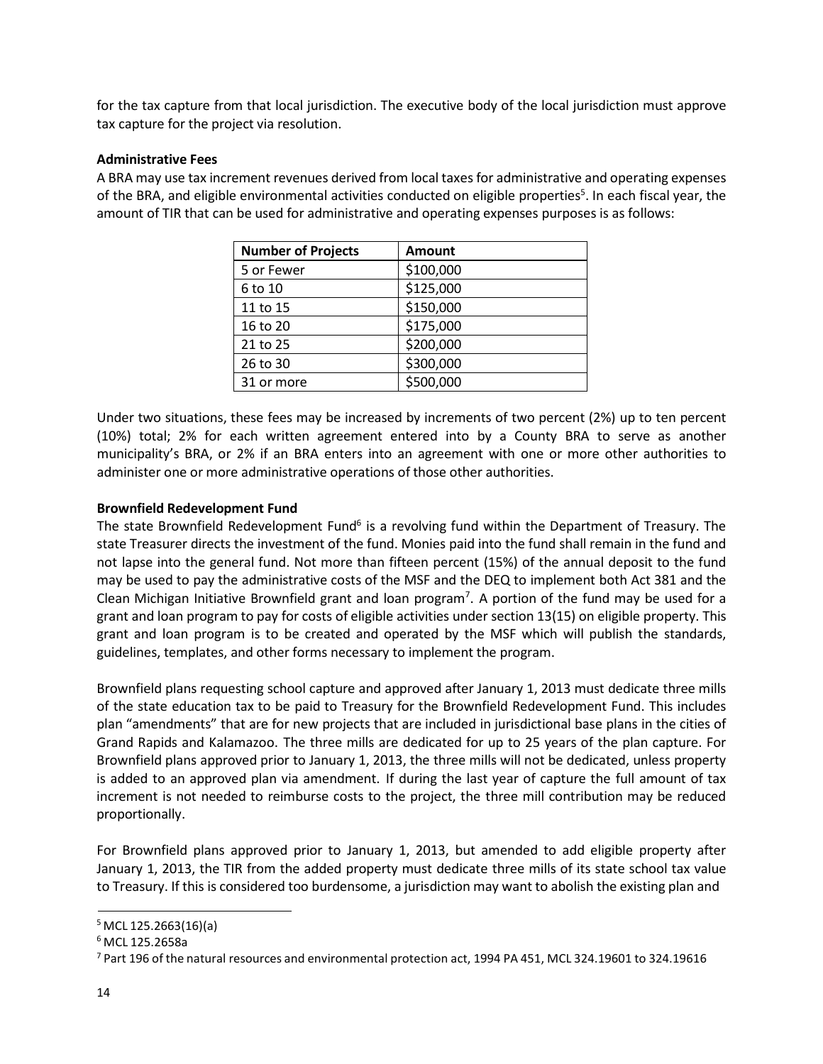for the tax capture from that local jurisdiction. The executive body of the local jurisdiction must approve tax capture for the project via resolution.

**Administrative Fees**

A BRA may use tax increment revenues derived from local taxes for administrative and operating expenses of the BRA, and eligible environmental activities conducted on eligible properties[5]. In each fiscal year, the amount of TIR that can be used for administrative and operating expenses purposes is as follows:

| Number of Projects | Amount |
|---|---|
| 5 or Fewer | $100,000 |
| 6 to 10 | $125,000 |
| 11 to 15 | $150,000 |
| 16 to 20 | $175,000 |
| 21 to 25 | $200,000 |
| 26 to 30 | $300,000 |
| 31 or more | $500,000 |

Under two situations, these fees may be increased by increments of two percent (2%) up to ten percent (10%) total; 2% for each written agreement entered into by a County BRA to serve as another municipality's BRA, or 2% if an BRA enters into an agreement with one or more other authorities to administer one or more administrative operations of those other authorities.

**Brownfield Redevelopment Fund**

The state Brownfield Redevelopment Fund[6] is a revolving fund within the Department of Treasury. The state Treasurer directs the investment of the fund. Monies paid into the fund shall remain in the fund and not lapse into the general fund. Not more than fifteen percent (15%) of the annual deposit to the fund may be used to pay the administrative costs of the MSF and the DEQ to implement both Act 381 and the Clean Michigan Initiative Brownfield grant and loan program[7]. A portion of the fund may be used for a grant and loan program to pay for costs of eligible activities under section 13(15) on eligible property. This grant and loan program is to be created and operated by the MSF which will publish the standards, guidelines, templates, and other forms necessary to implement the program.

Brownfield plans requesting school capture and approved after January 1, 2013 must dedicate three mills of the state education tax to be paid to Treasury for the Brownfield Redevelopment Fund. This includes plan "amendments" that are for new projects that are included in jurisdictional base plans in the cities of Grand Rapids and Kalamazoo. The three mills are dedicated for up to 25 years of the plan capture. For Brownfield plans approved prior to January 1, 2013, the three mills will not be dedicated, unless property is added to an approved plan via amendment. If during the last year of capture the full amount of tax increment is not needed to reimburse costs to the project, the three mill contribution may be reduced proportionally.

For Brownfield plans approved prior to January 1, 2013, but amended to add eligible property after January 1, 2013, the TIR from the added property must dedicate three mills of its state school tax value to Treasury. If this is considered too burdensome, a jurisdiction may want to abolish the existing plan and

[5] MCL 125.2663(16)(a)

[6] MCL 125.2658a

[7] Part 196 of the natural resources and environmental protection act, 1994 PA 451, MCL 324.19601 to 324.19616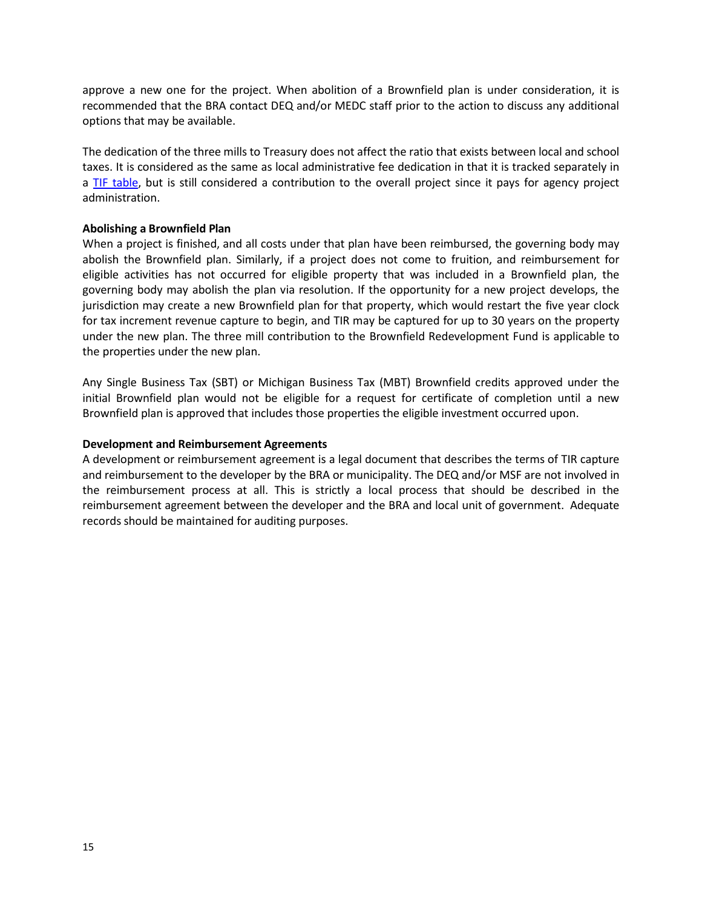approve a new one for the project. When abolition of a Brownfield plan is under consideration, it is recommended that the BRA contact DEQ and/or MEDC staff prior to the action to discuss any additional options that may be available.

The dedication of the three mills to Treasury does not affect the ratio that exists between local and school taxes. It is considered as the same as local administrative fee dedication in that it is tracked separately in a TIF table, but is still considered a contribution to the overall project since it pays for agency project administration.

**Abolishing a Brownfield Plan**

When a project is finished, and all costs under that plan have been reimbursed, the governing body may abolish the Brownfield plan. Similarly, if a project does not come to fruition, and reimbursement for eligible activities has not occurred for eligible property that was included in a Brownfield plan, the governing body may abolish the plan via resolution. If the opportunity for a new project develops, the jurisdiction may create a new Brownfield plan for that property, which would restart the five year clock for tax increment revenue capture to begin, and TIR may be captured for up to 30 years on the property under the new plan. The three mill contribution to the Brownfield Redevelopment Fund is applicable to the properties under the new plan.

Any Single Business Tax (SBT) or Michigan Business Tax (MBT) Brownfield credits approved under the initial Brownfield plan would not be eligible for a request for certificate of completion until a new Brownfield plan is approved that includes those properties the eligible investment occurred upon.

**Development and Reimbursement Agreements**

A development or reimbursement agreement is a legal document that describes the terms of TIR capture and reimbursement to the developer by the BRA or municipality. The DEQ and/or MSF are not involved in the reimbursement process at all. This is strictly a local process that should be described in the reimbursement agreement between the developer and the BRA and local unit of government. Adequate records should be maintained for auditing purposes.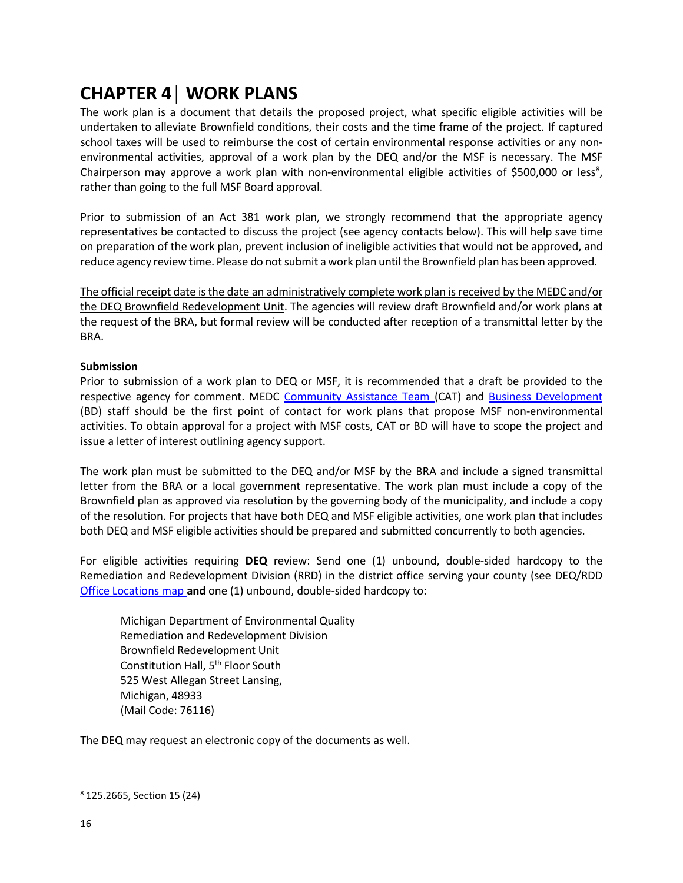# CHAPTER 4 | WORK PLANS

The work plan is a document that details the proposed project, what specific eligible activities will be undertaken to alleviate Brownfield conditions, their costs and the time frame of the project. If captured school taxes will be used to reimburse the cost of certain environmental response activities or any non-environmental activities, approval of a work plan by the DEQ and/or the MSF is necessary. The MSF Chairperson may approve a work plan with non-environmental eligible activities of $500,000 or less[8], rather than going to the full MSF Board approval.

Prior to submission of an Act 381 work plan, we strongly recommend that the appropriate agency representatives be contacted to discuss the project (see agency contacts below). This will help save time on preparation of the work plan, prevent inclusion of ineligible activities that would not be approved, and reduce agency review time. Please do not submit a work plan until the Brownfield plan has been approved.

The official receipt date is the date an administratively complete work plan is received by the MEDC and/or the DEQ Brownfield Redevelopment Unit. The agencies will review draft Brownfield and/or work plans at the request of the BRA, but formal review will be conducted after reception of a transmittal letter by the BRA.

**Submission**

Prior to submission of a work plan to DEQ or MSF, it is recommended that a draft be provided to the respective agency for comment. MEDC Community Assistance Team (CAT) and Business Development (BD) staff should be the first point of contact for work plans that propose MSF non-environmental activities. To obtain approval for a project with MSF costs, CAT or BD will have to scope the project and issue a letter of interest outlining agency support.

The work plan must be submitted to the DEQ and/or MSF by the BRA and include a signed transmittal letter from the BRA or a local government representative. The work plan must include a copy of the Brownfield plan as approved via resolution by the governing body of the municipality, and include a copy of the resolution. For projects that have both DEQ and MSF eligible activities, one work plan that includes both DEQ and MSF eligible activities should be prepared and submitted concurrently to both agencies.

For eligible activities requiring **DEQ** review: Send one (1) unbound, double-sided hardcopy to the Remediation and Redevelopment Division (RRD) in the district office serving your county (see DEQ/RDD Office Locations map **and** one (1) unbound, double-sided hardcopy to:

Michigan Department of Environmental Quality
Remediation and Redevelopment Division
Brownfield Redevelopment Unit
Constitution Hall, 5th Floor South
525 West Allegan Street Lansing,
Michigan, 48933
(Mail Code: 76116)

The DEQ may request an electronic copy of the documents as well.

---

[8] 125.2665, Section 15 (24)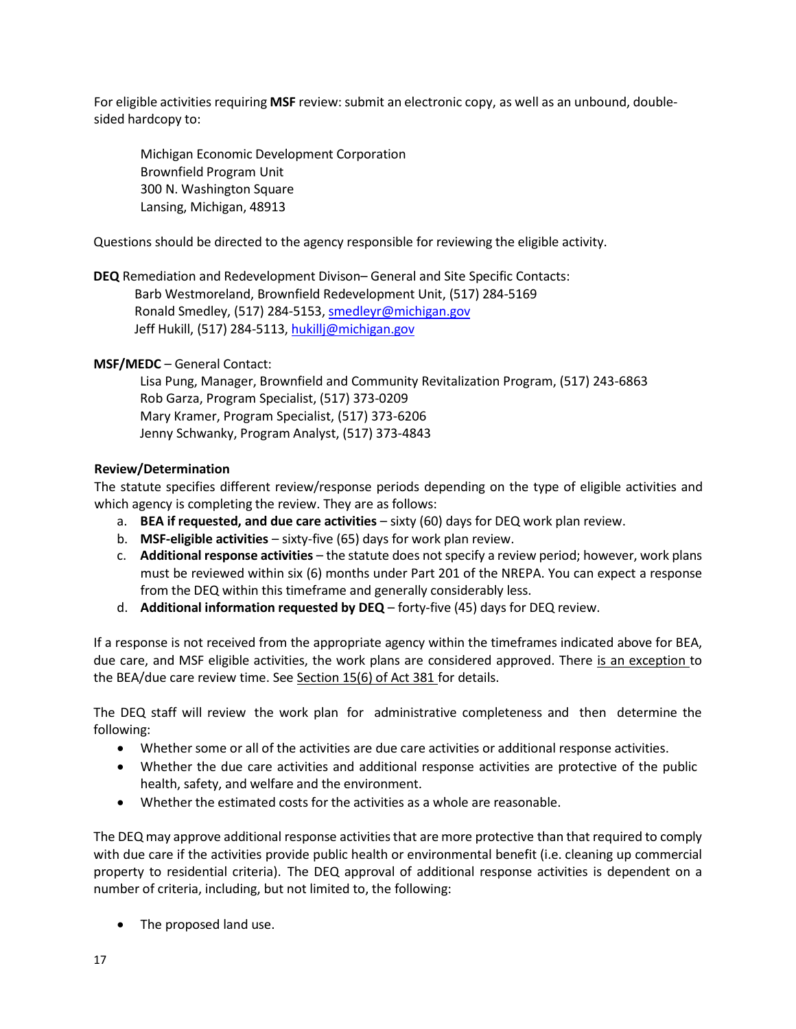For eligible activities requiring **MSF** review: submit an electronic copy, as well as an unbound, double-sided hardcopy to:

Michigan Economic Development Corporation
Brownfield Program Unit
300 N. Washington Square
Lansing, Michigan, 48913

Questions should be directed to the agency responsible for reviewing the eligible activity.

**DEQ** Remediation and Redevelopment Divison– General and Site Specific Contacts:
Barb Westmoreland, Brownfield Redevelopment Unit, (517) 284-5169
Ronald Smedley, (517) 284-5153, smedleyr@michigan.gov
Jeff Hukill, (517) 284-5113, hukillj@michigan.gov

**MSF/MEDC** – General Contact:
Lisa Pung, Manager, Brownfield and Community Revitalization Program, (517) 243-6863
Rob Garza, Program Specialist, (517) 373-0209
Mary Kramer, Program Specialist, (517) 373-6206
Jenny Schwanky, Program Analyst, (517) 373-4843

**Review/Determination**

The statute specifies different review/response periods depending on the type of eligible activities and which agency is completing the review. They are as follows:

a. **BEA if requested, and due care activities** – sixty (60) days for DEQ work plan review.
b. **MSF-eligible activities** – sixty-five (65) days for work plan review.
c. **Additional response activities** – the statute does not specify a review period; however, work plans must be reviewed within six (6) months under Part 201 of the NREPA. You can expect a response from the DEQ within this timeframe and generally considerably less.
d. **Additional information requested by DEQ** – forty-five (45) days for DEQ review.

If a response is not received from the appropriate agency within the timeframes indicated above for BEA, due care, and MSF eligible activities, the work plans are considered approved. There is an exception to the BEA/due care review time. See Section 15(6) of Act 381 for details.

The DEQ staff will review the work plan for administrative completeness and then determine the following:

- Whether some or all of the activities are due care activities or additional response activities.
- Whether the due care activities and additional response activities are protective of the public health, safety, and welfare and the environment.
- Whether the estimated costs for the activities as a whole are reasonable.

The DEQ may approve additional response activities that are more protective than that required to comply with due care if the activities provide public health or environmental benefit (i.e. cleaning up commercial property to residential criteria). The DEQ approval of additional response activities is dependent on a number of criteria, including, but not limited to, the following:

- The proposed land use.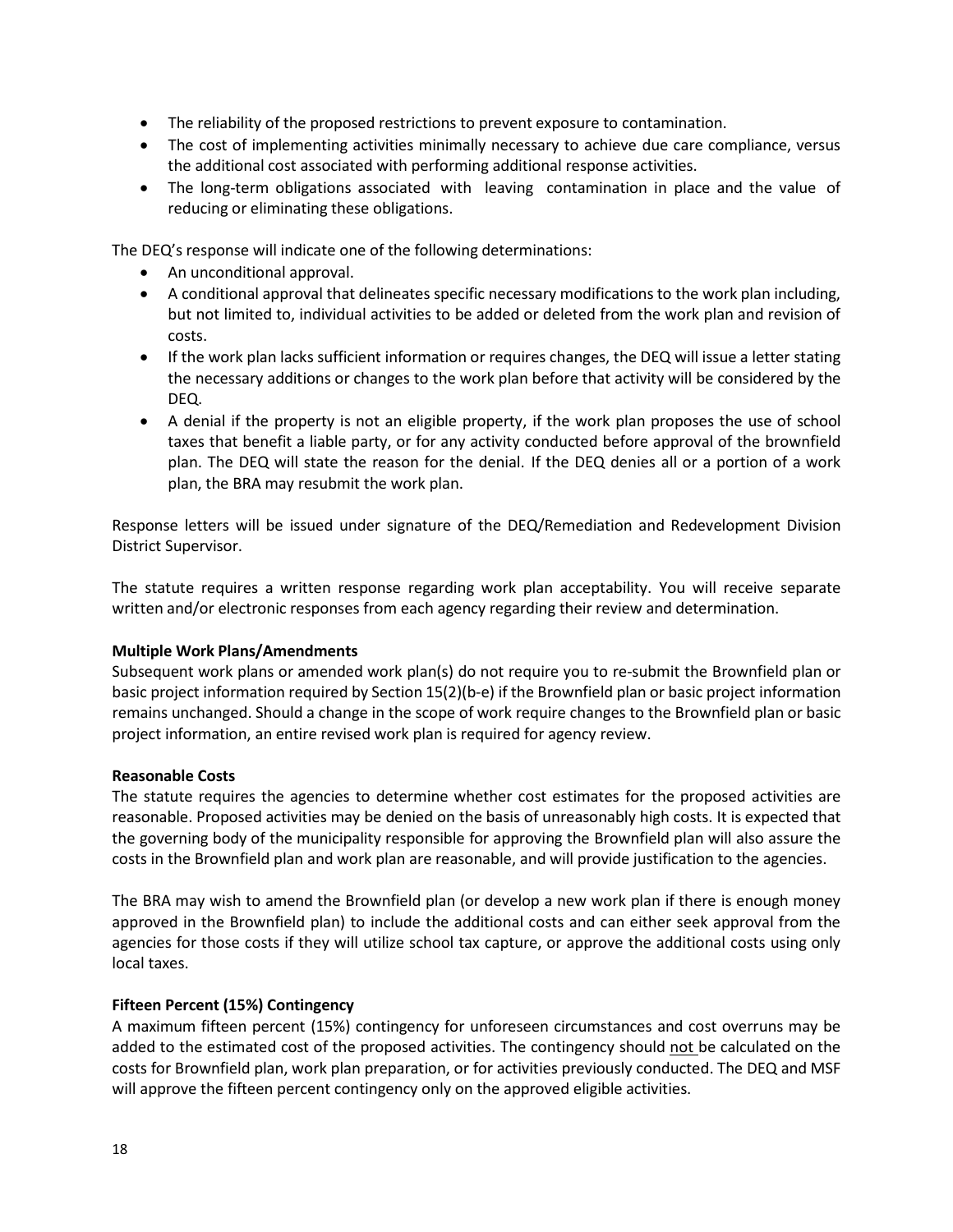- The reliability of the proposed restrictions to prevent exposure to contamination.
- The cost of implementing activities minimally necessary to achieve due care compliance, versus the additional cost associated with performing additional response activities.
- The long-term obligations associated with leaving contamination in place and the value of reducing or eliminating these obligations.

The DEQ's response will indicate one of the following determinations:

- An unconditional approval.
- A conditional approval that delineates specific necessary modifications to the work plan including, but not limited to, individual activities to be added or deleted from the work plan and revision of costs.
- If the work plan lacks sufficient information or requires changes, the DEQ will issue a letter stating the necessary additions or changes to the work plan before that activity will be considered by the DEQ.
- A denial if the property is not an eligible property, if the work plan proposes the use of school taxes that benefit a liable party, or for any activity conducted before approval of the brownfield plan. The DEQ will state the reason for the denial. If the DEQ denies all or a portion of a work plan, the BRA may resubmit the work plan.

Response letters will be issued under signature of the DEQ/Remediation and Redevelopment Division District Supervisor.

The statute requires a written response regarding work plan acceptability. You will receive separate written and/or electronic responses from each agency regarding their review and determination.

**Multiple Work Plans/Amendments**

Subsequent work plans or amended work plan(s) do not require you to re-submit the Brownfield plan or basic project information required by Section 15(2)(b-e) if the Brownfield plan or basic project information remains unchanged. Should a change in the scope of work require changes to the Brownfield plan or basic project information, an entire revised work plan is required for agency review.

**Reasonable Costs**

The statute requires the agencies to determine whether cost estimates for the proposed activities are reasonable. Proposed activities may be denied on the basis of unreasonably high costs. It is expected that the governing body of the municipality responsible for approving the Brownfield plan will also assure the costs in the Brownfield plan and work plan are reasonable, and will provide justification to the agencies.

The BRA may wish to amend the Brownfield plan (or develop a new work plan if there is enough money approved in the Brownfield plan) to include the additional costs and can either seek approval from the agencies for those costs if they will utilize school tax capture, or approve the additional costs using only local taxes.

**Fifteen Percent (15%) Contingency**

A maximum fifteen percent (15%) contingency for unforeseen circumstances and cost overruns may be added to the estimated cost of the proposed activities. The contingency should <u>not</u> be calculated on the costs for Brownfield plan, work plan preparation, or for activities previously conducted. The DEQ and MSF will approve the fifteen percent contingency only on the approved eligible activities.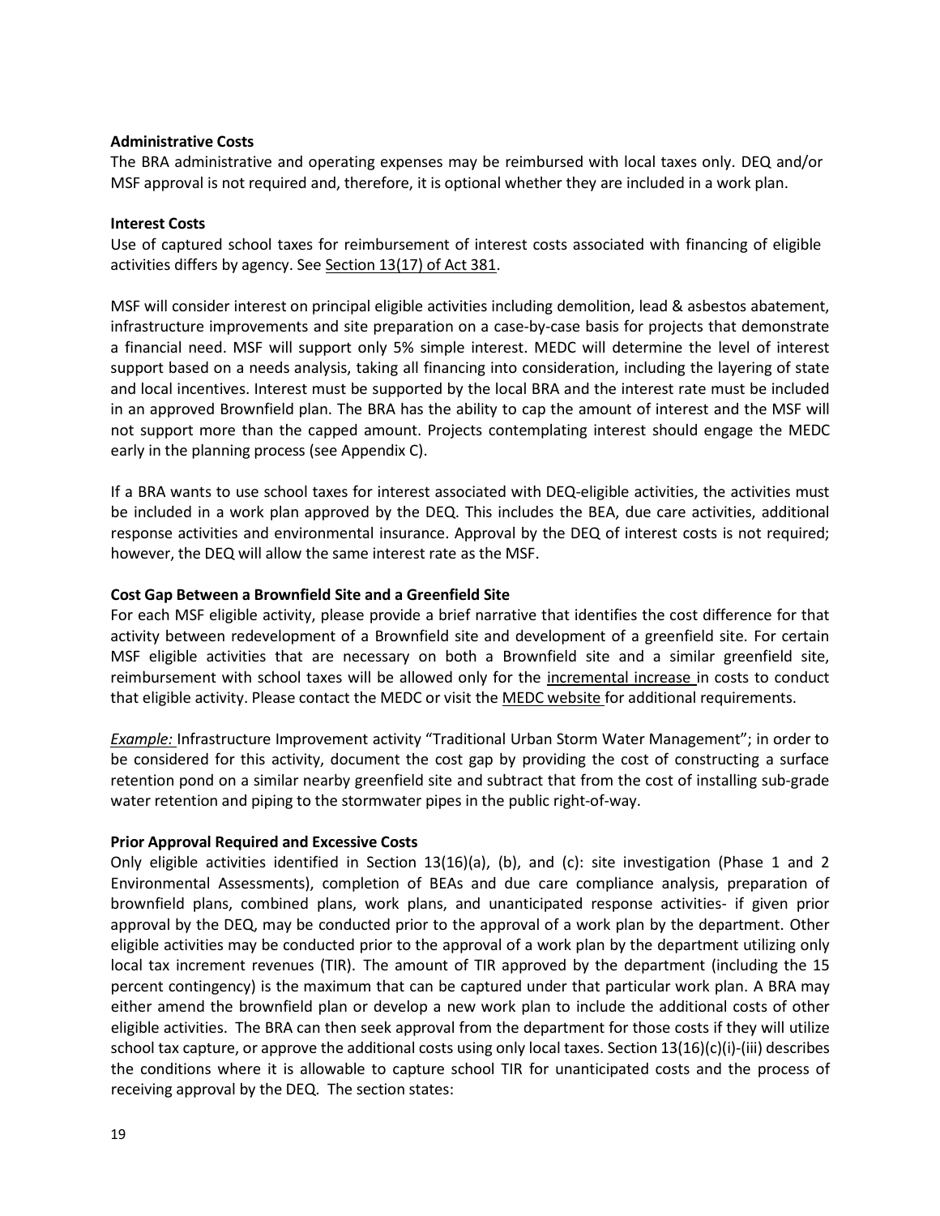**Administrative Costs**

The BRA administrative and operating expenses may be reimbursed with local taxes only. DEQ and/or MSF approval is not required and, therefore, it is optional whether they are included in a work plan.

**Interest Costs**

Use of captured school taxes for reimbursement of interest costs associated with financing of eligible activities differs by agency. See Section 13(17) of Act 381.

MSF will consider interest on principal eligible activities including demolition, lead & asbestos abatement, infrastructure improvements and site preparation on a case-by-case basis for projects that demonstrate a financial need. MSF will support only 5% simple interest. MEDC will determine the level of interest support based on a needs analysis, taking all financing into consideration, including the layering of state and local incentives. Interest must be supported by the local BRA and the interest rate must be included in an approved Brownfield plan. The BRA has the ability to cap the amount of interest and the MSF will not support more than the capped amount. Projects contemplating interest should engage the MEDC early in the planning process (see Appendix C).

If a BRA wants to use school taxes for interest associated with DEQ-eligible activities, the activities must be included in a work plan approved by the DEQ. This includes the BEA, due care activities, additional response activities and environmental insurance. Approval by the DEQ of interest costs is not required; however, the DEQ will allow the same interest rate as the MSF.

**Cost Gap Between a Brownfield Site and a Greenfield Site**

For each MSF eligible activity, please provide a brief narrative that identifies the cost difference for that activity between redevelopment of a Brownfield site and development of a greenfield site. For certain MSF eligible activities that are necessary on both a Brownfield site and a similar greenfield site, reimbursement with school taxes will be allowed only for the incremental increase in costs to conduct that eligible activity. Please contact the MEDC or visit the MEDC website for additional requirements.

*Example:* Infrastructure Improvement activity "Traditional Urban Storm Water Management"; in order to be considered for this activity, document the cost gap by providing the cost of constructing a surface retention pond on a similar nearby greenfield site and subtract that from the cost of installing sub-grade water retention and piping to the stormwater pipes in the public right-of-way.

**Prior Approval Required and Excessive Costs**

Only eligible activities identified in Section 13(16)(a), (b), and (c): site investigation (Phase 1 and 2 Environmental Assessments), completion of BEAs and due care compliance analysis, preparation of brownfield plans, combined plans, work plans, and unanticipated response activities- if given prior approval by the DEQ, may be conducted prior to the approval of a work plan by the department. Other eligible activities may be conducted prior to the approval of a work plan by the department utilizing only local tax increment revenues (TIR). The amount of TIR approved by the department (including the 15 percent contingency) is the maximum that can be captured under that particular work plan. A BRA may either amend the brownfield plan or develop a new work plan to include the additional costs of other eligible activities. The BRA can then seek approval from the department for those costs if they will utilize school tax capture, or approve the additional costs using only local taxes. Section 13(16)(c)(i)-(iii) describes the conditions where it is allowable to capture school TIR for unanticipated costs and the process of receiving approval by the DEQ. The section states: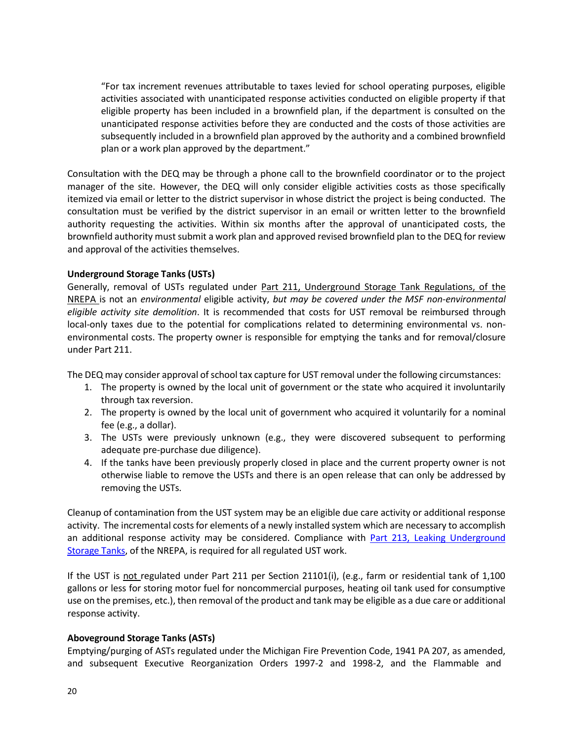"For tax increment revenues attributable to taxes levied for school operating purposes, eligible activities associated with unanticipated response activities conducted on eligible property if that eligible property has been included in a brownfield plan, if the department is consulted on the unanticipated response activities before they are conducted and the costs of those activities are subsequently included in a brownfield plan approved by the authority and a combined brownfield plan or a work plan approved by the department."

Consultation with the DEQ may be through a phone call to the brownfield coordinator or to the project manager of the site. However, the DEQ will only consider eligible activities costs as those specifically itemized via email or letter to the district supervisor in whose district the project is being conducted. The consultation must be verified by the district supervisor in an email or written letter to the brownfield authority requesting the activities. Within six months after the approval of unanticipated costs, the brownfield authority must submit a work plan and approved revised brownfield plan to the DEQ for review and approval of the activities themselves.

**Underground Storage Tanks (USTs)**

Generally, removal of USTs regulated under Part 211, Underground Storage Tank Regulations, of the NREPA is not an *environmental* eligible activity, *but may be covered under the MSF non-environmental eligible activity site demolition*. It is recommended that costs for UST removal be reimbursed through local-only taxes due to the potential for complications related to determining environmental vs. non-environmental costs. The property owner is responsible for emptying the tanks and for removal/closure under Part 211.

The DEQ may consider approval of school tax capture for UST removal under the following circumstances:

1. The property is owned by the local unit of government or the state who acquired it involuntarily through tax reversion.
2. The property is owned by the local unit of government who acquired it voluntarily for a nominal fee (e.g., a dollar).
3. The USTs were previously unknown (e.g., they were discovered subsequent to performing adequate pre-purchase due diligence).
4. If the tanks have been previously properly closed in place and the current property owner is not otherwise liable to remove the USTs and there is an open release that can only be addressed by removing the USTs.

Cleanup of contamination from the UST system may be an eligible due care activity or additional response activity. The incremental costs for elements of a newly installed system which are necessary to accomplish an additional response activity may be considered. Compliance with Part 213, Leaking Underground Storage Tanks, of the NREPA, is required for all regulated UST work.

If the UST is not regulated under Part 211 per Section 21101(i), (e.g., farm or residential tank of 1,100 gallons or less for storing motor fuel for noncommercial purposes, heating oil tank used for consumptive use on the premises, etc.), then removal of the product and tank may be eligible as a due care or additional response activity.

**Aboveground Storage Tanks (ASTs)**

Emptying/purging of ASTs regulated under the Michigan Fire Prevention Code, 1941 PA 207, as amended, and subsequent Executive Reorganization Orders 1997-2 and 1998-2, and the Flammable and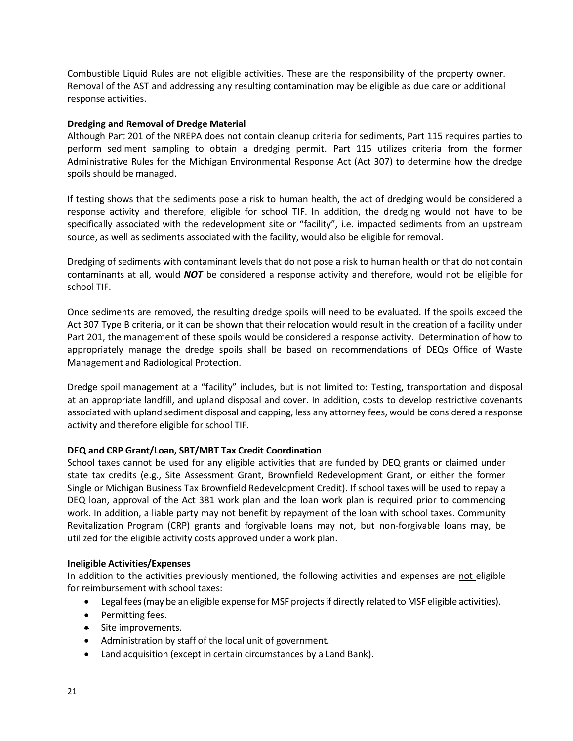Combustible Liquid Rules are not eligible activities. These are the responsibility of the property owner. Removal of the AST and addressing any resulting contamination may be eligible as due care or additional response activities.

**Dredging and Removal of Dredge Material**

Although Part 201 of the NREPA does not contain cleanup criteria for sediments, Part 115 requires parties to perform sediment sampling to obtain a dredging permit. Part 115 utilizes criteria from the former Administrative Rules for the Michigan Environmental Response Act (Act 307) to determine how the dredge spoils should be managed.

If testing shows that the sediments pose a risk to human health, the act of dredging would be considered a response activity and therefore, eligible for school TIF. In addition, the dredging would not have to be specifically associated with the redevelopment site or "facility", i.e. impacted sediments from an upstream source, as well as sediments associated with the facility, would also be eligible for removal.

Dredging of sediments with contaminant levels that do not pose a risk to human health or that do not contain contaminants at all, would ***NOT*** be considered a response activity and therefore, would not be eligible for school TIF.

Once sediments are removed, the resulting dredge spoils will need to be evaluated. If the spoils exceed the Act 307 Type B criteria, or it can be shown that their relocation would result in the creation of a facility under Part 201, the management of these spoils would be considered a response activity. Determination of how to appropriately manage the dredge spoils shall be based on recommendations of DEQs Office of Waste Management and Radiological Protection.

Dredge spoil management at a "facility" includes, but is not limited to: Testing, transportation and disposal at an appropriate landfill, and upland disposal and cover. In addition, costs to develop restrictive covenants associated with upland sediment disposal and capping, less any attorney fees, would be considered a response activity and therefore eligible for school TIF.

**DEQ and CRP Grant/Loan, SBT/MBT Tax Credit Coordination**

School taxes cannot be used for any eligible activities that are funded by DEQ grants or claimed under state tax credits (e.g., Site Assessment Grant, Brownfield Redevelopment Grant, or either the former Single or Michigan Business Tax Brownfield Redevelopment Credit). If school taxes will be used to repay a DEQ loan, approval of the Act 381 work plan and the loan work plan is required prior to commencing work. In addition, a liable party may not benefit by repayment of the loan with school taxes. Community Revitalization Program (CRP) grants and forgivable loans may not, but non-forgivable loans may, be utilized for the eligible activity costs approved under a work plan.

**Ineligible Activities/Expenses**

In addition to the activities previously mentioned, the following activities and expenses are not eligible for reimbursement with school taxes:

- Legal fees (may be an eligible expense for MSF projects if directly related to MSF eligible activities).
- Permitting fees.
- Site improvements.
- Administration by staff of the local unit of government.
- Land acquisition (except in certain circumstances by a Land Bank).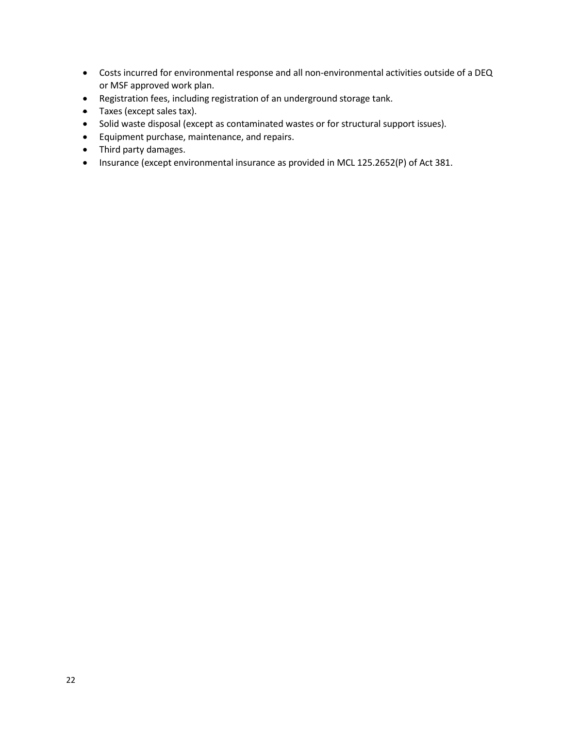- Costs incurred for environmental response and all non-environmental activities outside of a DEQ or MSF approved work plan.
- Registration fees, including registration of an underground storage tank.
- Taxes (except sales tax).
- Solid waste disposal (except as contaminated wastes or for structural support issues).
- Equipment purchase, maintenance, and repairs.
- Third party damages.
- Insurance (except environmental insurance as provided in MCL 125.2652(P) of Act 381.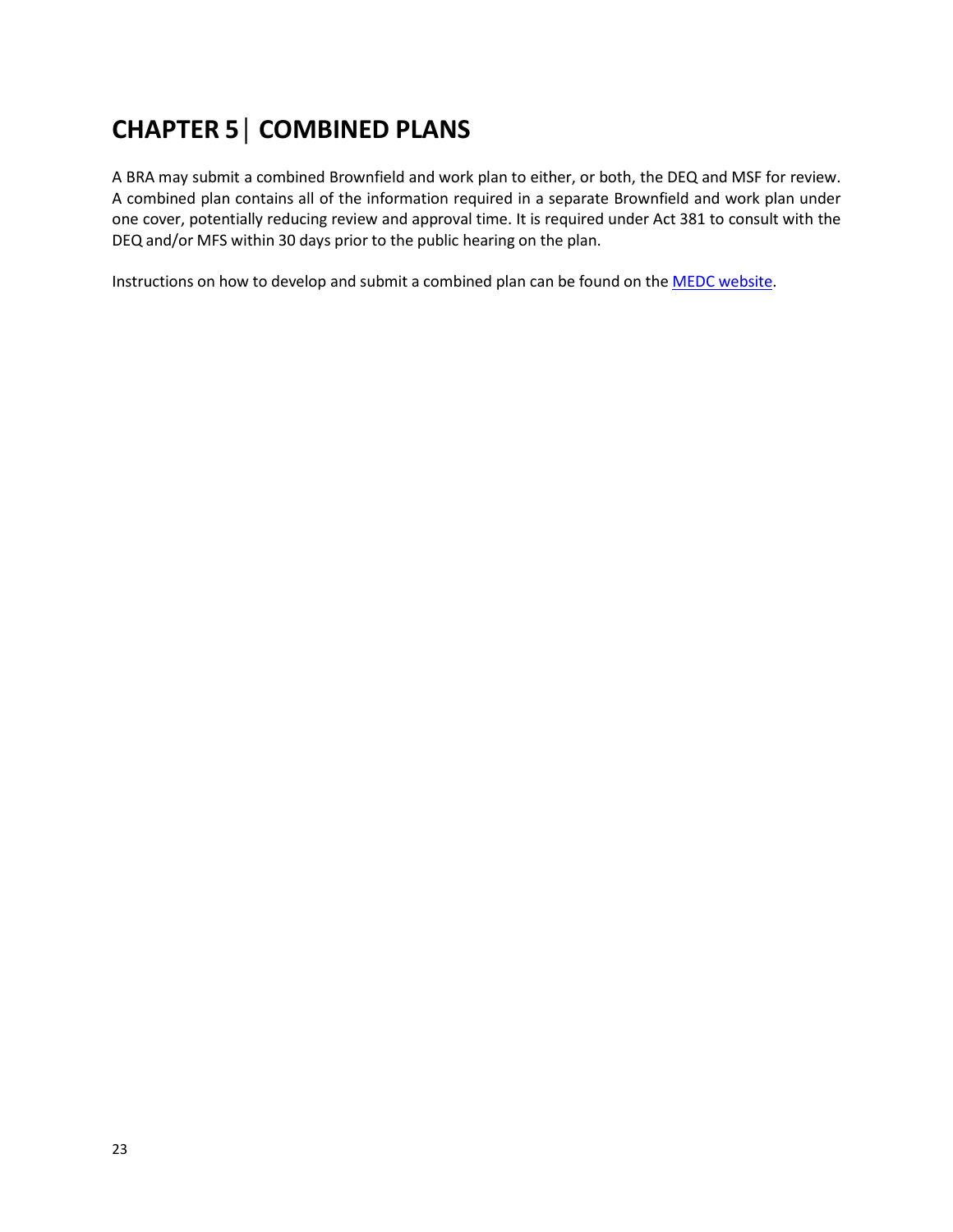# CHAPTER 5 | COMBINED PLANS

A BRA may submit a combined Brownfield and work plan to either, or both, the DEQ and MSF for review. A combined plan contains all of the information required in a separate Brownfield and work plan under one cover, potentially reducing review and approval time. It is required under Act 381 to consult with the DEQ and/or MFS within 30 days prior to the public hearing on the plan.

Instructions on how to develop and submit a combined plan can be found on the [MEDC website](MEDC website).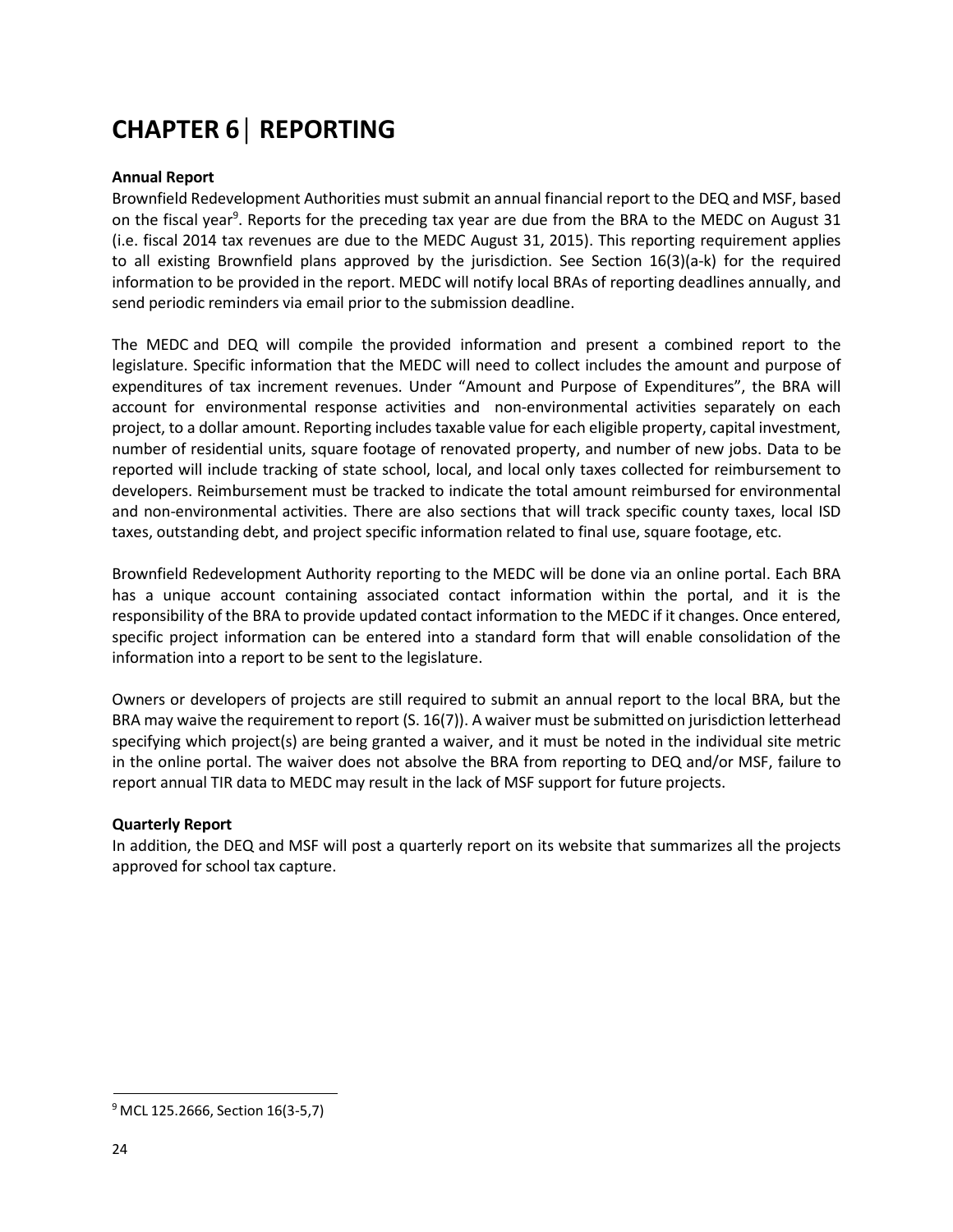# CHAPTER 6 | REPORTING

**Annual Report**

Brownfield Redevelopment Authorities must submit an annual financial report to the DEQ and MSF, based on the fiscal year[9]. Reports for the preceding tax year are due from the BRA to the MEDC on August 31 (i.e. fiscal 2014 tax revenues are due to the MEDC August 31, 2015). This reporting requirement applies to all existing Brownfield plans approved by the jurisdiction. See Section 16(3)(a-k) for the required information to be provided in the report. MEDC will notify local BRAs of reporting deadlines annually, and send periodic reminders via email prior to the submission deadline.

The MEDC and DEQ will compile the provided information and present a combined report to the legislature. Specific information that the MEDC will need to collect includes the amount and purpose of expenditures of tax increment revenues. Under "Amount and Purpose of Expenditures", the BRA will account for environmental response activities and non-environmental activities separately on each project, to a dollar amount. Reporting includes taxable value for each eligible property, capital investment, number of residential units, square footage of renovated property, and number of new jobs. Data to be reported will include tracking of state school, local, and local only taxes collected for reimbursement to developers. Reimbursement must be tracked to indicate the total amount reimbursed for environmental and non-environmental activities. There are also sections that will track specific county taxes, local ISD taxes, outstanding debt, and project specific information related to final use, square footage, etc.

Brownfield Redevelopment Authority reporting to the MEDC will be done via an online portal. Each BRA has a unique account containing associated contact information within the portal, and it is the responsibility of the BRA to provide updated contact information to the MEDC if it changes. Once entered, specific project information can be entered into a standard form that will enable consolidation of the information into a report to be sent to the legislature.

Owners or developers of projects are still required to submit an annual report to the local BRA, but the BRA may waive the requirement to report (S. 16(7)). A waiver must be submitted on jurisdiction letterhead specifying which project(s) are being granted a waiver, and it must be noted in the individual site metric in the online portal. The waiver does not absolve the BRA from reporting to DEQ and/or MSF, failure to report annual TIR data to MEDC may result in the lack of MSF support for future projects.

**Quarterly Report**

In addition, the DEQ and MSF will post a quarterly report on its website that summarizes all the projects approved for school tax capture.

---

[9] MCL 125.2666, Section 16(3-5,7)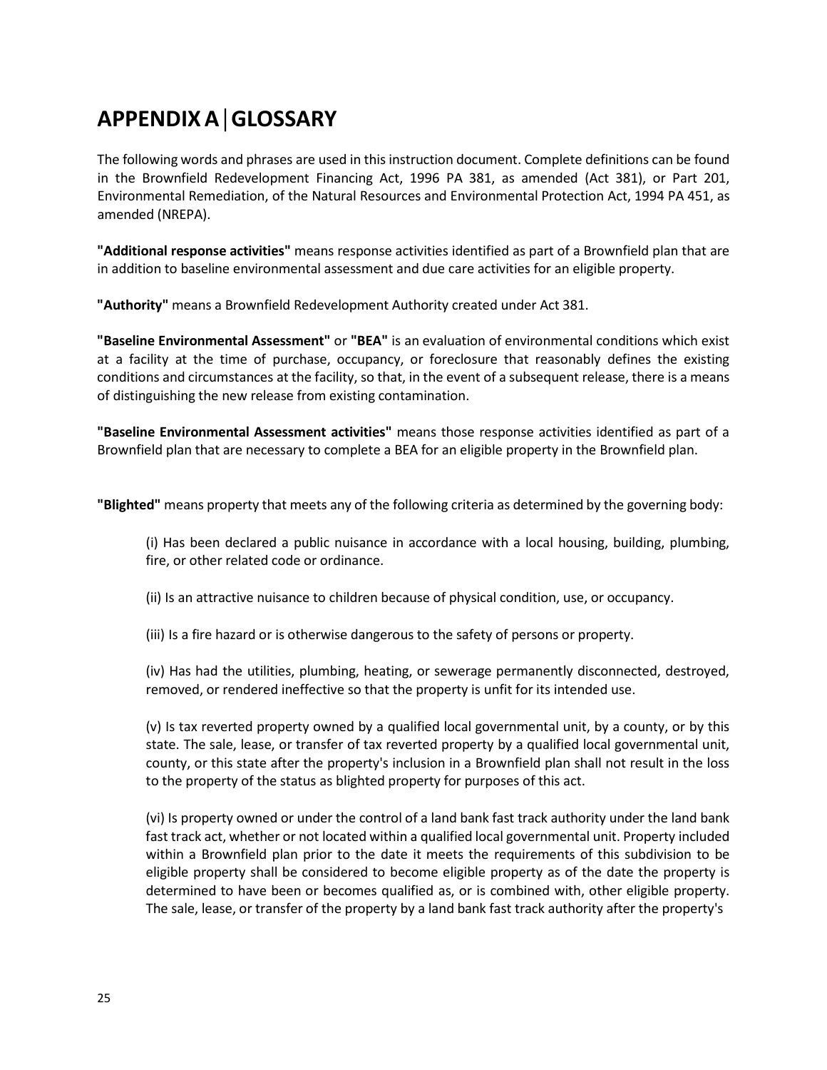# APPENDIX A | GLOSSARY

The following words and phrases are used in this instruction document. Complete definitions can be found in the Brownfield Redevelopment Financing Act, 1996 PA 381, as amended (Act 381), or Part 201, Environmental Remediation, of the Natural Resources and Environmental Protection Act, 1994 PA 451, as amended (NREPA).

**"Additional response activities"** means response activities identified as part of a Brownfield plan that are in addition to baseline environmental assessment and due care activities for an eligible property.

**"Authority"** means a Brownfield Redevelopment Authority created under Act 381.

**"Baseline Environmental Assessment"** or **"BEA"** is an evaluation of environmental conditions which exist at a facility at the time of purchase, occupancy, or foreclosure that reasonably defines the existing conditions and circumstances at the facility, so that, in the event of a subsequent release, there is a means of distinguishing the new release from existing contamination.

**"Baseline Environmental Assessment activities"** means those response activities identified as part of a Brownfield plan that are necessary to complete a BEA for an eligible property in the Brownfield plan.

**"Blighted"** means property that meets any of the following criteria as determined by the governing body:

(i) Has been declared a public nuisance in accordance with a local housing, building, plumbing, fire, or other related code or ordinance.

(ii) Is an attractive nuisance to children because of physical condition, use, or occupancy.

(iii) Is a fire hazard or is otherwise dangerous to the safety of persons or property.

(iv) Has had the utilities, plumbing, heating, or sewerage permanently disconnected, destroyed, removed, or rendered ineffective so that the property is unfit for its intended use.

(v) Is tax reverted property owned by a qualified local governmental unit, by a county, or by this state. The sale, lease, or transfer of tax reverted property by a qualified local governmental unit, county, or this state after the property's inclusion in a Brownfield plan shall not result in the loss to the property of the status as blighted property for purposes of this act.

(vi) Is property owned or under the control of a land bank fast track authority under the land bank fast track act, whether or not located within a qualified local governmental unit. Property included within a Brownfield plan prior to the date it meets the requirements of this subdivision to be eligible property shall be considered to become eligible property as of the date the property is determined to have been or becomes qualified as, or is combined with, other eligible property. The sale, lease, or transfer of the property by a land bank fast track authority after the property's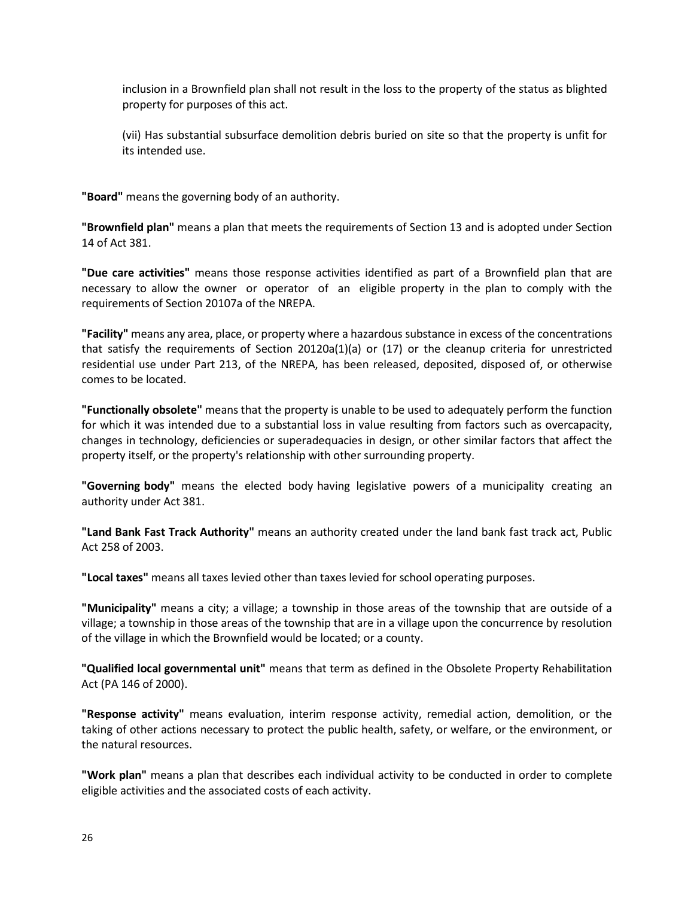inclusion in a Brownfield plan shall not result in the loss to the property of the status as blighted property for purposes of this act.

(vii) Has substantial subsurface demolition debris buried on site so that the property is unfit for its intended use.

**"Board"** means the governing body of an authority.

**"Brownfield plan"** means a plan that meets the requirements of Section 13 and is adopted under Section 14 of Act 381.

**"Due care activities"** means those response activities identified as part of a Brownfield plan that are necessary to allow the owner or operator of an eligible property in the plan to comply with the requirements of Section 20107a of the NREPA.

**"Facility"** means any area, place, or property where a hazardous substance in excess of the concentrations that satisfy the requirements of Section 20120a(1)(a) or (17) or the cleanup criteria for unrestricted residential use under Part 213, of the NREPA, has been released, deposited, disposed of, or otherwise comes to be located.

**"Functionally obsolete"** means that the property is unable to be used to adequately perform the function for which it was intended due to a substantial loss in value resulting from factors such as overcapacity, changes in technology, deficiencies or superadequacies in design, or other similar factors that affect the property itself, or the property's relationship with other surrounding property.

**"Governing body"** means the elected body having legislative powers of a municipality creating an authority under Act 381.

**"Land Bank Fast Track Authority"** means an authority created under the land bank fast track act, Public Act 258 of 2003.

**"Local taxes"** means all taxes levied other than taxes levied for school operating purposes.

**"Municipality"** means a city; a village; a township in those areas of the township that are outside of a village; a township in those areas of the township that are in a village upon the concurrence by resolution of the village in which the Brownfield would be located; or a county.

**"Qualified local governmental unit"** means that term as defined in the Obsolete Property Rehabilitation Act (PA 146 of 2000).

**"Response activity"** means evaluation, interim response activity, remedial action, demolition, or the taking of other actions necessary to protect the public health, safety, or welfare, or the environment, or the natural resources.

**"Work plan"** means a plan that describes each individual activity to be conducted in order to complete eligible activities and the associated costs of each activity.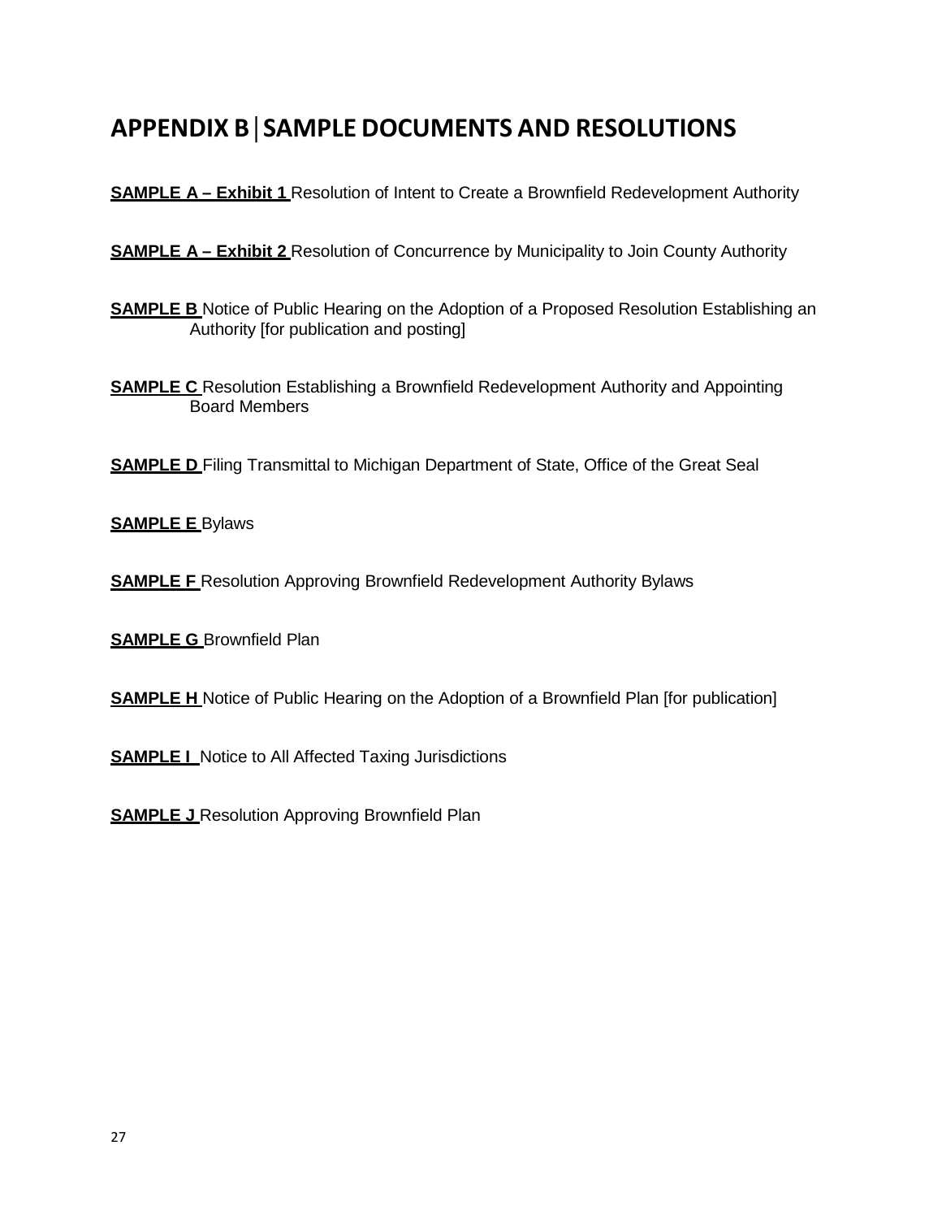# APPENDIX B | SAMPLE DOCUMENTS AND RESOLUTIONS

**SAMPLE A – Exhibit 1** Resolution of Intent to Create a Brownfield Redevelopment Authority

**SAMPLE A – Exhibit 2** Resolution of Concurrence by Municipality to Join County Authority

**SAMPLE B** Notice of Public Hearing on the Adoption of a Proposed Resolution Establishing an Authority [for publication and posting]

**SAMPLE C** Resolution Establishing a Brownfield Redevelopment Authority and Appointing Board Members

**SAMPLE D** Filing Transmittal to Michigan Department of State, Office of the Great Seal

**SAMPLE E** Bylaws

**SAMPLE F** Resolution Approving Brownfield Redevelopment Authority Bylaws

**SAMPLE G** Brownfield Plan

**SAMPLE H** Notice of Public Hearing on the Adoption of a Brownfield Plan [for publication]

**SAMPLE I** Notice to All Affected Taxing Jurisdictions

**SAMPLE J** Resolution Approving Brownfield Plan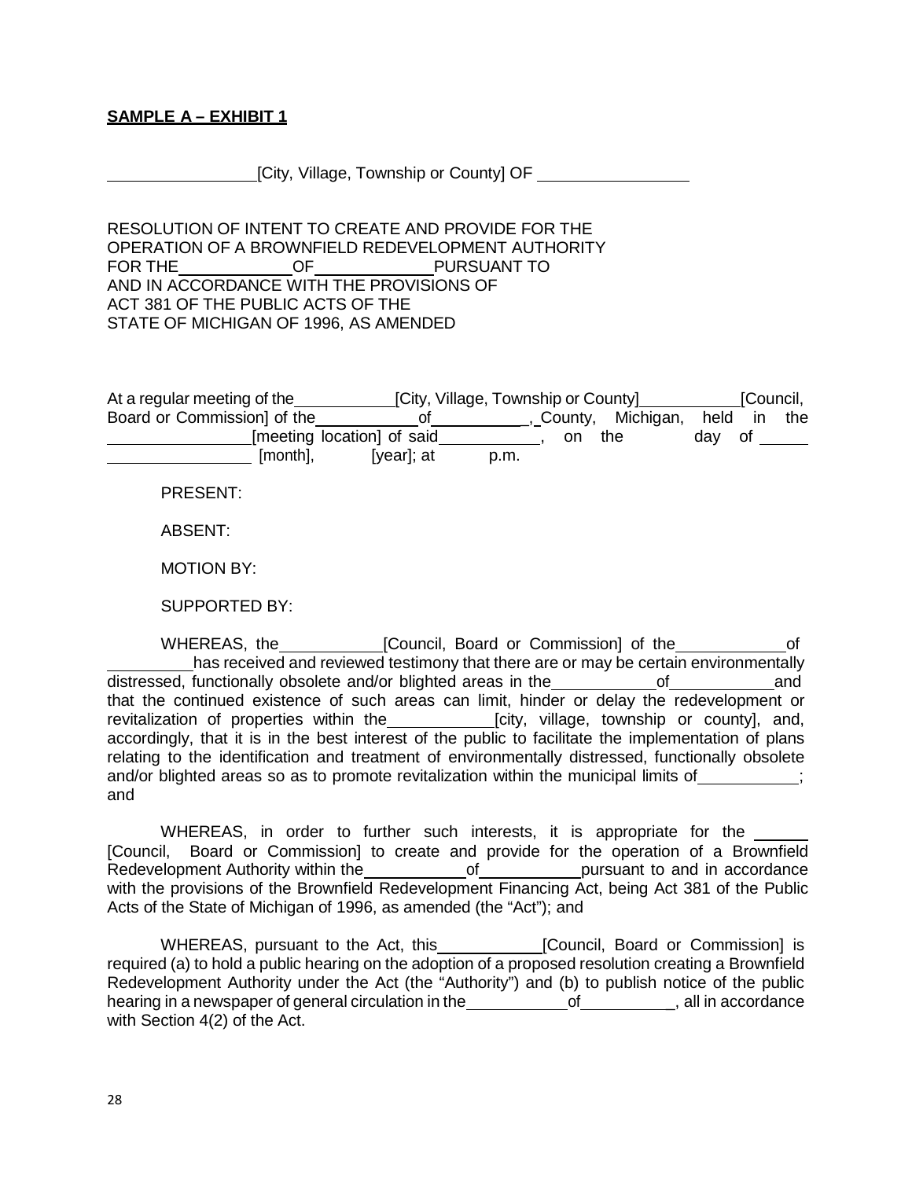**SAMPLE A – EXHIBIT 1**

\_\_\_\_\_\_\_\_\_\_\_\_\_\_\_\_[City, Village, Township or County] OF \_\_\_\_\_\_\_\_\_\_\_\_\_\_\_\_

RESOLUTION OF INTENT TO CREATE AND PROVIDE FOR THE OPERATION OF A BROWNFIELD REDEVELOPMENT AUTHORITY FOR THE\_\_\_\_\_\_\_\_\_\_\_\_OF\_\_\_\_\_\_\_\_\_\_\_\_PURSUANT TO AND IN ACCORDANCE WITH THE PROVISIONS OF ACT 381 OF THE PUBLIC ACTS OF THE STATE OF MICHIGAN OF 1996, AS AMENDED

At a regular meeting of the\_\_\_\_\_\_\_\_\_\_\_[City, Village, Township or County]\_\_\_\_\_\_\_\_\_\_\_[Council, Board or Commission] of the\_\_\_\_\_\_\_\_\_\_\_of\_\_\_\_\_\_\_\_\_\_\_, County, Michigan, held in the \_\_\_\_\_\_\_\_\_\_\_\_\_\_\_[meeting location] of said\_\_\_\_\_\_\_\_\_\_\_, on the \_\_\_\_ day of \_\_\_\_\_ \_\_\_\_\_\_\_\_\_\_\_\_\_\_\_\_ [month], \_\_\_\_ [year]; at \_\_\_\_ p.m.

PRESENT:

ABSENT:

MOTION BY:

SUPPORTED BY:

WHEREAS, the\_\_\_\_\_\_\_\_\_\_\_[Council, Board or Commission] of the\_\_\_\_\_\_\_\_\_\_\_\_of \_\_\_\_\_\_\_\_\_has received and reviewed testimony that there are or may be certain environmentally distressed, functionally obsolete and/or blighted areas in the\_\_\_\_\_\_\_\_\_\_\_of\_\_\_\_\_\_\_\_\_\_\_and that the continued existence of such areas can limit, hinder or delay the redevelopment or revitalization of properties within the\_\_\_\_\_\_\_\_\_\_\_[city, village, township or county], and, accordingly, that it is in the best interest of the public to facilitate the implementation of plans relating to the identification and treatment of environmentally distressed, functionally obsolete and/or blighted areas so as to promote revitalization within the municipal limits of\_\_\_\_\_\_\_\_\_\_\_; and

WHEREAS, in order to further such interests, it is appropriate for the \_\_\_\_\_\_ [Council, Board or Commission] to create and provide for the operation of a Brownfield Redevelopment Authority within the\_\_\_\_\_\_\_\_\_\_\_of\_\_\_\_\_\_\_\_\_\_\_pursuant to and in accordance with the provisions of the Brownfield Redevelopment Financing Act, being Act 381 of the Public Acts of the State of Michigan of 1996, as amended (the "Act"); and

WHEREAS, pursuant to the Act, this\_\_\_\_\_\_\_\_\_\_\_[Council, Board or Commission] is required (a) to hold a public hearing on the adoption of a proposed resolution creating a Brownfield Redevelopment Authority under the Act (the "Authority") and (b) to publish notice of the public hearing in a newspaper of general circulation in the\_\_\_\_\_\_\_\_\_\_\_of\_\_\_\_\_\_\_\_\_\_, all in accordance with Section 4(2) of the Act.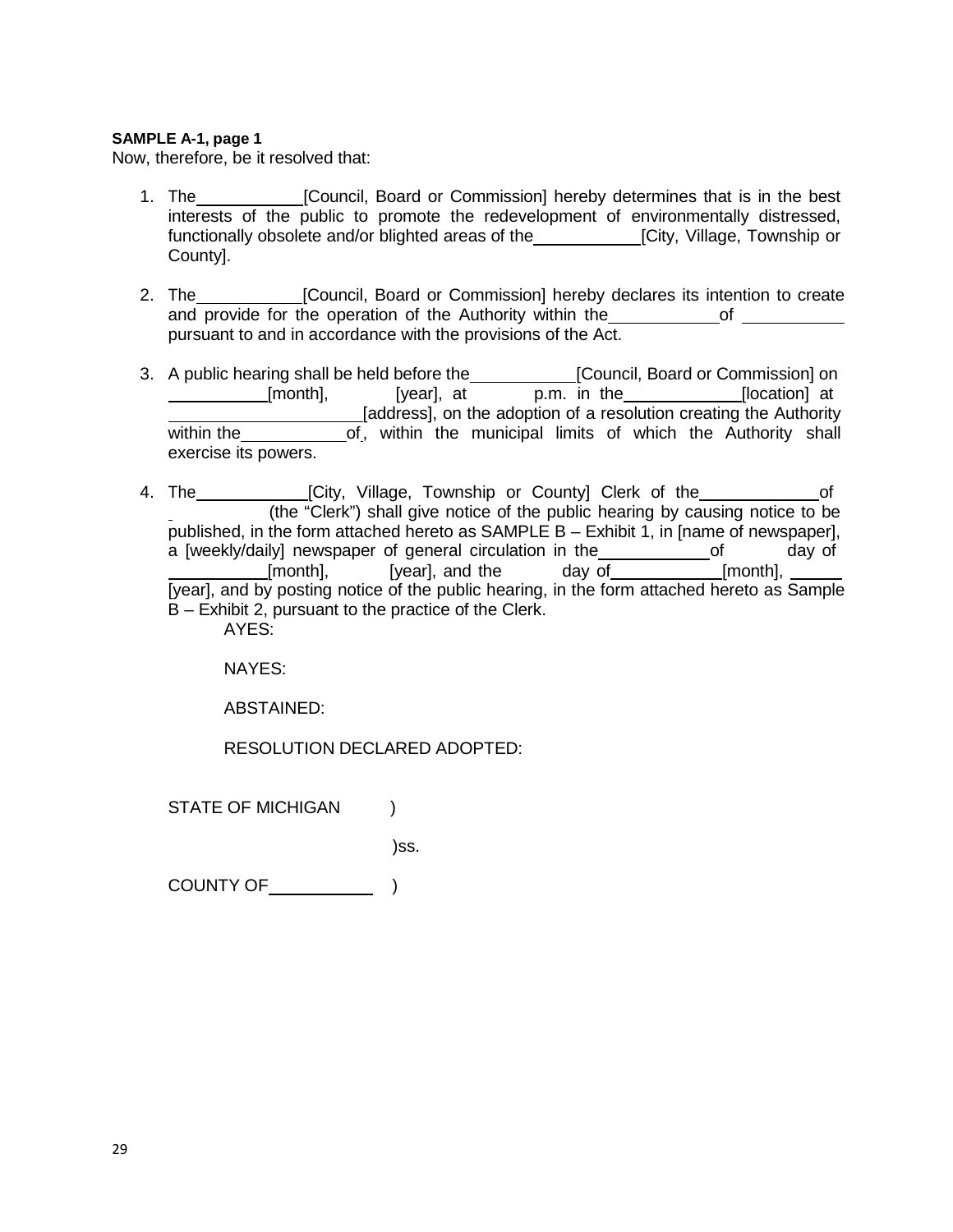**SAMPLE A-1, page 1**

Now, therefore, be it resolved that:

1. The \_\_\_\_\_\_\_\_\_\_\_ [Council, Board or Commission] hereby determines that is in the best interests of the public to promote the redevelopment of environmentally distressed, functionally obsolete and/or blighted areas of the \_\_\_\_\_\_\_\_\_\_\_ [City, Village, Township or County].

2. The \_\_\_\_\_\_\_\_\_\_\_ [Council, Board or Commission] hereby declares its intention to create and provide for the operation of the Authority within the \_\_\_\_\_\_\_\_\_\_\_ of \_\_\_\_\_\_\_\_\_\_\_ pursuant to and in accordance with the provisions of the Act.

3. A public hearing shall be held before the \_\_\_\_\_\_\_\_\_\_\_ [Council, Board or Commission] on \_\_\_\_\_\_\_\_\_\_ [month], \_\_\_\_\_ [year], at \_\_\_\_\_ p.m. in the \_\_\_\_\_\_\_\_\_\_\_\_ [location] at \_\_\_\_\_\_\_\_\_\_\_\_\_\_\_\_\_\_\_\_\_ [address], on the adoption of a resolution creating the Authority within the \_\_\_\_\_\_\_\_\_\_\_ of, within the municipal limits of which the Authority shall exercise its powers.

4. The \_\_\_\_\_\_\_\_\_\_\_\_ [City, Village, Township or County] Clerk of the \_\_\_\_\_\_\_\_\_\_\_\_\_ of \_\_\_\_\_\_\_\_\_\_ (the "Clerk") shall give notice of the public hearing by causing notice to be published, in the form attached hereto as SAMPLE B – Exhibit 1, in [name of newspaper], a [weekly/daily] newspaper of general circulation in the \_\_\_\_\_\_\_\_\_\_\_\_ of \_\_\_\_\_ day of \_\_\_\_\_\_\_\_\_\_ [month], \_\_\_\_\_ [year], and the \_\_\_\_\_ day of \_\_\_\_\_\_\_\_\_\_\_\_ [month], \_\_\_\_\_ [year], and by posting notice of the public hearing, in the form attached hereto as Sample B – Exhibit 2, pursuant to the practice of the Clerk.

AYES:

NAYES:

ABSTAINED:

RESOLUTION DECLARED ADOPTED:

STATE OF MICHIGAN )

)ss.

COUNTY OF \_\_\_\_\_\_\_\_\_\_\_ )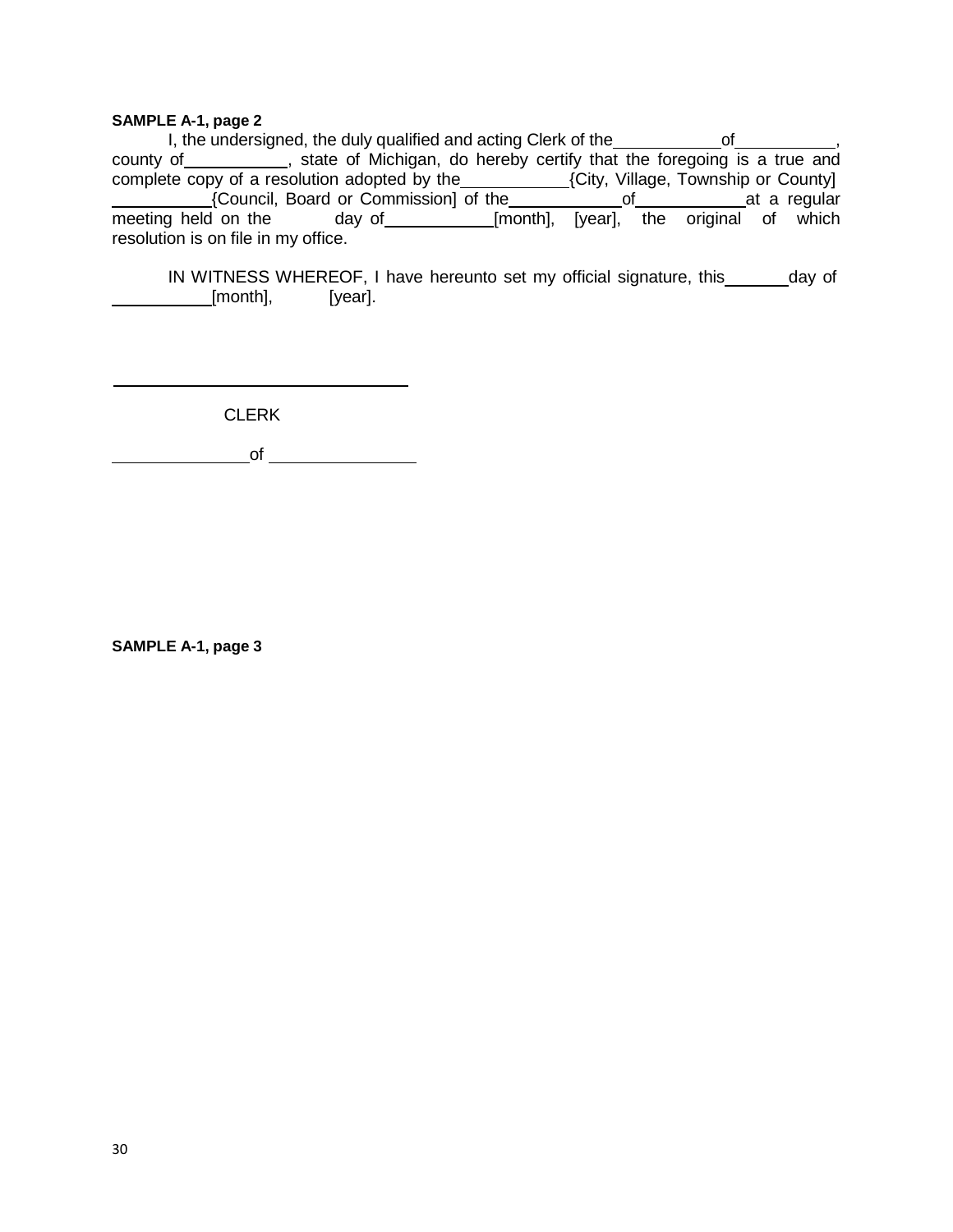**SAMPLE A-1, page 2**

I, the undersigned, the duly qualified and acting Clerk of the ____________ of ___________, county of ___________, state of Michigan, do hereby certify that the foregoing is a true and complete copy of a resolution adopted by the ___________ {City, Village, Township or County] ___________ {Council, Board or Commission] of the ____________ of ____________ at a regular meeting held on the ______ day of ____________ [month], [year], the original of which resolution is on file in my office.

IN WITNESS WHEREOF, I have hereunto set my official signature, this _______ day of ___________ [month], [year].

___________________________________

CLERK

_______________ of ________________

**SAMPLE A-1, page 3**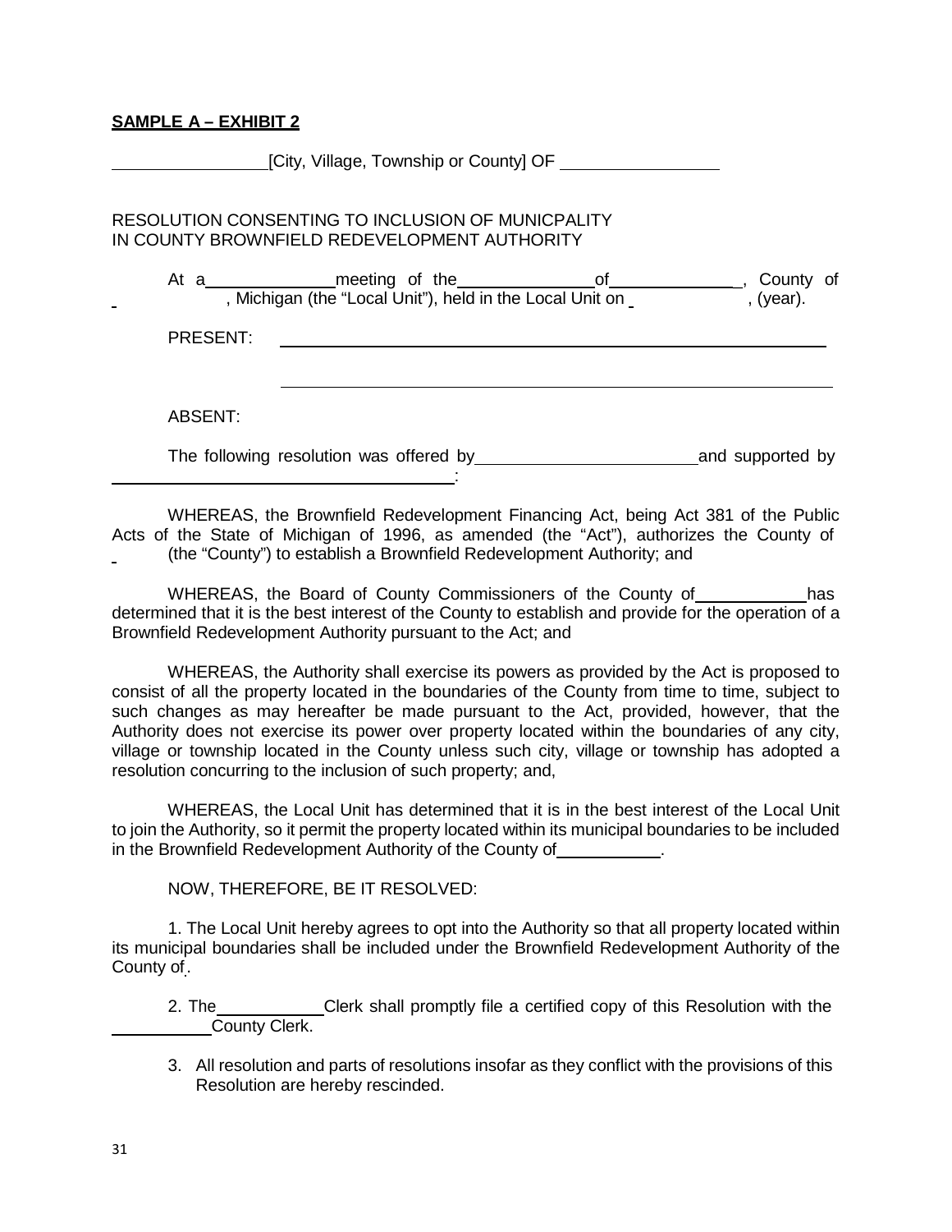**SAMPLE A – EXHIBIT 2**

________________[City, Village, Township or County] OF ________________

RESOLUTION CONSENTING TO INCLUSION OF MUNICPALITY
IN COUNTY BROWNFIELD REDEVELOPMENT AUTHORITY

At a_____________meeting of the_____________of_____________, County of _____________, Michigan (the "Local Unit"), held in the Local Unit on _____________, (year).

PRESENT: ____________________________________________________________

____________________________________________________________

ABSENT:

The following resolution was offered by______________________and supported by ____________________________________:

WHEREAS, the Brownfield Redevelopment Financing Act, being Act 381 of the Public Acts of the State of Michigan of 1996, as amended (the "Act"), authorizes the County of _____ (the "County") to establish a Brownfield Redevelopment Authority; and

WHEREAS, the Board of County Commissioners of the County of___________has determined that it is the best interest of the County to establish and provide for the operation of a Brownfield Redevelopment Authority pursuant to the Act; and

WHEREAS, the Authority shall exercise its powers as provided by the Act is proposed to consist of all the property located in the boundaries of the County from time to time, subject to such changes as may hereafter be made pursuant to the Act, provided, however, that the Authority does not exercise its power over property located within the boundaries of any city, village or township located in the County unless such city, village or township has adopted a resolution concurring to the inclusion of such property; and,

WHEREAS, the Local Unit has determined that it is in the best interest of the Local Unit to join the Authority, so it permit the property located within its municipal boundaries to be included in the Brownfield Redevelopment Authority of the County of__________.

NOW, THEREFORE, BE IT RESOLVED:

1. The Local Unit hereby agrees to opt into the Authority so that all property located within its municipal boundaries shall be included under the Brownfield Redevelopment Authority of the County of_.

2. The___________Clerk shall promptly file a certified copy of this Resolution with the __________County Clerk.

3. All resolution and parts of resolutions insofar as they conflict with the provisions of this Resolution are hereby rescinded.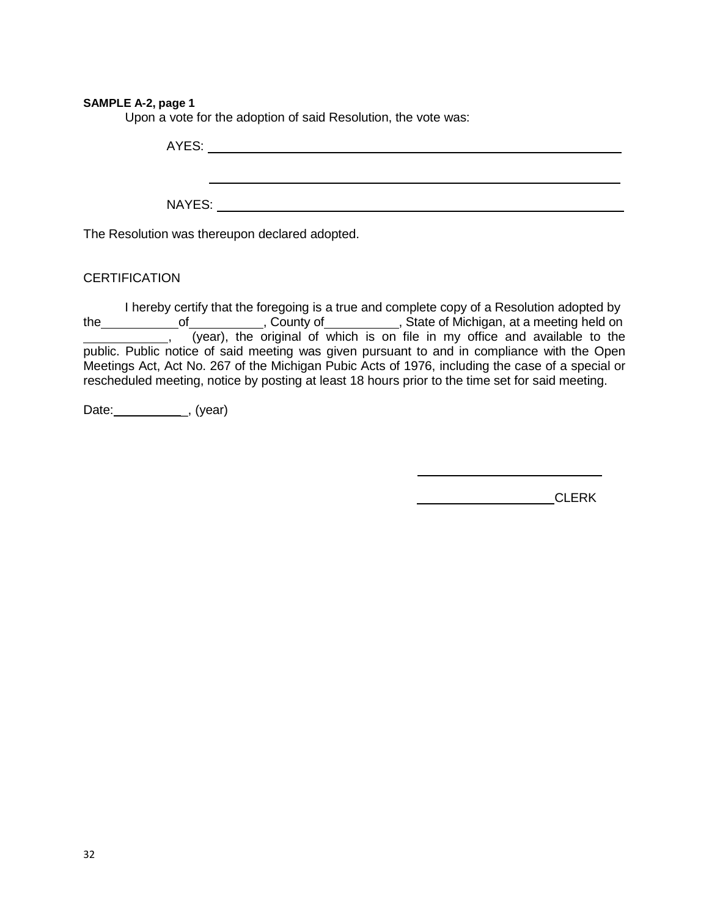**SAMPLE A-2, page 1**

Upon a vote for the adoption of said Resolution, the vote was:

AYES: ____________________________________________________________

____________________________________________________________

NAYES: ____________________________________________________________

The Resolution was thereupon declared adopted.

CERTIFICATION

I hereby certify that the foregoing is a true and complete copy of a Resolution adopted by the __________ of __________, County of __________, State of Michigan, at a meeting held on __________, (year), the original of which is on file in my office and available to the public. Public notice of said meeting was given pursuant to and in compliance with the Open Meetings Act, Act No. 267 of the Michigan Pubic Acts of 1976, including the case of a special or rescheduled meeting, notice by posting at least 18 hours prior to the time set for said meeting.

Date: __________, (year)

______________________________

____________________ CLERK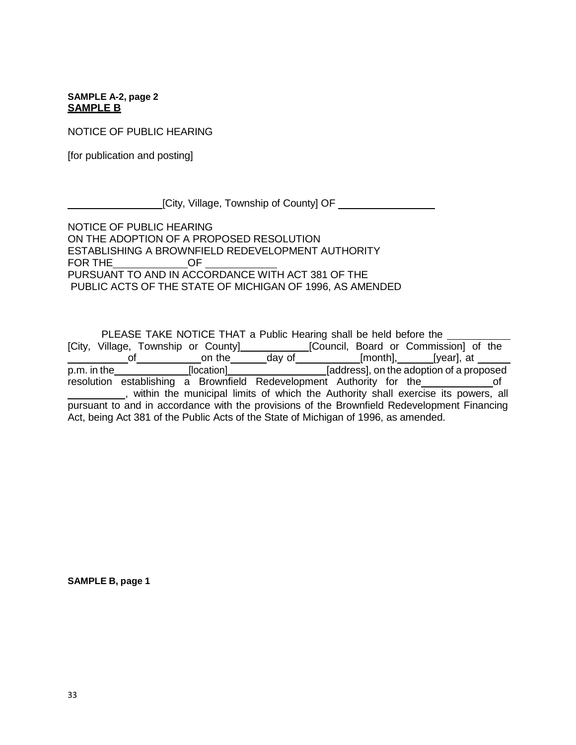**SAMPLE A-2, page 2**

**SAMPLE B**

NOTICE OF PUBLIC HEARING

[for publication and posting]

\_\_\_\_\_\_\_\_\_\_\_\_\_\_\_\_[City, Village, Township of County] OF \_\_\_\_\_\_\_\_\_\_\_\_\_\_\_\_

NOTICE OF PUBLIC HEARING
ON THE ADOPTION OF A PROPOSED RESOLUTION
ESTABLISHING A BROWNFIELD REDEVELOPMENT AUTHORITY
FOR THE \_\_\_\_\_\_\_\_\_\_\_\_ OF \_\_\_\_\_\_\_\_\_\_\_\_
PURSUANT TO AND IN ACCORDANCE WITH ACT 381 OF THE
PUBLIC ACTS OF THE STATE OF MICHIGAN OF 1996, AS AMENDED

PLEASE TAKE NOTICE THAT a Public Hearing shall be held before the \_\_\_\_\_\_\_\_\_\_\_ [City, Village, Township or County] \_\_\_\_\_\_\_\_\_\_\_ [Council, Board or Commission] of the \_\_\_\_\_\_\_\_\_\_ of \_\_\_\_\_\_\_\_\_\_\_ on the \_\_\_\_\_\_ day of \_\_\_\_\_\_\_\_\_\_\_ [month], \_\_\_\_\_\_ [year], at \_\_\_\_\_\_ p.m. in the \_\_\_\_\_\_\_\_\_\_\_\_\_ [location] \_\_\_\_\_\_\_\_\_\_\_\_\_\_\_\_\_ [address], on the adoption of a proposed resolution establishing a Brownfield Redevelopment Authority for the \_\_\_\_\_\_\_\_\_\_\_\_ of \_\_\_\_\_\_\_\_\_\_, within the municipal limits of which the Authority shall exercise its powers, all pursuant to and in accordance with the provisions of the Brownfield Redevelopment Financing Act, being Act 381 of the Public Acts of the State of Michigan of 1996, as amended.

**SAMPLE B, page 1**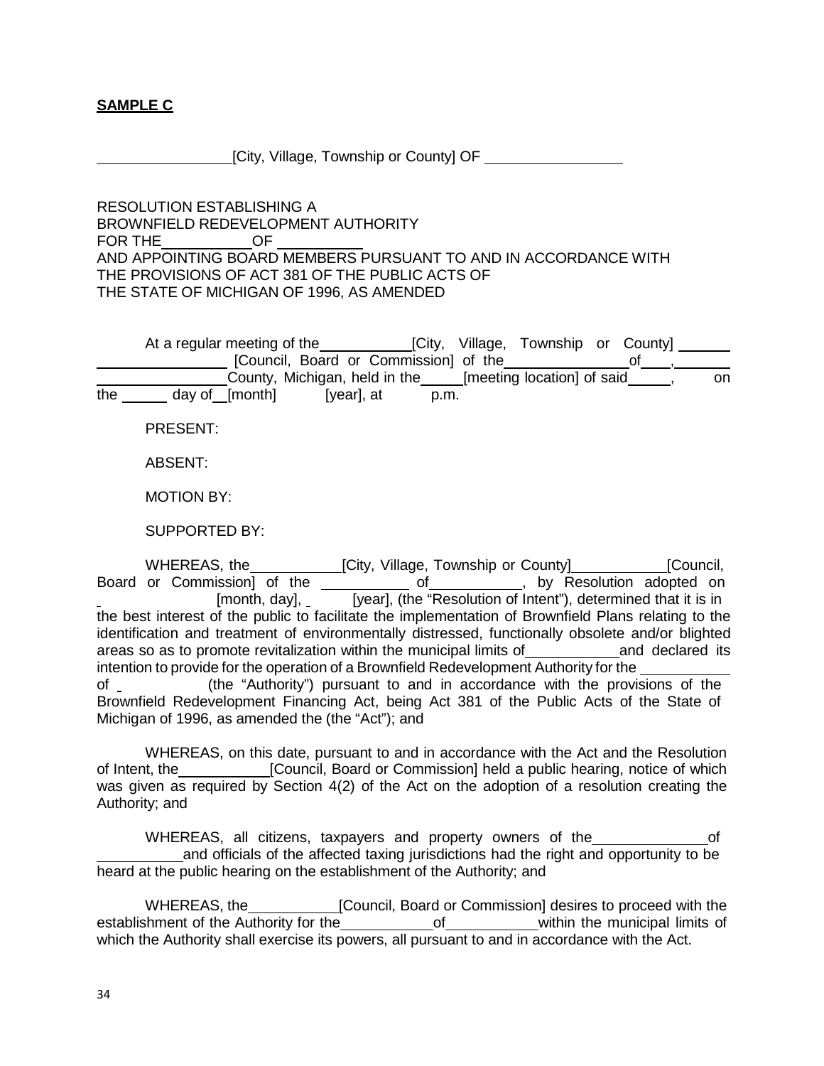**SAMPLE C**

\_\_\_\_\_\_\_\_\_\_\_\_\_\_\_\_[City, Village, Township or County] OF \_\_\_\_\_\_\_\_\_\_\_\_\_\_\_\_

RESOLUTION ESTABLISHING A
BROWNFIELD REDEVELOPMENT AUTHORITY
FOR THE\_\_\_\_\_\_\_\_\_\_\_OF \_\_\_\_\_\_\_\_\_\_\_
AND APPOINTING BOARD MEMBERS PURSUANT TO AND IN ACCORDANCE WITH THE PROVISIONS OF ACT 381 OF THE PUBLIC ACTS OF THE STATE OF MICHIGAN OF 1996, AS AMENDED

At a regular meeting of the\_\_\_\_\_\_\_\_\_\_\_[City, Village, Township or County] \_\_\_\_\_\_\_\_\_\_\_\_\_\_\_\_\_\_\_\_\_\_\_ [Council, Board or Commission] of the\_\_\_\_\_\_\_\_\_\_\_\_\_\_\_of\_\_\_\_,\_\_\_\_\_\_\_\_\_\_\_\_\_\_\_\_\_\_\_\_\_\_\_County, Michigan, held in the\_\_\_\_\_[meeting location] of said\_\_\_\_\_, on the \_\_\_\_\_\_ day of \_\_[month] \_\_\_\_\_ [year], at \_\_\_\_\_ p.m.

PRESENT:

ABSENT:

MOTION BY:

SUPPORTED BY:

WHEREAS, the\_\_\_\_\_\_\_\_\_\_\_[City, Village, Township or County]\_\_\_\_\_\_\_\_\_\_\_[Council, Board or Commission] of the \_\_\_\_\_\_\_\_\_\_\_ of\_\_\_\_\_\_\_\_\_\_\_, by Resolution adopted on \_\_\_\_\_\_\_\_\_\_ [month, day], \_\_\_\_\_ [year], (the "Resolution of Intent"), determined that it is in the best interest of the public to facilitate the implementation of Brownfield Plans relating to the identification and treatment of environmentally distressed, functionally obsolete and/or blighted areas so as to promote revitalization within the municipal limits of\_\_\_\_\_\_\_\_\_\_\_and declared its intention to provide for the operation of a Brownfield Redevelopment Authority for the \_\_\_\_\_\_\_\_\_\_\_ of \_\_\_\_\_\_\_\_\_\_\_ (the "Authority") pursuant to and in accordance with the provisions of the Brownfield Redevelopment Financing Act, being Act 381 of the Public Acts of the State of Michigan of 1996, as amended the (the "Act"); and

WHEREAS, on this date, pursuant to and in accordance with the Act and the Resolution of Intent, the\_\_\_\_\_\_\_\_\_\_\_[Council, Board or Commission] held a public hearing, notice of which was given as required by Section 4(2) of the Act on the adoption of a resolution creating the Authority; and

WHEREAS, all citizens, taxpayers and property owners of the\_\_\_\_\_\_\_\_\_\_\_\_\_\_of \_\_\_\_\_\_\_\_\_\_and officials of the affected taxing jurisdictions had the right and opportunity to be heard at the public hearing on the establishment of the Authority; and

WHEREAS, the\_\_\_\_\_\_\_\_\_\_\_[Council, Board or Commission] desires to proceed with the establishment of the Authority for the\_\_\_\_\_\_\_\_\_\_\_of\_\_\_\_\_\_\_\_\_\_\_within the municipal limits of which the Authority shall exercise its powers, all pursuant to and in accordance with the Act.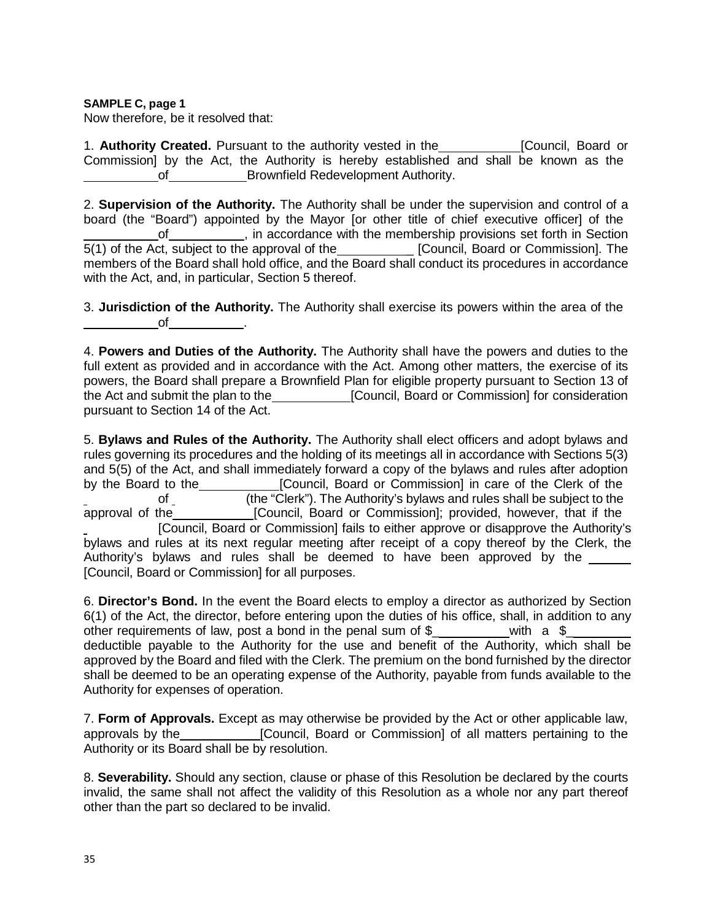**SAMPLE C, page 1**

Now therefore, be it resolved that:

1. **Authority Created.** Pursuant to the authority vested in the \_\_\_\_\_\_\_\_\_\_\_ [Council, Board or Commission] by the Act, the Authority is hereby established and shall be known as the \_\_\_\_\_\_\_\_\_\_ of \_\_\_\_\_\_\_\_\_\_\_ Brownfield Redevelopment Authority.

2. **Supervision of the Authority.** The Authority shall be under the supervision and control of a board (the "Board") appointed by the Mayor [or other title of chief executive officer] of the \_\_\_\_\_\_\_\_\_\_ of \_\_\_\_\_\_\_\_\_\_\_, in accordance with the membership provisions set forth in Section 5(1) of the Act, subject to the approval of the \_\_\_\_\_\_\_\_\_\_\_ [Council, Board or Commission]. The members of the Board shall hold office, and the Board shall conduct its procedures in accordance with the Act, and, in particular, Section 5 thereof.

3. **Jurisdiction of the Authority.** The Authority shall exercise its powers within the area of the \_\_\_\_\_\_\_\_\_\_ of \_\_\_\_\_\_\_\_\_\_\_.

4. **Powers and Duties of the Authority.** The Authority shall have the powers and duties to the full extent as provided and in accordance with the Act. Among other matters, the exercise of its powers, the Board shall prepare a Brownfield Plan for eligible property pursuant to Section 13 of the Act and submit the plan to the \_\_\_\_\_\_\_\_\_\_\_ [Council, Board or Commission] for consideration pursuant to Section 14 of the Act.

5. **Bylaws and Rules of the Authority.** The Authority shall elect officers and adopt bylaws and rules governing its procedures and the holding of its meetings all in accordance with Sections 5(3) and 5(5) of the Act, and shall immediately forward a copy of the bylaws and rules after adoption by the Board to the \_\_\_\_\_\_\_\_\_\_\_ [Council, Board or Commission] in care of the Clerk of the \_\_\_\_\_\_\_\_\_\_ of \_\_\_\_\_\_\_\_\_\_ (the "Clerk"). The Authority's bylaws and rules shall be subject to the approval of the \_\_\_\_\_\_\_\_\_\_\_ [Council, Board or Commission]; provided, however, that if the \_\_\_\_\_\_\_\_\_\_ [Council, Board or Commission] fails to either approve or disapprove the Authority's bylaws and rules at its next regular meeting after receipt of a copy thereof by the Clerk, the Authority's bylaws and rules shall be deemed to have been approved by the \_\_\_\_\_\_ [Council, Board or Commission] for all purposes.

6. **Director's Bond.** In the event the Board elects to employ a director as authorized by Section 6(1) of the Act, the director, before entering upon the duties of his office, shall, in addition to any other requirements of law, post a bond in the penal sum of $\_\_\_\_\_\_\_\_\_\_\_ with a $\_\_\_\_\_\_\_\_\_ deductible payable to the Authority for the use and benefit of the Authority, which shall be approved by the Board and filed with the Clerk. The premium on the bond furnished by the director shall be deemed to be an operating expense of the Authority, payable from funds available to the Authority for expenses of operation.

7. **Form of Approvals.** Except as may otherwise be provided by the Act or other applicable law, approvals by the \_\_\_\_\_\_\_\_\_\_\_ [Council, Board or Commission] of all matters pertaining to the Authority or its Board shall be by resolution.

8. **Severability.** Should any section, clause or phase of this Resolution be declared by the courts invalid, the same shall not affect the validity of this Resolution as a whole nor any part thereof other than the part so declared to be invalid.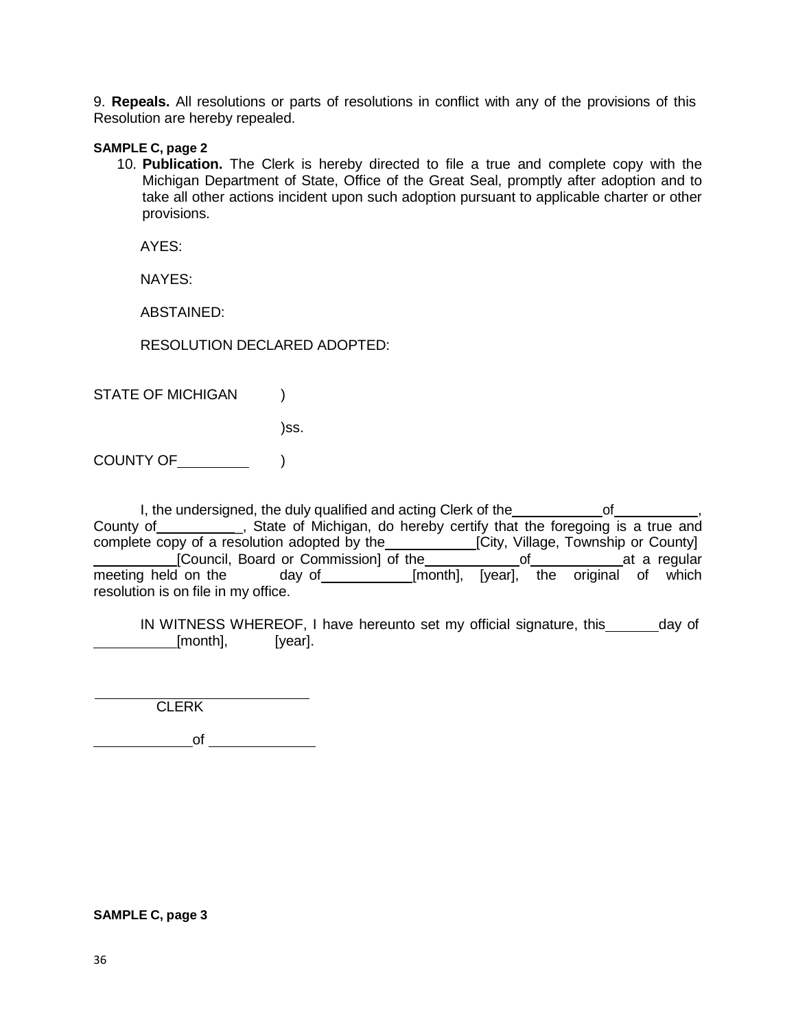9. **Repeals.** All resolutions or parts of resolutions in conflict with any of the provisions of this Resolution are hereby repealed.

**SAMPLE C, page 2**

10. **Publication.** The Clerk is hereby directed to file a true and complete copy with the Michigan Department of State, Office of the Great Seal, promptly after adoption and to take all other actions incident upon such adoption pursuant to applicable charter or other provisions.

AYES:

NAYES:

ABSTAINED:

RESOLUTION DECLARED ADOPTED:

STATE OF MICHIGAN )

)ss.

COUNTY OF \_\_\_\_\_\_\_\_\_\_ )

I, the undersigned, the duly qualified and acting Clerk of the \_\_\_\_\_\_\_\_\_\_\_\_ of \_\_\_\_\_\_\_\_\_\_\_\_, County of \_\_\_\_\_\_\_\_\_\_\_\_, State of Michigan, do hereby certify that the foregoing is a true and complete copy of a resolution adopted by the \_\_\_\_\_\_\_\_\_\_\_\_ [City, Village, Township or County] \_\_\_\_\_\_\_\_\_\_\_\_ [Council, Board or Commission] of the \_\_\_\_\_\_\_\_\_\_\_\_ of \_\_\_\_\_\_\_\_\_\_\_\_ at a regular meeting held on the \_\_\_\_\_\_ day of \_\_\_\_\_\_\_\_\_\_\_\_ [month], [year], the original of which resolution is on file in my office.

IN WITNESS WHEREOF, I have hereunto set my official signature, this \_\_\_\_\_\_\_ day of \_\_\_\_\_\_\_\_\_\_\_\_ [month], [year].

\_\_\_\_\_\_\_\_\_\_\_\_\_\_\_\_\_\_\_\_\_\_\_\_\_\_\_\_

CLERK

\_\_\_\_\_\_\_\_\_\_\_\_ of \_\_\_\_\_\_\_\_\_\_\_\_

**SAMPLE C, page 3**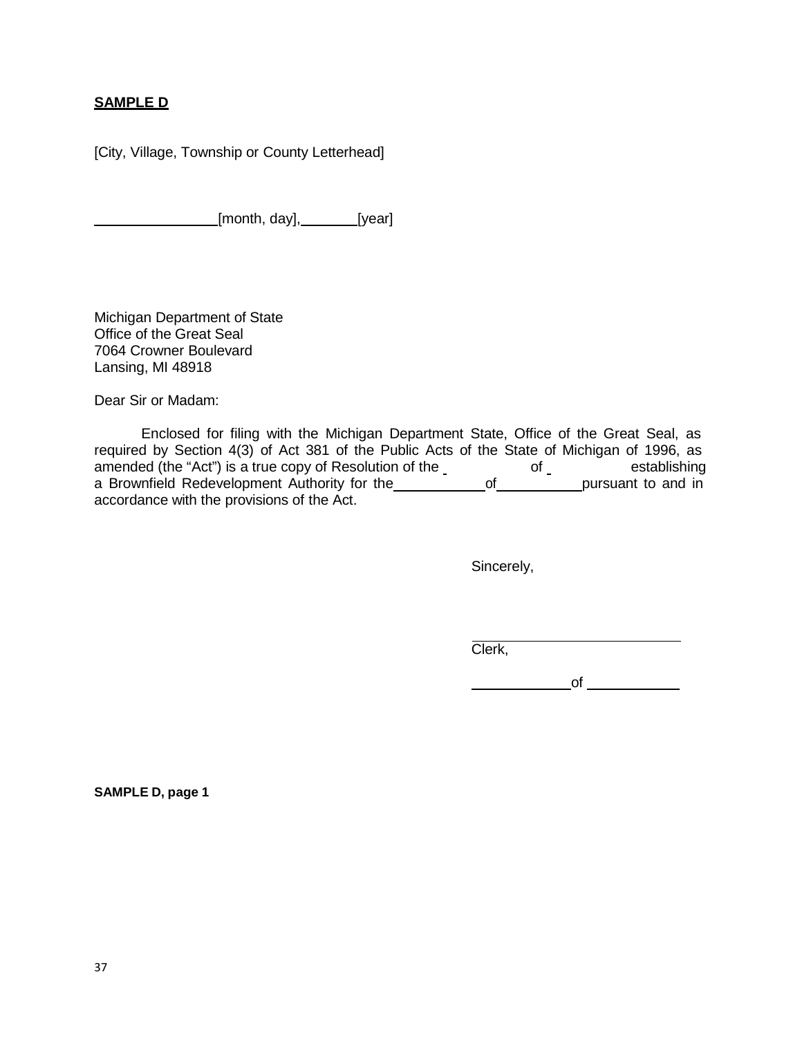**SAMPLE D**

[City, Village, Township or County Letterhead]

\_\_\_\_\_\_\_\_\_\_\_\_\_\_\_\_ [month, day], \_\_\_\_\_\_\_ [year]

Michigan Department of State
Office of the Great Seal
7064 Crowner Boulevard
Lansing, MI 48918

Dear Sir or Madam:

Enclosed for filing with the Michigan Department State, Office of the Great Seal, as required by Section 4(3) of Act 381 of the Public Acts of the State of Michigan of 1996, as amended (the "Act") is a true copy of Resolution of the \_\_\_\_\_\_\_\_\_\_ of \_\_\_\_\_\_\_\_\_\_ establishing a Brownfield Redevelopment Authority for the \_\_\_\_\_\_\_\_\_\_\_\_ of \_\_\_\_\_\_\_\_\_\_\_ pursuant to and in accordance with the provisions of the Act.

Sincerely,

\_\_\_\_\_\_\_\_\_\_\_\_\_\_\_\_\_\_\_\_\_\_\_\_\_\_\_
Clerk,

\_\_\_\_\_\_\_\_\_\_\_\_\_ of \_\_\_\_\_\_\_\_\_\_\_\_

**SAMPLE D, page 1**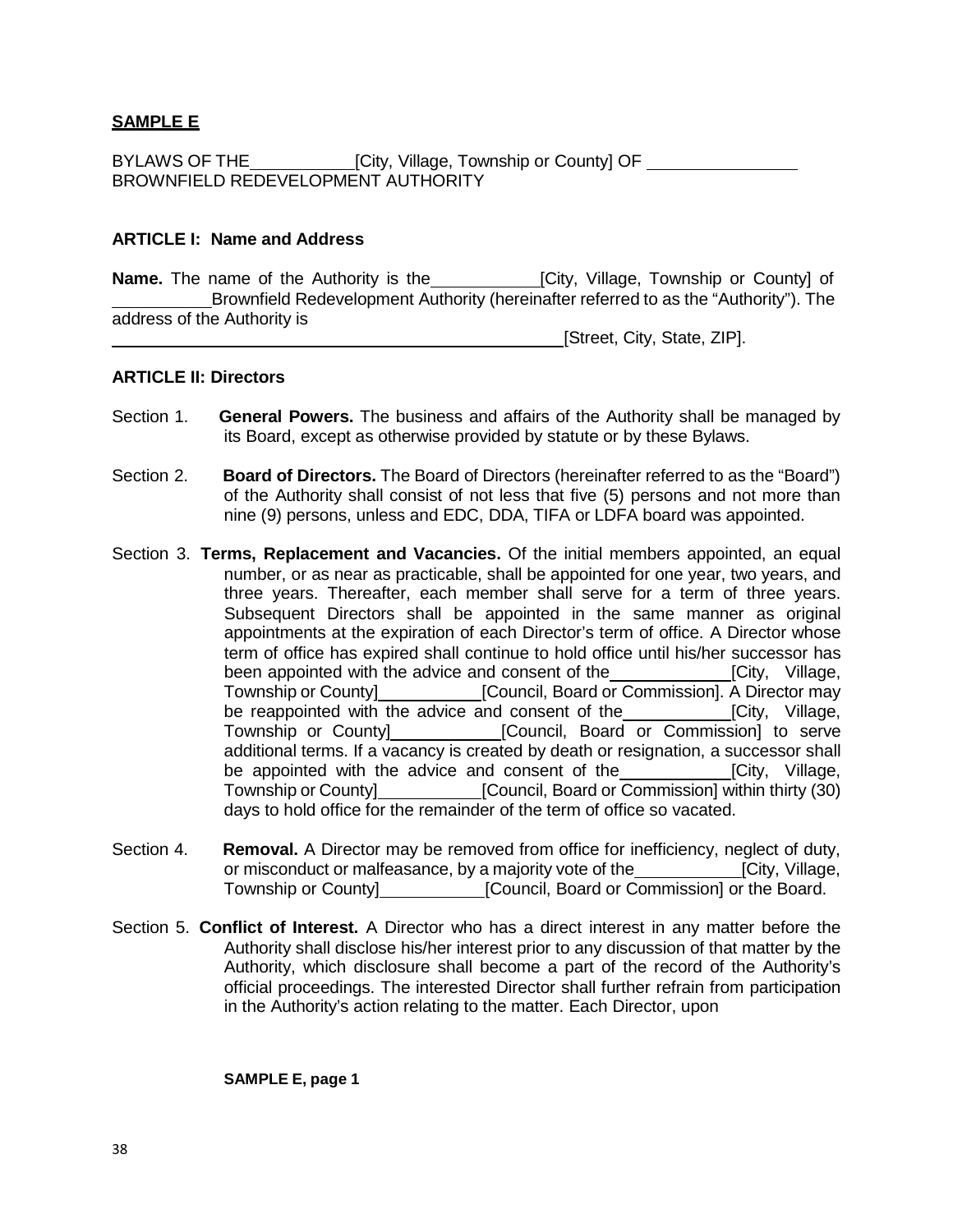**SAMPLE E**

BYLAWS OF THE\_\_\_\_\_\_\_\_\_\_\_[City, Village, Township or County] OF \_\_\_\_\_\_\_\_\_\_\_\_\_\_\_
BROWNFIELD REDEVELOPMENT AUTHORITY

**ARTICLE I: Name and Address**

**Name.** The name of the Authority is the\_\_\_\_\_\_\_\_\_\_\_[City, Village, Township or County] of \_\_\_\_\_\_\_\_\_\_Brownfield Redevelopment Authority (hereinafter referred to as the "Authority"). The address of the Authority is
\_\_\_\_\_\_\_\_\_\_\_\_\_\_\_\_\_\_\_\_\_\_\_\_\_\_\_\_\_\_\_\_\_\_\_\_\_\_\_\_\_\_\_\_\_\_\_\_\_\_[Street, City, State, ZIP].

**ARTICLE II: Directors**

Section 1. **General Powers.** The business and affairs of the Authority shall be managed by its Board, except as otherwise provided by statute or by these Bylaws.

Section 2. **Board of Directors.** The Board of Directors (hereinafter referred to as the "Board") of the Authority shall consist of not less that five (5) persons and not more than nine (9) persons, unless and EDC, DDA, TIFA or LDFA board was appointed.

Section 3. **Terms, Replacement and Vacancies.** Of the initial members appointed, an equal number, or as near as practicable, shall be appointed for one year, two years, and three years. Thereafter, each member shall serve for a term of three years. Subsequent Directors shall be appointed in the same manner as original appointments at the expiration of each Director's term of office. A Director whose term of office has expired shall continue to hold office until his/her successor has been appointed with the advice and consent of the\_\_\_\_\_\_\_\_\_\_\_\_[City, Village, Township or County]\_\_\_\_\_\_\_\_\_\_\_[Council, Board or Commission]. A Director may be reappointed with the advice and consent of the\_\_\_\_\_\_\_\_\_\_\_[City, Village, Township or County]\_\_\_\_\_\_\_\_\_\_\_[Council, Board or Commission] to serve additional terms. If a vacancy is created by death or resignation, a successor shall be appointed with the advice and consent of the\_\_\_\_\_\_\_\_\_\_\_[City, Village, Township or County]\_\_\_\_\_\_\_\_\_\_\_[Council, Board or Commission] within thirty (30) days to hold office for the remainder of the term of office so vacated.

Section 4. **Removal.** A Director may be removed from office for inefficiency, neglect of duty, or misconduct or malfeasance, by a majority vote of the\_\_\_\_\_\_\_\_\_\_\_[City, Village, Township or County]\_\_\_\_\_\_\_\_\_\_\_[Council, Board or Commission] or the Board.

Section 5. **Conflict of Interest.** A Director who has a direct interest in any matter before the Authority shall disclose his/her interest prior to any discussion of that matter by the Authority, which disclosure shall become a part of the record of the Authority's official proceedings. The interested Director shall further refrain from participation in the Authority's action relating to the matter. Each Director, upon

**SAMPLE E, page 1**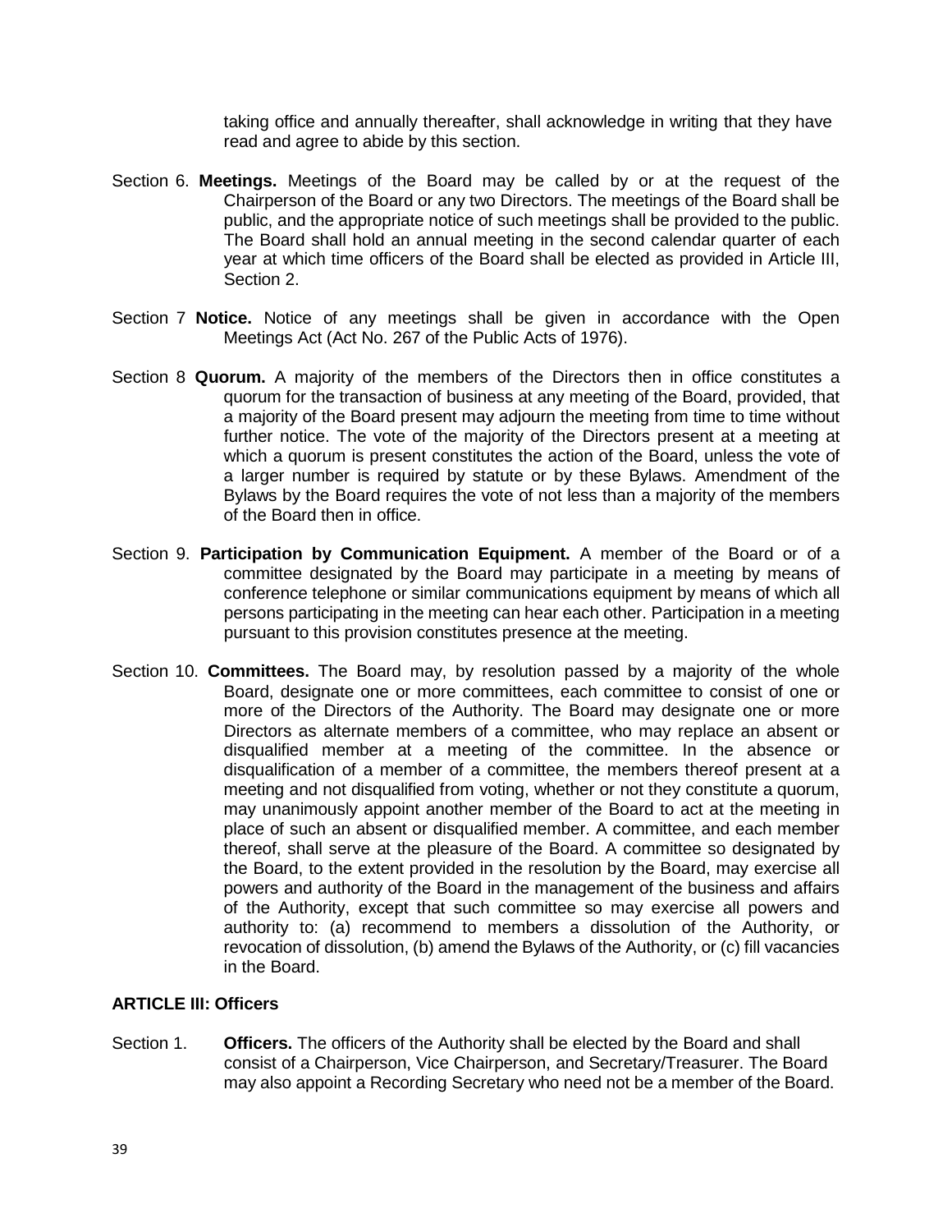taking office and annually thereafter, shall acknowledge in writing that they have read and agree to abide by this section.

Section 6. **Meetings.** Meetings of the Board may be called by or at the request of the Chairperson of the Board or any two Directors. The meetings of the Board shall be public, and the appropriate notice of such meetings shall be provided to the public. The Board shall hold an annual meeting in the second calendar quarter of each year at which time officers of the Board shall be elected as provided in Article III, Section 2.

Section 7 **Notice.** Notice of any meetings shall be given in accordance with the Open Meetings Act (Act No. 267 of the Public Acts of 1976).

Section 8 **Quorum.** A majority of the members of the Directors then in office constitutes a quorum for the transaction of business at any meeting of the Board, provided, that a majority of the Board present may adjourn the meeting from time to time without further notice. The vote of the majority of the Directors present at a meeting at which a quorum is present constitutes the action of the Board, unless the vote of a larger number is required by statute or by these Bylaws. Amendment of the Bylaws by the Board requires the vote of not less than a majority of the members of the Board then in office.

Section 9. **Participation by Communication Equipment.** A member of the Board or of a committee designated by the Board may participate in a meeting by means of conference telephone or similar communications equipment by means of which all persons participating in the meeting can hear each other. Participation in a meeting pursuant to this provision constitutes presence at the meeting.

Section 10. **Committees.** The Board may, by resolution passed by a majority of the whole Board, designate one or more committees, each committee to consist of one or more of the Directors of the Authority. The Board may designate one or more Directors as alternate members of a committee, who may replace an absent or disqualified member at a meeting of the committee. In the absence or disqualification of a member of a committee, the members thereof present at a meeting and not disqualified from voting, whether or not they constitute a quorum, may unanimously appoint another member of the Board to act at the meeting in place of such an absent or disqualified member. A committee, and each member thereof, shall serve at the pleasure of the Board. A committee so designated by the Board, to the extent provided in the resolution by the Board, may exercise all powers and authority of the Board in the management of the business and affairs of the Authority, except that such committee so may exercise all powers and authority to: (a) recommend to members a dissolution of the Authority, or revocation of dissolution, (b) amend the Bylaws of the Authority, or (c) fill vacancies in the Board.

**ARTICLE III: Officers**

Section 1. **Officers.** The officers of the Authority shall be elected by the Board and shall consist of a Chairperson, Vice Chairperson, and Secretary/Treasurer. The Board may also appoint a Recording Secretary who need not be a member of the Board.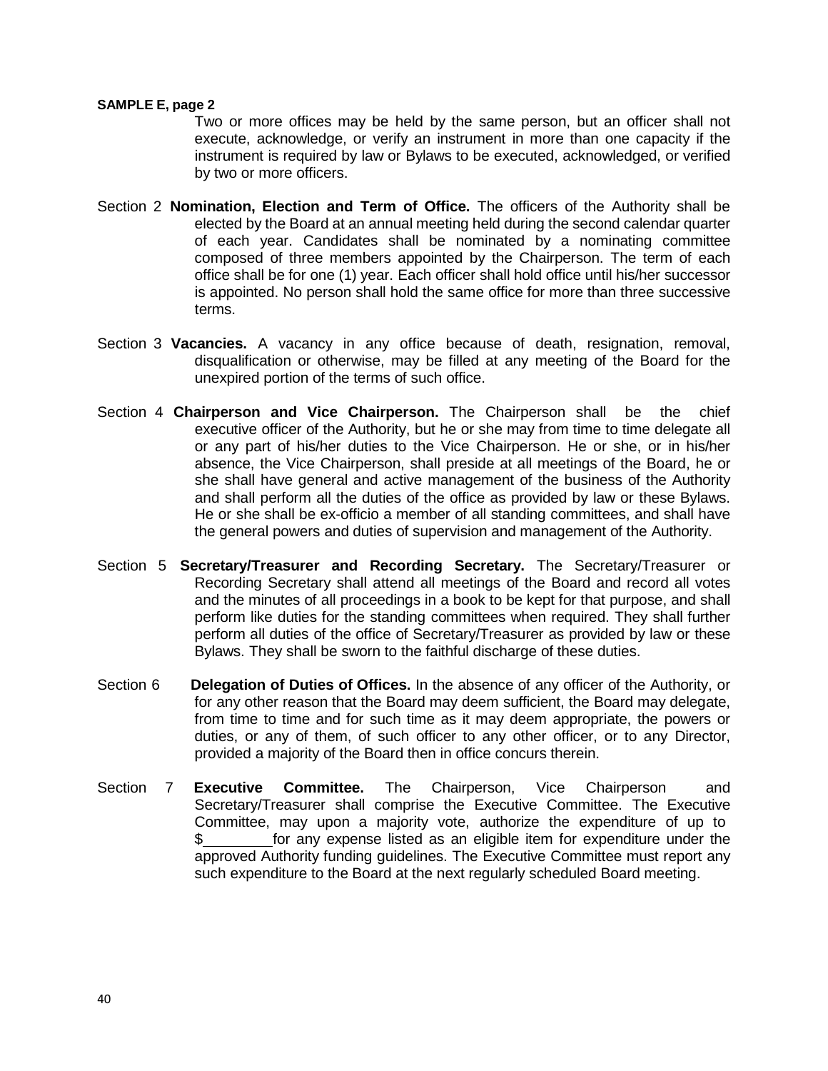**SAMPLE E, page 2**

Two or more offices may be held by the same person, but an officer shall not execute, acknowledge, or verify an instrument in more than one capacity if the instrument is required by law or Bylaws to be executed, acknowledged, or verified by two or more officers.

Section 2 **Nomination, Election and Term of Office.** The officers of the Authority shall be elected by the Board at an annual meeting held during the second calendar quarter of each year. Candidates shall be nominated by a nominating committee composed of three members appointed by the Chairperson. The term of each office shall be for one (1) year. Each officer shall hold office until his/her successor is appointed. No person shall hold the same office for more than three successive terms.

Section 3 **Vacancies.** A vacancy in any office because of death, resignation, removal, disqualification or otherwise, may be filled at any meeting of the Board for the unexpired portion of the terms of such office.

Section 4 **Chairperson and Vice Chairperson.** The Chairperson shall be the chief executive officer of the Authority, but he or she may from time to time delegate all or any part of his/her duties to the Vice Chairperson. He or she, or in his/her absence, the Vice Chairperson, shall preside at all meetings of the Board, he or she shall have general and active management of the business of the Authority and shall perform all the duties of the office as provided by law or these Bylaws. He or she shall be ex-officio a member of all standing committees, and shall have the general powers and duties of supervision and management of the Authority.

Section 5 **Secretary/Treasurer and Recording Secretary.** The Secretary/Treasurer or Recording Secretary shall attend all meetings of the Board and record all votes and the minutes of all proceedings in a book to be kept for that purpose, and shall perform like duties for the standing committees when required. They shall further perform all duties of the office of Secretary/Treasurer as provided by law or these Bylaws. They shall be sworn to the faithful discharge of these duties.

Section 6 **Delegation of Duties of Offices.** In the absence of any officer of the Authority, or for any other reason that the Board may deem sufficient, the Board may delegate, from time to time and for such time as it may deem appropriate, the powers or duties, or any of them, of such officer to any other officer, or to any Director, provided a majority of the Board then in office concurs therein.

Section 7 **Executive Committee.** The Chairperson, Vice Chairperson and Secretary/Treasurer shall comprise the Executive Committee. The Executive Committee, may upon a majority vote, authorize the expenditure of up to $________ for any expense listed as an eligible item for expenditure under the approved Authority funding guidelines. The Executive Committee must report any such expenditure to the Board at the next regularly scheduled Board meeting.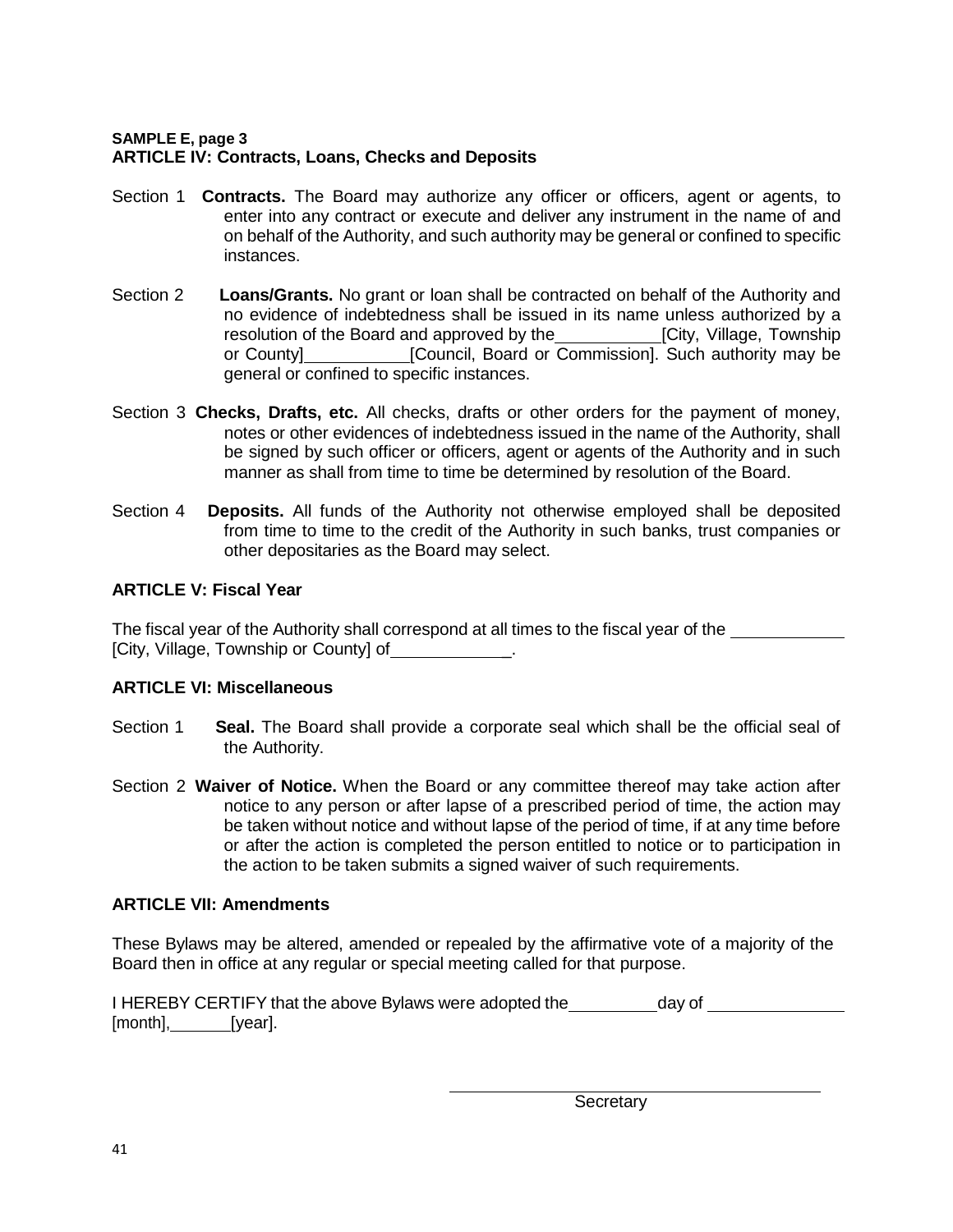**SAMPLE E, page 3**

**ARTICLE IV: Contracts, Loans, Checks and Deposits**

Section 1 **Contracts.** The Board may authorize any officer or officers, agent or agents, to enter into any contract or execute and deliver any instrument in the name of and on behalf of the Authority, and such authority may be general or confined to specific instances.

Section 2 **Loans/Grants.** No grant or loan shall be contracted on behalf of the Authority and no evidence of indebtedness shall be issued in its name unless authorized by a resolution of the Board and approved by the ___________ [City, Village, Township or County] ___________ [Council, Board or Commission]. Such authority may be general or confined to specific instances.

Section 3 **Checks, Drafts, etc.** All checks, drafts or other orders for the payment of money, notes or other evidences of indebtedness issued in the name of the Authority, shall be signed by such officer or officers, agent or agents of the Authority and in such manner as shall from time to time be determined by resolution of the Board.

Section 4 **Deposits.** All funds of the Authority not otherwise employed shall be deposited from time to time to the credit of the Authority in such banks, trust companies or other depositaries as the Board may select.

**ARTICLE V: Fiscal Year**

The fiscal year of the Authority shall correspond at all times to the fiscal year of the ____________ [City, Village, Township or County] of _____________.

**ARTICLE VI: Miscellaneous**

Section 1 **Seal.** The Board shall provide a corporate seal which shall be the official seal of the Authority.

Section 2 **Waiver of Notice.** When the Board or any committee thereof may take action after notice to any person or after lapse of a prescribed period of time, the action may be taken without notice and without lapse of the period of time, if at any time before or after the action is completed the person entitled to notice or to participation in the action to be taken submits a signed waiver of such requirements.

**ARTICLE VII: Amendments**

These Bylaws may be altered, amended or repealed by the affirmative vote of a majority of the Board then in office at any regular or special meeting called for that purpose.

I HEREBY CERTIFY that the above Bylaws were adopted the __________ day of _______________ [month], _______ [year].

_________________________________________
Secretary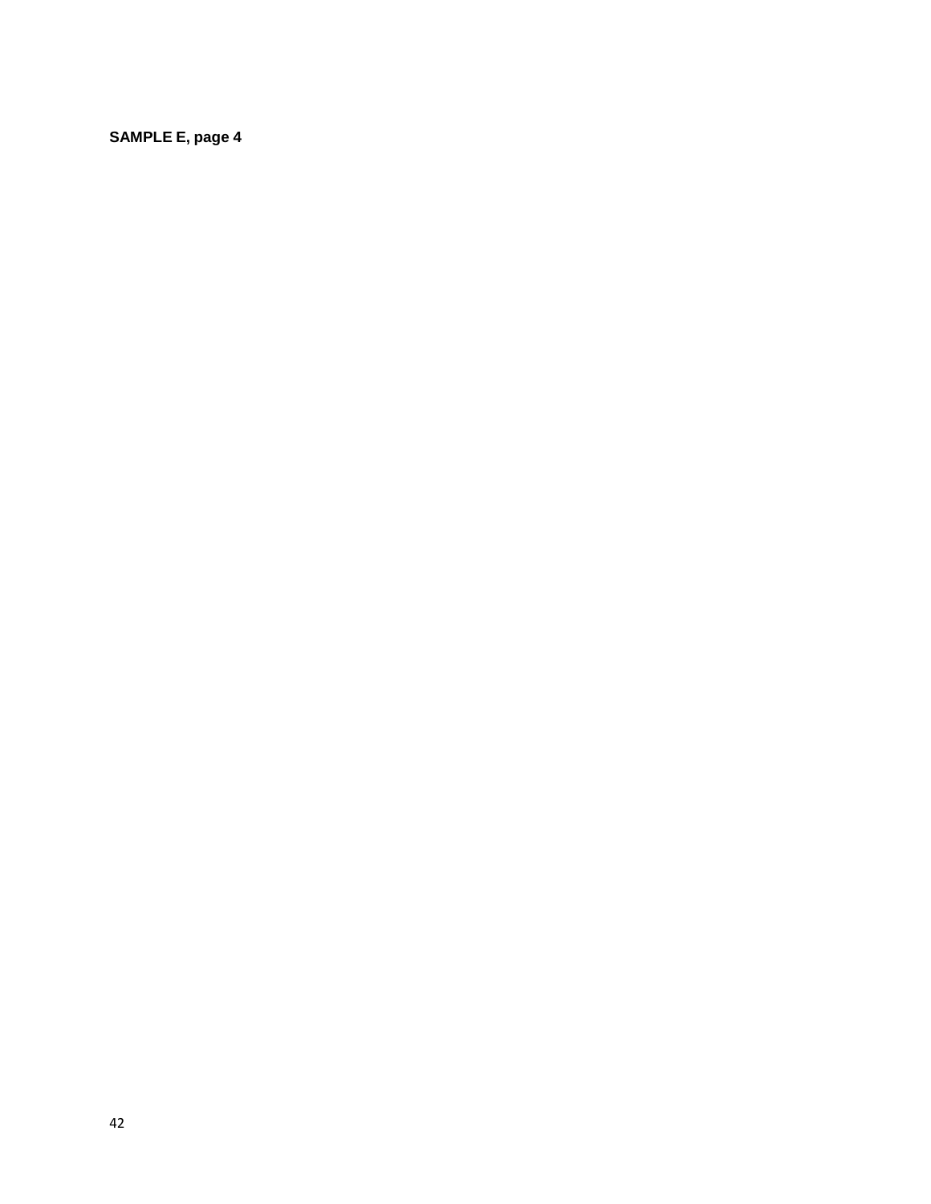**SAMPLE E, page 4**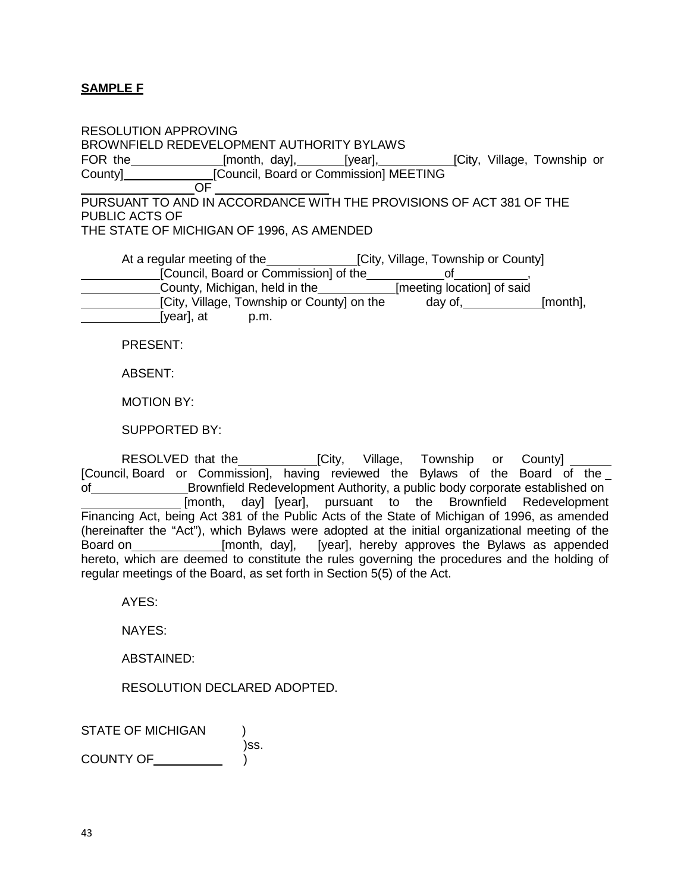**SAMPLE F**

RESOLUTION APPROVING
BROWNFIELD REDEVELOPMENT AUTHORITY BYLAWS
FOR the ____________ [month, day], ______ [year], __________ [City, Village, Township or County] ____________ [Council, Board or Commission] MEETING
______________ OF ______________
PURSUANT TO AND IN ACCORDANCE WITH THE PROVISIONS OF ACT 381 OF THE PUBLIC ACTS OF
THE STATE OF MICHIGAN OF 1996, AS AMENDED

At a regular meeting of the ____________ [City, Village, Township or County] __________ [Council, Board or Commission] of the __________ of __________, __________ County, Michigan, held in the __________ [meeting location] of said __________ [City, Village, Township or County] on the ____ day of, __________ [month], __________ [year], at ____ p.m.

PRESENT:

ABSENT:

MOTION BY:

SUPPORTED BY:

RESOLVED that the __________ [City, Village, Township or County] ______ [Council, Board or Commission], having reviewed the Bylaws of the Board of the _ of _____________ Brownfield Redevelopment Authority, a public body corporate established on _____________ [month, day] [year], pursuant to the Brownfield Redevelopment Financing Act, being Act 381 of the Public Acts of the State of Michigan of 1996, as amended (hereinafter the "Act"), which Bylaws were adopted at the initial organizational meeting of the Board on ____________ [month, day], [year], hereby approves the Bylaws as appended hereto, which are deemed to constitute the rules governing the procedures and the holding of regular meetings of the Board, as set forth in Section 5(5) of the Act.

AYES:

NAYES:

ABSTAINED:

RESOLUTION DECLARED ADOPTED.

STATE OF MICHIGAN )
)ss.
COUNTY OF __________ )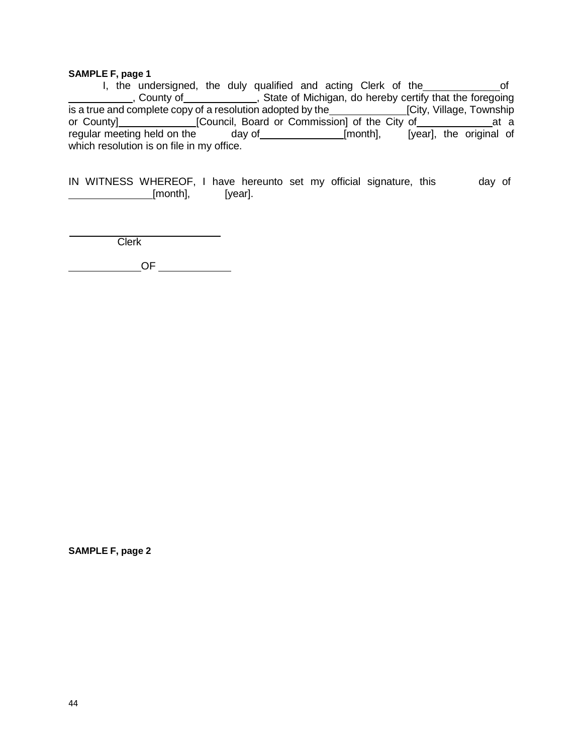**SAMPLE F, page 1**

I, the undersigned, the duly qualified and acting Clerk of the ____________ of __________, County of ____________, State of Michigan, do hereby certify that the foregoing is a true and complete copy of a resolution adopted by the ____________ [City, Village, Township or County] ____________ [Council, Board or Commission] of the City of ____________ at a regular meeting held on the ______ day of ______________ [month], ______ [year], the original of which resolution is on file in my office.

IN WITNESS WHEREOF, I have hereunto set my official signature, this ______ day of ______________ [month], ______ [year].

___________________________
Clerk

____________ OF ____________

**SAMPLE F, page 2**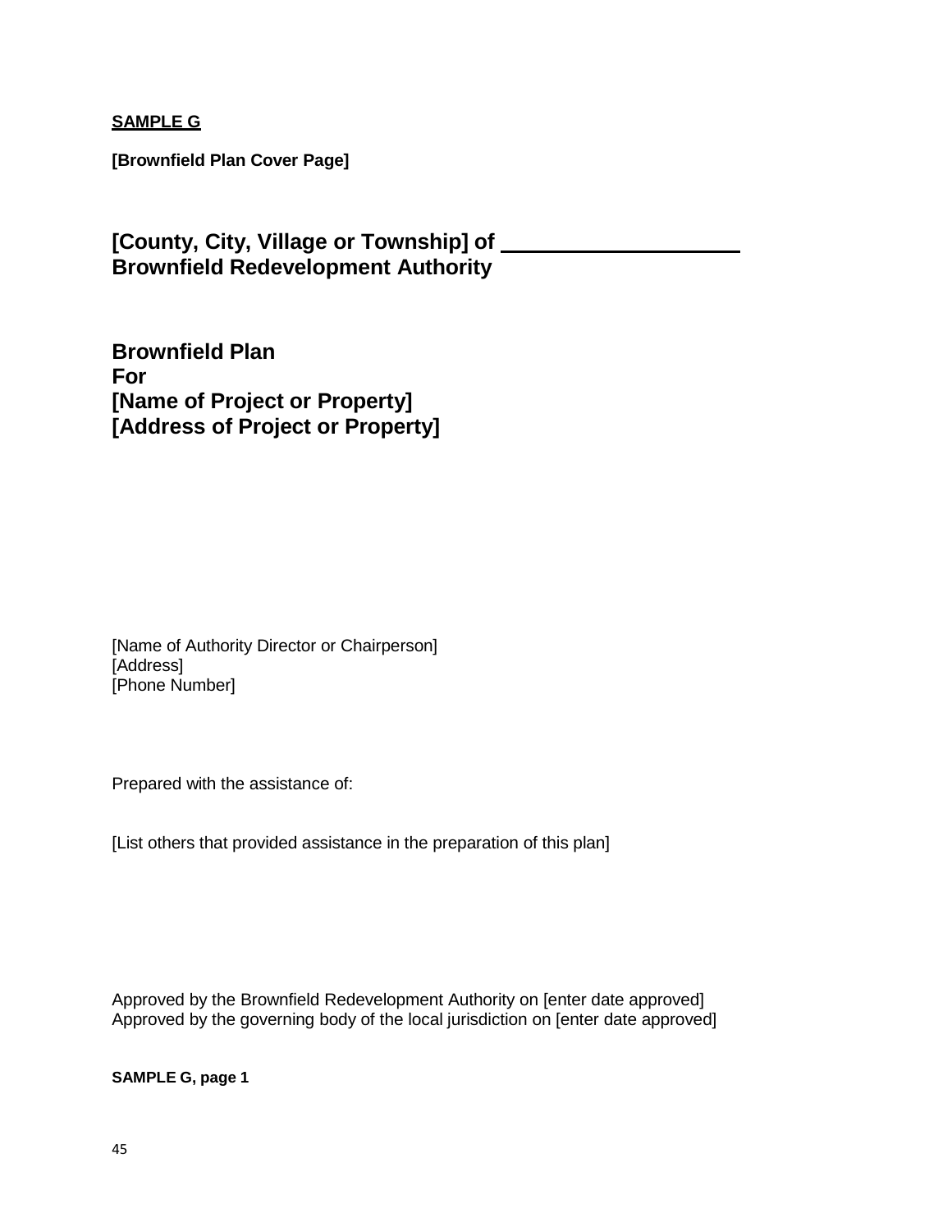**SAMPLE G**

**[Brownfield Plan Cover Page]**

## [County, City, Village or Township] of ____________________ Brownfield Redevelopment Authority

## Brownfield Plan
## For
## [Name of Project or Property]
## [Address of Project or Property]

[Name of Authority Director or Chairperson]
[Address]
[Phone Number]

Prepared with the assistance of:

[List others that provided assistance in the preparation of this plan]

Approved by the Brownfield Redevelopment Authority on [enter date approved]
Approved by the governing body of the local jurisdiction on [enter date approved]

**SAMPLE G, page 1**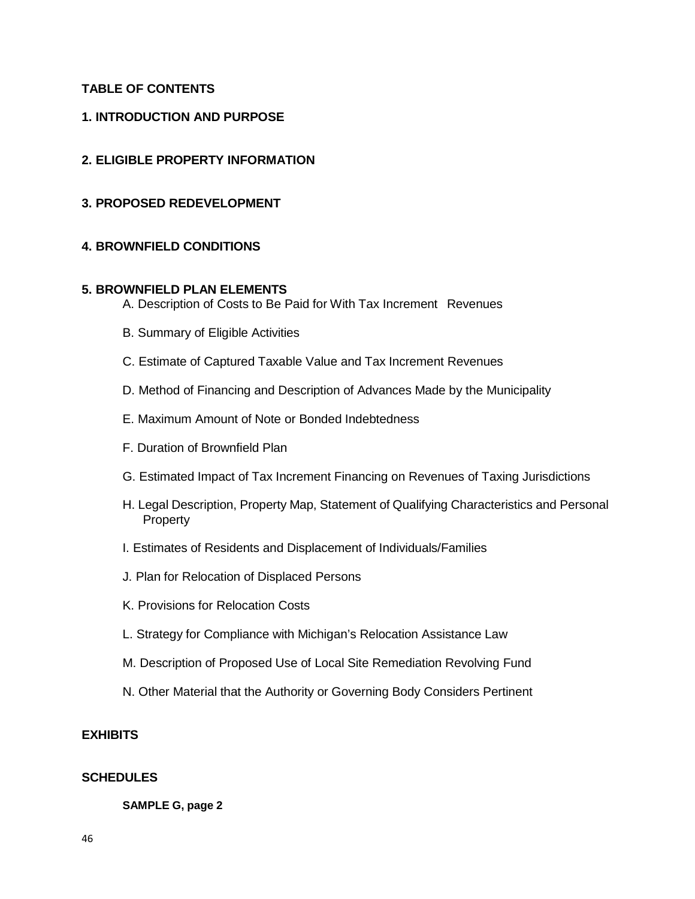## TABLE OF CONTENTS

### 1. INTRODUCTION AND PURPOSE

### 2. ELIGIBLE PROPERTY INFORMATION

### 3. PROPOSED REDEVELOPMENT

### 4. BROWNFIELD CONDITIONS

### 5. BROWNFIELD PLAN ELEMENTS

A. Description of Costs to Be Paid for With Tax Increment Revenues

B. Summary of Eligible Activities

C. Estimate of Captured Taxable Value and Tax Increment Revenues

D. Method of Financing and Description of Advances Made by the Municipality

E. Maximum Amount of Note or Bonded Indebtedness

F. Duration of Brownfield Plan

G. Estimated Impact of Tax Increment Financing on Revenues of Taxing Jurisdictions

H. Legal Description, Property Map, Statement of Qualifying Characteristics and Personal Property

I. Estimates of Residents and Displacement of Individuals/Families

J. Plan for Relocation of Displaced Persons

K. Provisions for Relocation Costs

L. Strategy for Compliance with Michigan's Relocation Assistance Law

M. Description of Proposed Use of Local Site Remediation Revolving Fund

N. Other Material that the Authority or Governing Body Considers Pertinent

### EXHIBITS

### SCHEDULES

**SAMPLE G, page 2**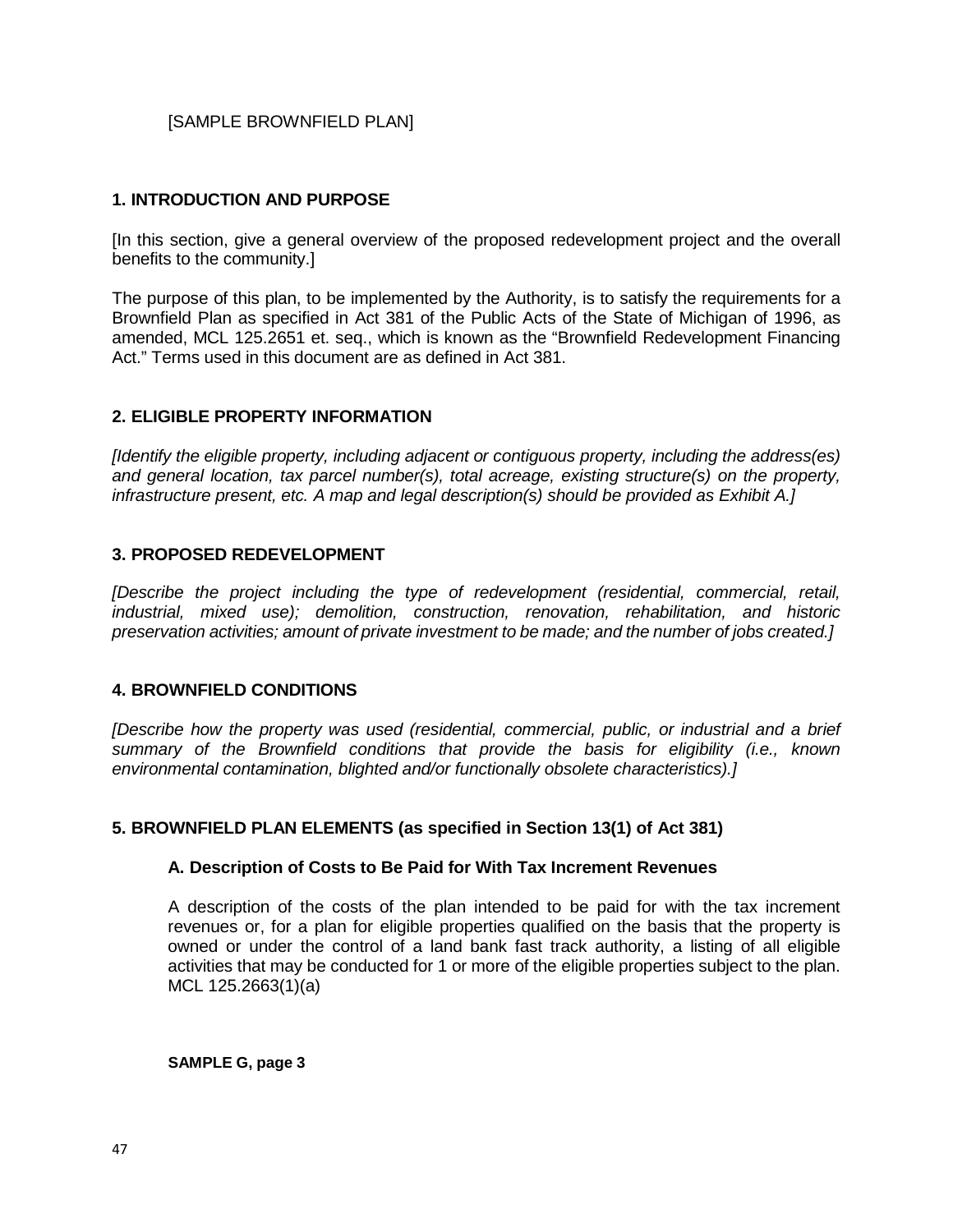[SAMPLE BROWNFIELD PLAN]

## 1. INTRODUCTION AND PURPOSE

[In this section, give a general overview of the proposed redevelopment project and the overall benefits to the community.]

The purpose of this plan, to be implemented by the Authority, is to satisfy the requirements for a Brownfield Plan as specified in Act 381 of the Public Acts of the State of Michigan of 1996, as amended, MCL 125.2651 et. seq., which is known as the "Brownfield Redevelopment Financing Act." Terms used in this document are as defined in Act 381.

## 2. ELIGIBLE PROPERTY INFORMATION

*[Identify the eligible property, including adjacent or contiguous property, including the address(es) and general location, tax parcel number(s), total acreage, existing structure(s) on the property, infrastructure present, etc. A map and legal description(s) should be provided as Exhibit A.]*

## 3. PROPOSED REDEVELOPMENT

*[Describe the project including the type of redevelopment (residential, commercial, retail, industrial, mixed use); demolition, construction, renovation, rehabilitation, and historic preservation activities; amount of private investment to be made; and the number of jobs created.]*

## 4. BROWNFIELD CONDITIONS

*[Describe how the property was used (residential, commercial, public, or industrial and a brief summary of the Brownfield conditions that provide the basis for eligibility (i.e., known environmental contamination, blighted and/or functionally obsolete characteristics).]*

## 5. BROWNFIELD PLAN ELEMENTS (as specified in Section 13(1) of Act 381)

### A. Description of Costs to Be Paid for With Tax Increment Revenues

A description of the costs of the plan intended to be paid for with the tax increment revenues or, for a plan for eligible properties qualified on the basis that the property is owned or under the control of a land bank fast track authority, a listing of all eligible activities that may be conducted for 1 or more of the eligible properties subject to the plan. MCL 125.2663(1)(a)

**SAMPLE G, page 3**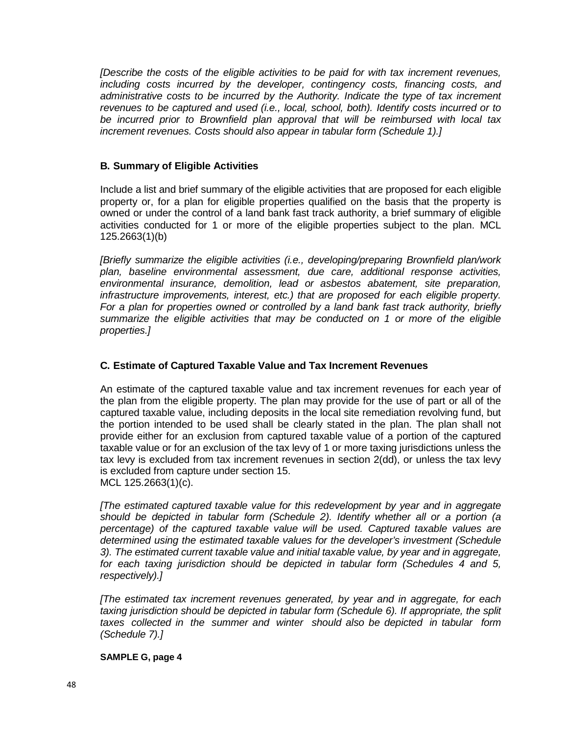*[Describe the costs of the eligible activities to be paid for with tax increment revenues, including costs incurred by the developer, contingency costs, financing costs, and administrative costs to be incurred by the Authority. Indicate the type of tax increment revenues to be captured and used (i.e., local, school, both). Identify costs incurred or to be incurred prior to Brownfield plan approval that will be reimbursed with local tax increment revenues. Costs should also appear in tabular form (Schedule 1).]*

### B. Summary of Eligible Activities

Include a list and brief summary of the eligible activities that are proposed for each eligible property or, for a plan for eligible properties qualified on the basis that the property is owned or under the control of a land bank fast track authority, a brief summary of eligible activities conducted for 1 or more of the eligible properties subject to the plan. MCL 125.2663(1)(b)

*[Briefly summarize the eligible activities (i.e., developing/preparing Brownfield plan/work plan, baseline environmental assessment, due care, additional response activities, environmental insurance, demolition, lead or asbestos abatement, site preparation, infrastructure improvements, interest, etc.) that are proposed for each eligible property. For a plan for properties owned or controlled by a land bank fast track authority, briefly summarize the eligible activities that may be conducted on 1 or more of the eligible properties.]*

### C. Estimate of Captured Taxable Value and Tax Increment Revenues

An estimate of the captured taxable value and tax increment revenues for each year of the plan from the eligible property. The plan may provide for the use of part or all of the captured taxable value, including deposits in the local site remediation revolving fund, but the portion intended to be used shall be clearly stated in the plan. The plan shall not provide either for an exclusion from captured taxable value of a portion of the captured taxable value or for an exclusion of the tax levy of 1 or more taxing jurisdictions unless the tax levy is excluded from tax increment revenues in section 2(dd), or unless the tax levy is excluded from capture under section 15.
MCL 125.2663(1)(c).

*[The estimated captured taxable value for this redevelopment by year and in aggregate should be depicted in tabular form (Schedule 2). Identify whether all or a portion (a percentage) of the captured taxable value will be used. Captured taxable values are determined using the estimated taxable values for the developer's investment (Schedule 3). The estimated current taxable value and initial taxable value, by year and in aggregate, for each taxing jurisdiction should be depicted in tabular form (Schedules 4 and 5, respectively).]*

*[The estimated tax increment revenues generated, by year and in aggregate, for each taxing jurisdiction should be depicted in tabular form (Schedule 6). If appropriate, the split taxes collected in the summer and winter should also be depicted in tabular form (Schedule 7).]*

**SAMPLE G, page 4**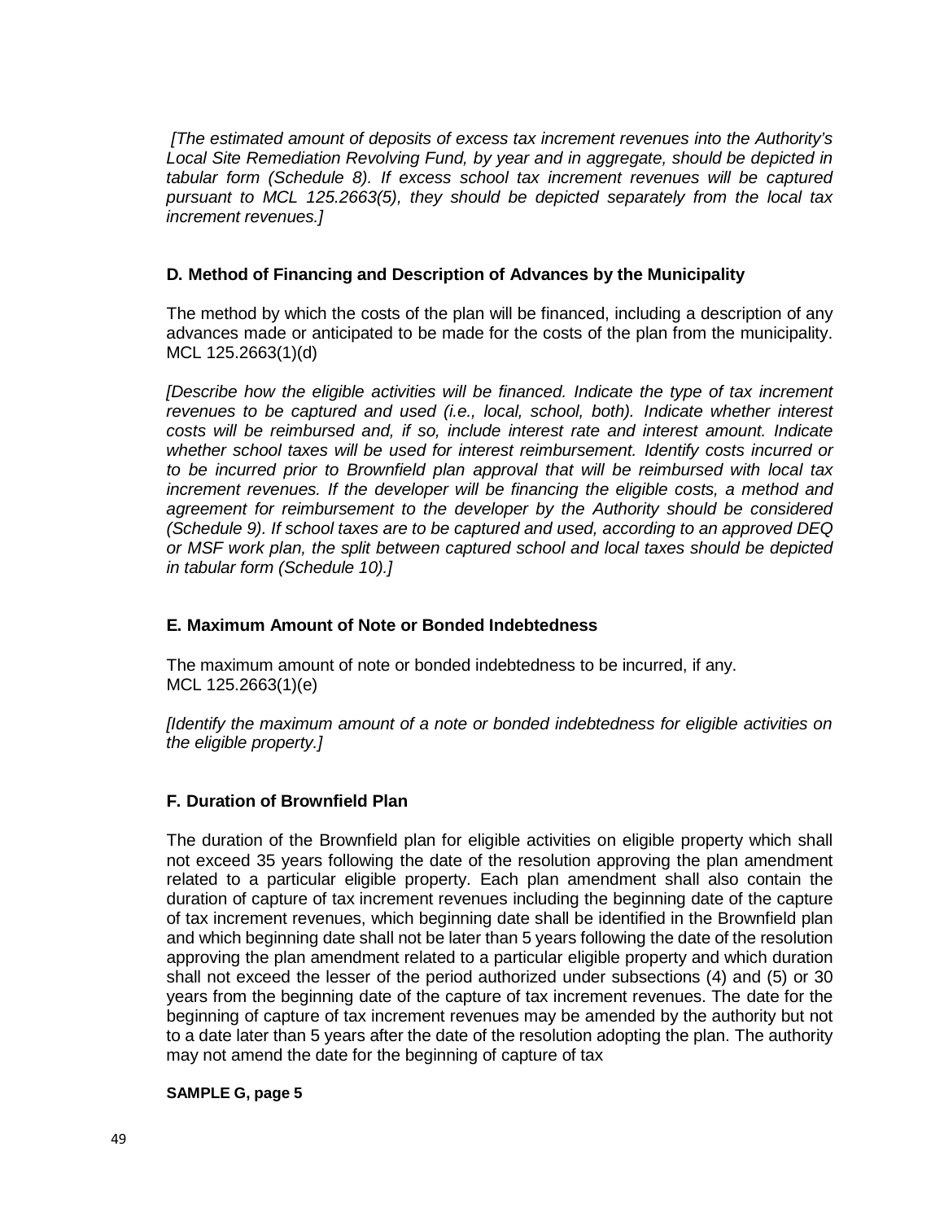*[The estimated amount of deposits of excess tax increment revenues into the Authority's Local Site Remediation Revolving Fund, by year and in aggregate, should be depicted in tabular form (Schedule 8). If excess school tax increment revenues will be captured pursuant to MCL 125.2663(5), they should be depicted separately from the local tax increment revenues.]*

### D. Method of Financing and Description of Advances by the Municipality

The method by which the costs of the plan will be financed, including a description of any advances made or anticipated to be made for the costs of the plan from the municipality. MCL 125.2663(1)(d)

*[Describe how the eligible activities will be financed. Indicate the type of tax increment revenues to be captured and used (i.e., local, school, both). Indicate whether interest costs will be reimbursed and, if so, include interest rate and interest amount. Indicate whether school taxes will be used for interest reimbursement. Identify costs incurred or to be incurred prior to Brownfield plan approval that will be reimbursed with local tax increment revenues. If the developer will be financing the eligible costs, a method and agreement for reimbursement to the developer by the Authority should be considered (Schedule 9). If school taxes are to be captured and used, according to an approved DEQ or MSF work plan, the split between captured school and local taxes should be depicted in tabular form (Schedule 10).]*

### E. Maximum Amount of Note or Bonded Indebtedness

The maximum amount of note or bonded indebtedness to be incurred, if any. MCL 125.2663(1)(e)

*[Identify the maximum amount of a note or bonded indebtedness for eligible activities on the eligible property.]*

### F. Duration of Brownfield Plan

The duration of the Brownfield plan for eligible activities on eligible property which shall not exceed 35 years following the date of the resolution approving the plan amendment related to a particular eligible property. Each plan amendment shall also contain the duration of capture of tax increment revenues including the beginning date of the capture of tax increment revenues, which beginning date shall be identified in the Brownfield plan and which beginning date shall not be later than 5 years following the date of the resolution approving the plan amendment related to a particular eligible property and which duration shall not exceed the lesser of the period authorized under subsections (4) and (5) or 30 years from the beginning date of the capture of tax increment revenues. The date for the beginning of capture of tax increment revenues may be amended by the authority but not to a date later than 5 years after the date of the resolution adopting the plan. The authority may not amend the date for the beginning of capture of tax

**SAMPLE G, page 5**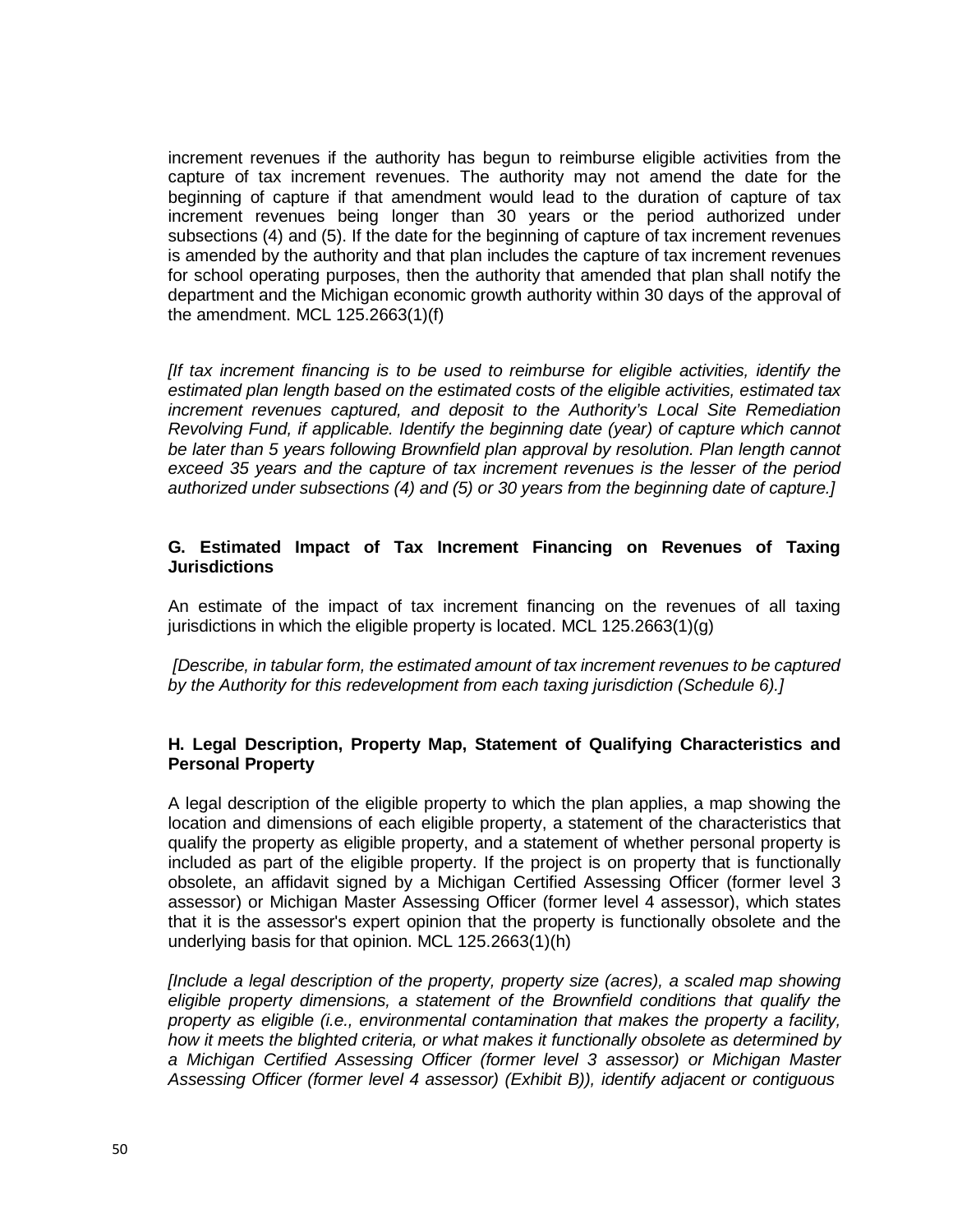increment revenues if the authority has begun to reimburse eligible activities from the capture of tax increment revenues. The authority may not amend the date for the beginning of capture if that amendment would lead to the duration of capture of tax increment revenues being longer than 30 years or the period authorized under subsections (4) and (5). If the date for the beginning of capture of tax increment revenues is amended by the authority and that plan includes the capture of tax increment revenues for school operating purposes, then the authority that amended that plan shall notify the department and the Michigan economic growth authority within 30 days of the approval of the amendment. MCL 125.2663(1)(f)

*[If tax increment financing is to be used to reimburse for eligible activities, identify the estimated plan length based on the estimated costs of the eligible activities, estimated tax increment revenues captured, and deposit to the Authority's Local Site Remediation Revolving Fund, if applicable. Identify the beginning date (year) of capture which cannot be later than 5 years following Brownfield plan approval by resolution. Plan length cannot exceed 35 years and the capture of tax increment revenues is the lesser of the period authorized under subsections (4) and (5) or 30 years from the beginning date of capture.]*

**G. Estimated Impact of Tax Increment Financing on Revenues of Taxing Jurisdictions**

An estimate of the impact of tax increment financing on the revenues of all taxing jurisdictions in which the eligible property is located. MCL 125.2663(1)(g)

*[Describe, in tabular form, the estimated amount of tax increment revenues to be captured by the Authority for this redevelopment from each taxing jurisdiction (Schedule 6).]*

**H. Legal Description, Property Map, Statement of Qualifying Characteristics and Personal Property**

A legal description of the eligible property to which the plan applies, a map showing the location and dimensions of each eligible property, a statement of the characteristics that qualify the property as eligible property, and a statement of whether personal property is included as part of the eligible property. If the project is on property that is functionally obsolete, an affidavit signed by a Michigan Certified Assessing Officer (former level 3 assessor) or Michigan Master Assessing Officer (former level 4 assessor), which states that it is the assessor's expert opinion that the property is functionally obsolete and the underlying basis for that opinion. MCL 125.2663(1)(h)

*[Include a legal description of the property, property size (acres), a scaled map showing eligible property dimensions, a statement of the Brownfield conditions that qualify the property as eligible (i.e., environmental contamination that makes the property a facility, how it meets the blighted criteria, or what makes it functionally obsolete as determined by a Michigan Certified Assessing Officer (former level 3 assessor) or Michigan Master Assessing Officer (former level 4 assessor) (Exhibit B)), identify adjacent or contiguous*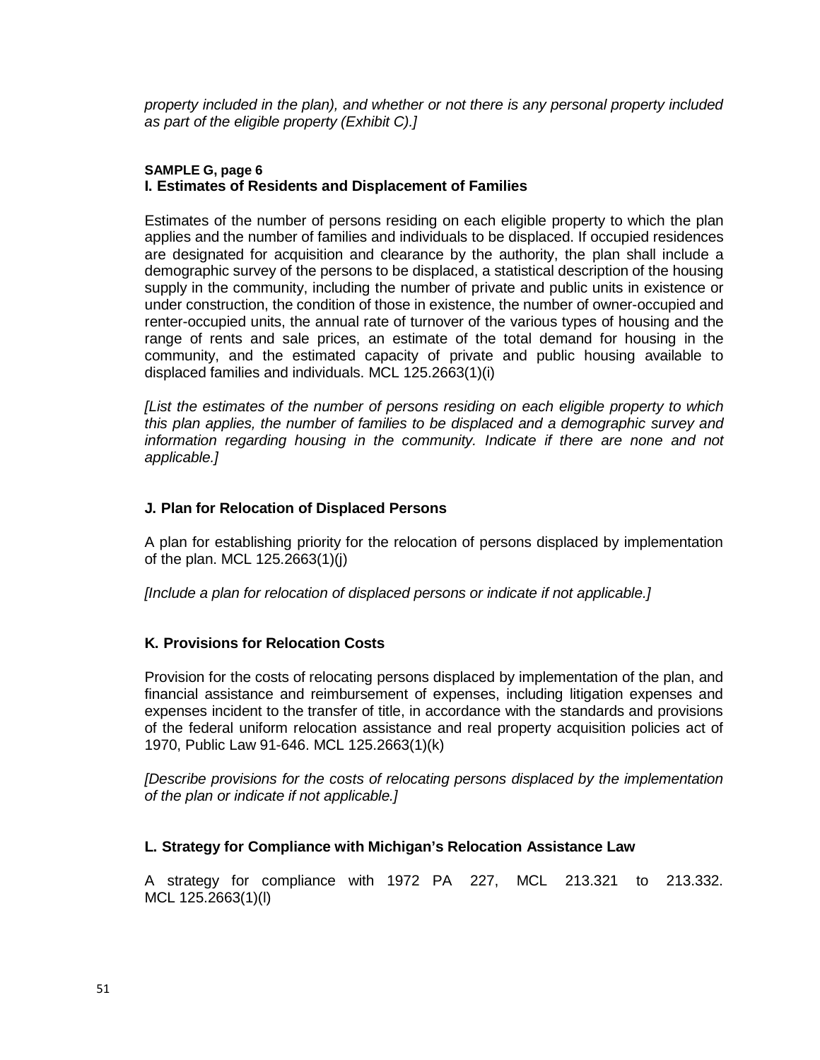*property included in the plan), and whether or not there is any personal property included as part of the eligible property (Exhibit C).]*

**SAMPLE G, page 6**

### I. Estimates of Residents and Displacement of Families

Estimates of the number of persons residing on each eligible property to which the plan applies and the number of families and individuals to be displaced. If occupied residences are designated for acquisition and clearance by the authority, the plan shall include a demographic survey of the persons to be displaced, a statistical description of the housing supply in the community, including the number of private and public units in existence or under construction, the condition of those in existence, the number of owner-occupied and renter-occupied units, the annual rate of turnover of the various types of housing and the range of rents and sale prices, an estimate of the total demand for housing in the community, and the estimated capacity of private and public housing available to displaced families and individuals. MCL 125.2663(1)(i)

*[List the estimates of the number of persons residing on each eligible property to which this plan applies, the number of families to be displaced and a demographic survey and information regarding housing in the community. Indicate if there are none and not applicable.]*

### J. Plan for Relocation of Displaced Persons

A plan for establishing priority for the relocation of persons displaced by implementation of the plan. MCL 125.2663(1)(j)

*[Include a plan for relocation of displaced persons or indicate if not applicable.]*

### K. Provisions for Relocation Costs

Provision for the costs of relocating persons displaced by implementation of the plan, and financial assistance and reimbursement of expenses, including litigation expenses and expenses incident to the transfer of title, in accordance with the standards and provisions of the federal uniform relocation assistance and real property acquisition policies act of 1970, Public Law 91-646. MCL 125.2663(1)(k)

*[Describe provisions for the costs of relocating persons displaced by the implementation of the plan or indicate if not applicable.]*

### L. Strategy for Compliance with Michigan's Relocation Assistance Law

A strategy for compliance with 1972 PA 227, MCL 213.321 to 213.332. MCL 125.2663(1)(l)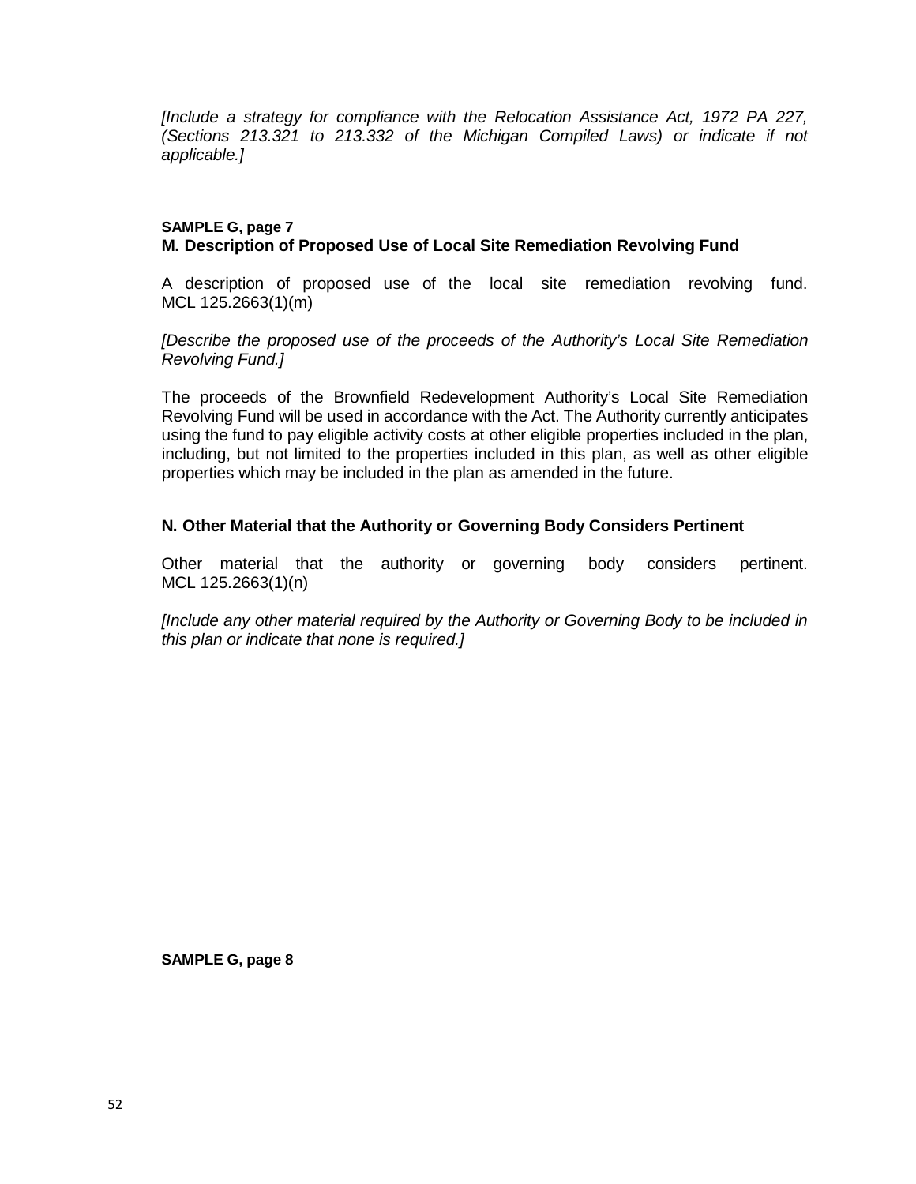*[Include a strategy for compliance with the Relocation Assistance Act, 1972 PA 227, (Sections 213.321 to 213.332 of the Michigan Compiled Laws) or indicate if not applicable.]*

**SAMPLE G, page 7**

**M. Description of Proposed Use of Local Site Remediation Revolving Fund**

A description of proposed use of the local site remediation revolving fund. MCL 125.2663(1)(m)

*[Describe the proposed use of the proceeds of the Authority's Local Site Remediation Revolving Fund.]*

The proceeds of the Brownfield Redevelopment Authority's Local Site Remediation Revolving Fund will be used in accordance with the Act. The Authority currently anticipates using the fund to pay eligible activity costs at other eligible properties included in the plan, including, but not limited to the properties included in this plan, as well as other eligible properties which may be included in the plan as amended in the future.

**N. Other Material that the Authority or Governing Body Considers Pertinent**

Other material that the authority or governing body considers pertinent. MCL 125.2663(1)(n)

*[Include any other material required by the Authority or Governing Body to be included in this plan or indicate that none is required.]*

**SAMPLE G, page 8**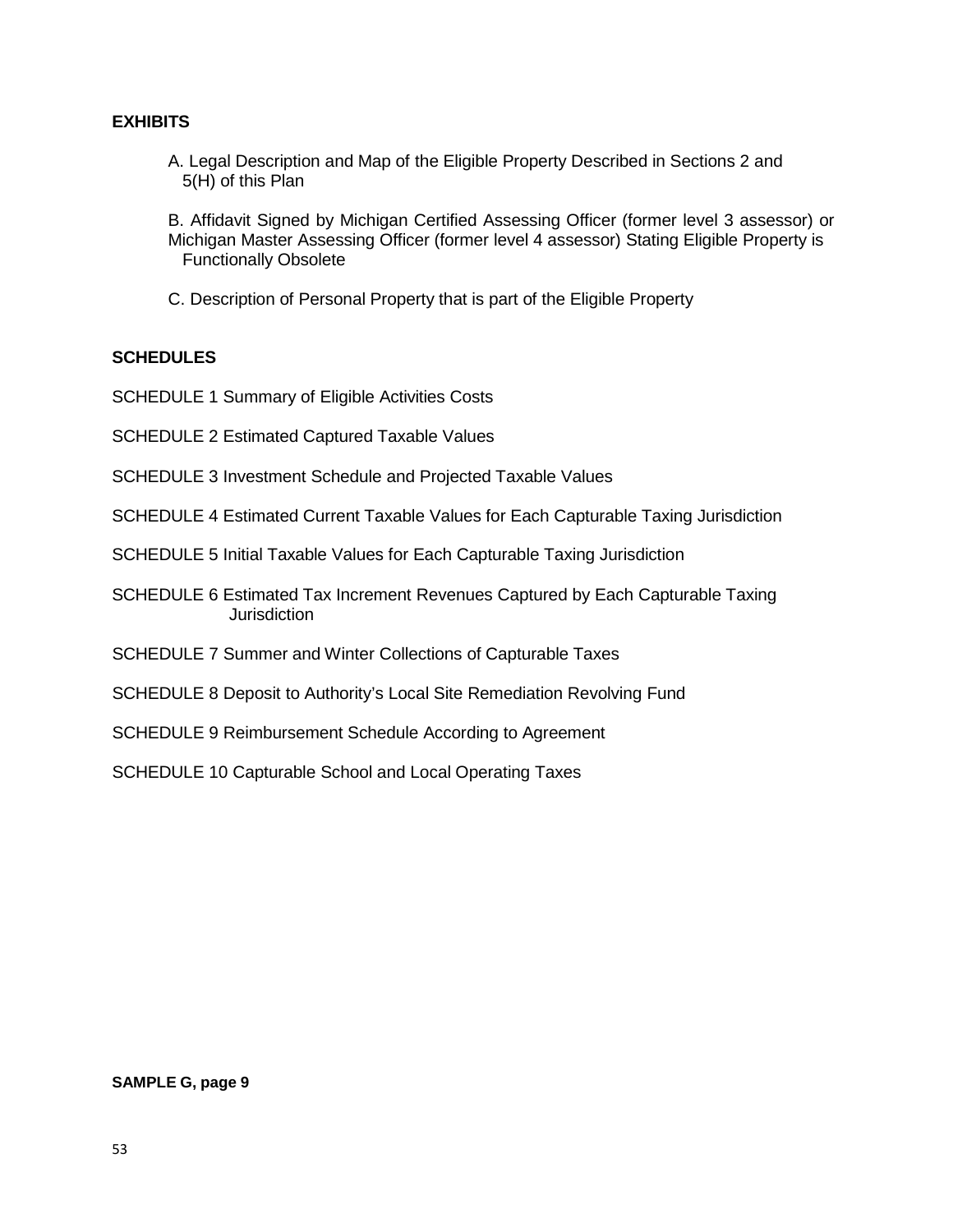**EXHIBITS**

A. Legal Description and Map of the Eligible Property Described in Sections 2 and 5(H) of this Plan

B. Affidavit Signed by Michigan Certified Assessing Officer (former level 3 assessor) or Michigan Master Assessing Officer (former level 4 assessor) Stating Eligible Property is Functionally Obsolete

C. Description of Personal Property that is part of the Eligible Property

**SCHEDULES**

SCHEDULE 1 Summary of Eligible Activities Costs

SCHEDULE 2 Estimated Captured Taxable Values

SCHEDULE 3 Investment Schedule and Projected Taxable Values

SCHEDULE 4 Estimated Current Taxable Values for Each Capturable Taxing Jurisdiction

SCHEDULE 5 Initial Taxable Values for Each Capturable Taxing Jurisdiction

SCHEDULE 6 Estimated Tax Increment Revenues Captured by Each Capturable Taxing Jurisdiction

SCHEDULE 7 Summer and Winter Collections of Capturable Taxes

SCHEDULE 8 Deposit to Authority's Local Site Remediation Revolving Fund

SCHEDULE 9 Reimbursement Schedule According to Agreement

SCHEDULE 10 Capturable School and Local Operating Taxes

**SAMPLE G, page 9**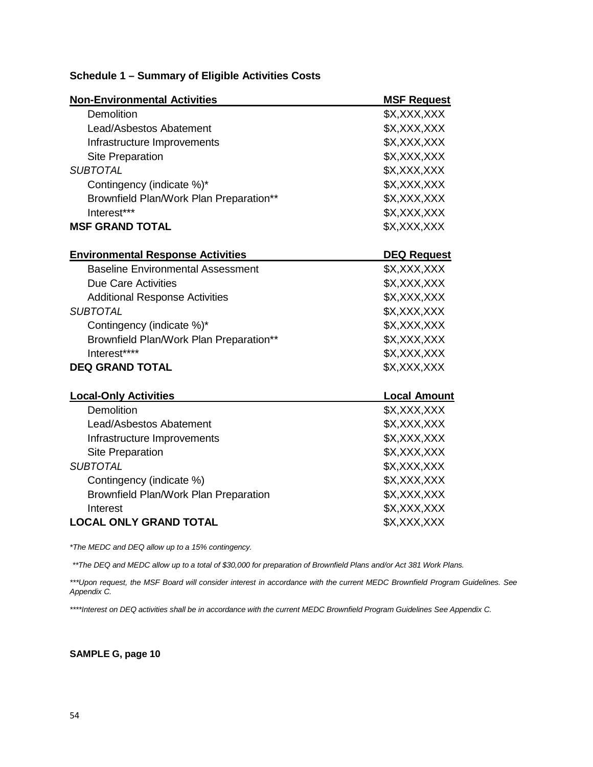**Schedule 1 – Summary of Eligible Activities Costs**

| Non-Environmental Activities | MSF Request |
|---|---|
| Demolition | $X,XXX,XXX |
| Lead/Asbestos Abatement | $X,XXX,XXX |
| Infrastructure Improvements | $X,XXX,XXX |
| Site Preparation | $X,XXX,XXX |
| *SUBTOTAL* | $X,XXX,XXX |
| Contingency (indicate %)* | $X,XXX,XXX |
| Brownfield Plan/Work Plan Preparation** | $X,XXX,XXX |
| Interest*** | $X,XXX,XXX |
| **MSF GRAND TOTAL** | $X,XXX,XXX |

| Environmental Response Activities | DEQ Request |
|---|---|
| Baseline Environmental Assessment | $X,XXX,XXX |
| Due Care Activities | $X,XXX,XXX |
| Additional Response Activities | $X,XXX,XXX |
| *SUBTOTAL* | $X,XXX,XXX |
| Contingency (indicate %)* | $X,XXX,XXX |
| Brownfield Plan/Work Plan Preparation** | $X,XXX,XXX |
| Interest**** | $X,XXX,XXX |
| **DEQ GRAND TOTAL** | $X,XXX,XXX |

| Local-Only Activities | Local Amount |
|---|---|
| Demolition | $X,XXX,XXX |
| Lead/Asbestos Abatement | $X,XXX,XXX |
| Infrastructure Improvements | $X,XXX,XXX |
| Site Preparation | $X,XXX,XXX |
| *SUBTOTAL* | $X,XXX,XXX |
| Contingency (indicate %) | $X,XXX,XXX |
| Brownfield Plan/Work Plan Preparation | $X,XXX,XXX |
| Interest | $X,XXX,XXX |
| **LOCAL ONLY GRAND TOTAL** | $X,XXX,XXX |

*\*The MEDC and DEQ allow up to a 15% contingency.*

*\*\*The DEQ and MEDC allow up to a total of $30,000 for preparation of Brownfield Plans and/or Act 381 Work Plans.*

*\*\*\*Upon request, the MSF Board will consider interest in accordance with the current MEDC Brownfield Program Guidelines. See Appendix C.*

*\*\*\*\*Interest on DEQ activities shall be in accordance with the current MEDC Brownfield Program Guidelines See Appendix C.*

**SAMPLE G, page 10**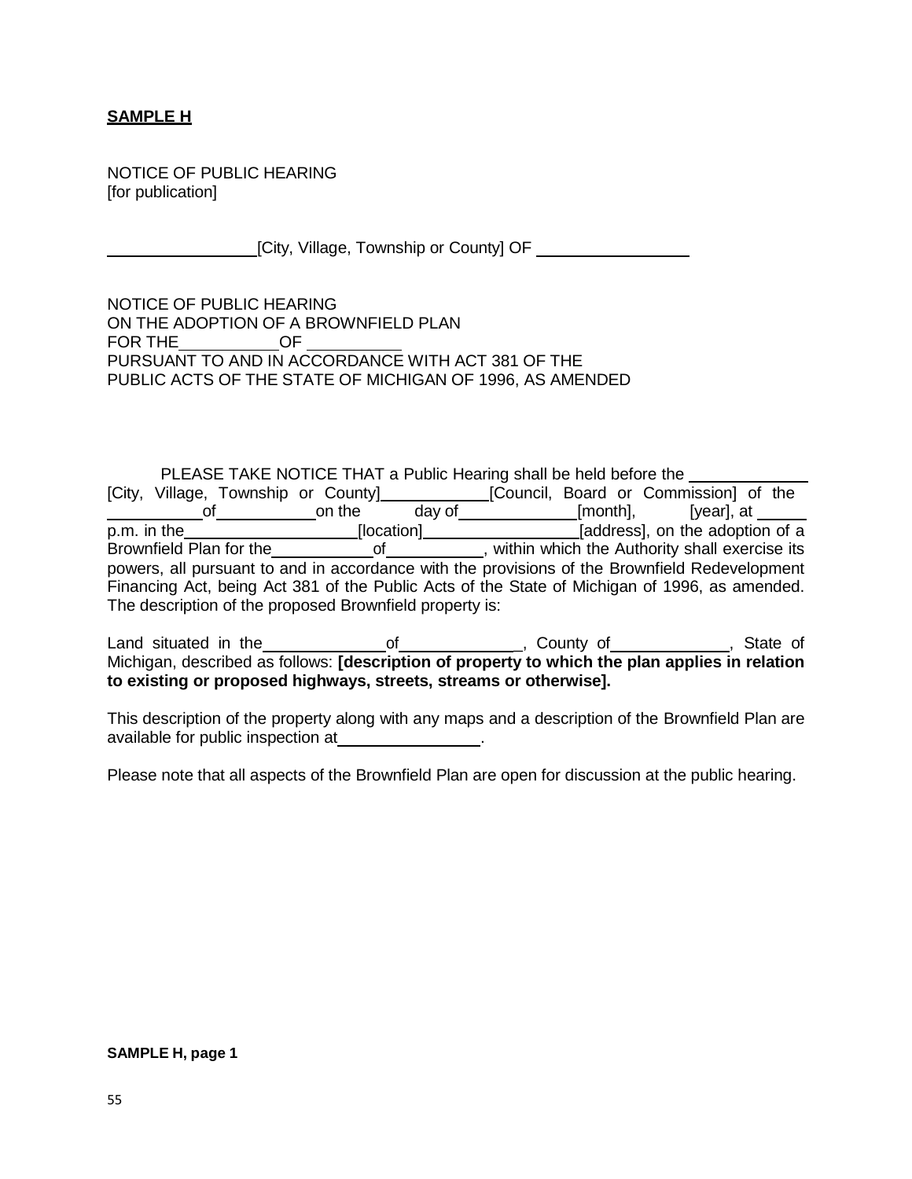**SAMPLE H**

NOTICE OF PUBLIC HEARING
[for publication]

\_\_\_\_\_\_\_\_\_\_\_\_\_\_\_\_[City, Village, Township or County] OF \_\_\_\_\_\_\_\_\_\_\_\_\_\_\_\_

NOTICE OF PUBLIC HEARING
ON THE ADOPTION OF A BROWNFIELD PLAN
FOR THE \_\_\_\_\_\_\_\_\_\_ OF \_\_\_\_\_\_\_\_\_\_
PURSUANT TO AND IN ACCORDANCE WITH ACT 381 OF THE
PUBLIC ACTS OF THE STATE OF MICHIGAN OF 1996, AS AMENDED

PLEASE TAKE NOTICE THAT a Public Hearing shall be held before the \_\_\_\_\_\_\_\_\_\_\_\_\_ [City, Village, Township or County] \_\_\_\_\_\_\_\_\_\_\_\_ [Council, Board or Commission] of the \_\_\_\_\_\_\_\_\_\_ of \_\_\_\_\_\_\_\_\_\_\_ on the \_\_\_\_ day of \_\_\_\_\_\_\_\_\_\_\_\_\_ [month], \_\_\_\_ [year], at \_\_\_\_\_ p.m. in the \_\_\_\_\_\_\_\_\_\_\_\_\_\_\_\_\_\_\_ [location] \_\_\_\_\_\_\_\_\_\_\_\_\_\_\_\_\_ [address], on the adoption of a Brownfield Plan for the \_\_\_\_\_\_\_\_\_\_\_ of \_\_\_\_\_\_\_\_\_\_\_, within which the Authority shall exercise its powers, all pursuant to and in accordance with the provisions of the Brownfield Redevelopment Financing Act, being Act 381 of the Public Acts of the State of Michigan of 1996, as amended. The description of the proposed Brownfield property is:

Land situated in the \_\_\_\_\_\_\_\_\_\_\_\_\_ of \_\_\_\_\_\_\_\_\_\_\_\_\_, County of \_\_\_\_\_\_\_\_\_\_\_\_\_, State of Michigan, described as follows: **[description of property to which the plan applies in relation to existing or proposed highways, streets, streams or otherwise].**

This description of the property along with any maps and a description of the Brownfield Plan are available for public inspection at \_\_\_\_\_\_\_\_\_\_\_\_\_\_\_\_.

Please note that all aspects of the Brownfield Plan are open for discussion at the public hearing.

**SAMPLE H, page 1**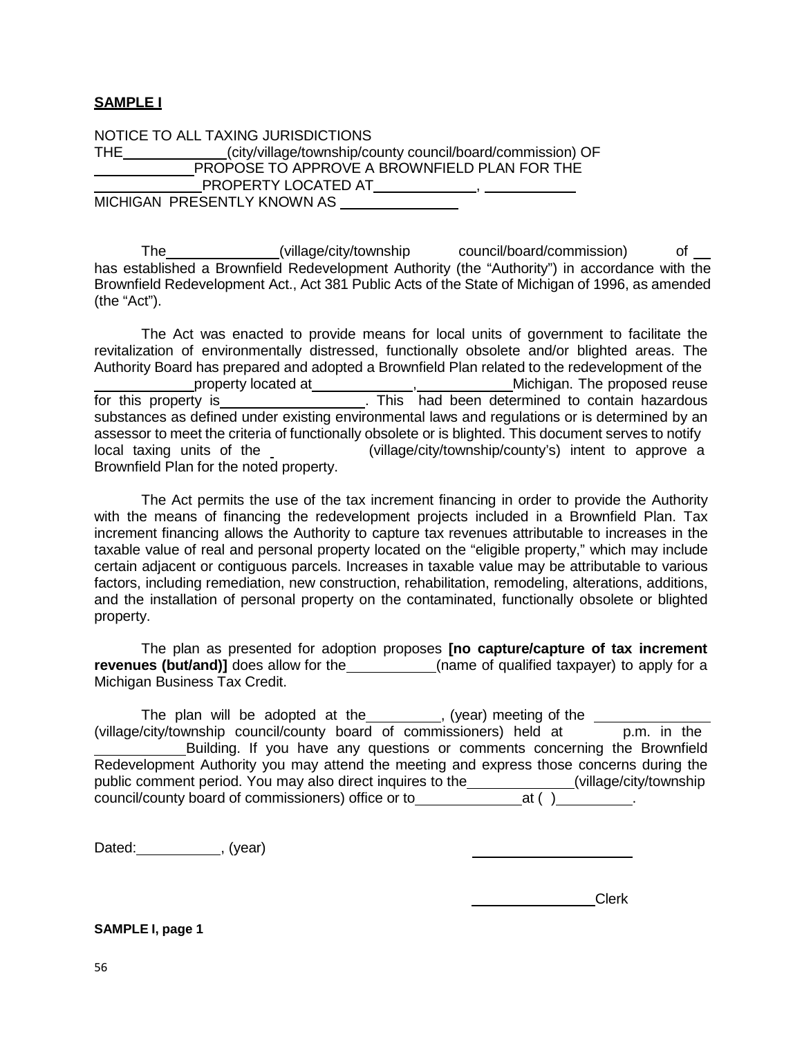**SAMPLE I**

NOTICE TO ALL TAXING JURISDICTIONS
THE\_\_\_\_\_\_\_\_\_\_\_\_\_(city/village/township/county council/board/commission) OF
\_\_\_\_\_\_\_\_\_\_\_\_ PROPOSE TO APPROVE A BROWNFIELD PLAN FOR THE
\_\_\_\_\_\_\_\_\_\_\_\_\_ PROPERTY LOCATED AT\_\_\_\_\_\_\_\_\_\_\_\_\_, \_\_\_\_\_\_\_\_\_\_\_\_
MICHIGAN PRESENTLY KNOWN AS \_\_\_\_\_\_\_\_\_\_\_\_\_\_\_

The\_\_\_\_\_\_\_\_\_\_\_\_\_\_\_(village/city/township council/board/commission) of \_\_ has established a Brownfield Redevelopment Authority (the "Authority") in accordance with the Brownfield Redevelopment Act., Act 381 Public Acts of the State of Michigan of 1996, as amended (the "Act").

The Act was enacted to provide means for local units of government to facilitate the revitalization of environmentally distressed, functionally obsolete and/or blighted areas. The Authority Board has prepared and adopted a Brownfield Plan related to the redevelopment of the \_\_\_\_\_\_\_\_\_\_\_\_ property located at\_\_\_\_\_\_\_\_\_\_\_\_\_, \_\_\_\_\_\_\_\_\_\_\_\_ Michigan. The proposed reuse for this property is\_\_\_\_\_\_\_\_\_\_\_\_\_\_\_\_\_\_\_. This had been determined to contain hazardous substances as defined under existing environmental laws and regulations or is determined by an assessor to meet the criteria of functionally obsolete or is blighted. This document serves to notify local taxing units of the \_ (village/city/township/county's) intent to approve a Brownfield Plan for the noted property.

The Act permits the use of the tax increment financing in order to provide the Authority with the means of financing the redevelopment projects included in a Brownfield Plan. Tax increment financing allows the Authority to capture tax revenues attributable to increases in the taxable value of real and personal property located on the "eligible property," which may include certain adjacent or contiguous parcels. Increases in taxable value may be attributable to various factors, including remediation, new construction, rehabilitation, remodeling, alterations, additions, and the installation of personal property on the contaminated, functionally obsolete or blighted property.

The plan as presented for adoption proposes **[no capture/capture of tax increment revenues (but/and)]** does allow for the\_\_\_\_\_\_\_\_\_\_\_(name of qualified taxpayer) to apply for a Michigan Business Tax Credit.

The plan will be adopted at the\_\_\_\_\_\_\_\_\_\_, (year) meeting of the \_\_\_\_\_\_\_\_\_\_\_\_\_\_\_ (village/city/township council/county board of commissioners) held at p.m. in the \_\_\_\_\_\_\_\_\_\_\_ Building. If you have any questions or comments concerning the Brownfield Redevelopment Authority you may attend the meeting and express those concerns during the public comment period. You may also direct inquires to the\_\_\_\_\_\_\_\_\_\_\_\_\_(village/city/township council/county board of commissioners) office or to\_\_\_\_\_\_\_\_\_\_\_\_\_\_at ( )\_\_\_\_\_\_\_\_\_\_.

Dated:\_\_\_\_\_\_\_\_\_\_\_, (year)

\_\_\_\_\_\_\_\_\_\_\_\_\_\_\_\_\_\_\_\_\_\_

\_\_\_\_\_\_\_\_\_\_\_\_\_\_\_\_ Clerk

**SAMPLE I, page 1**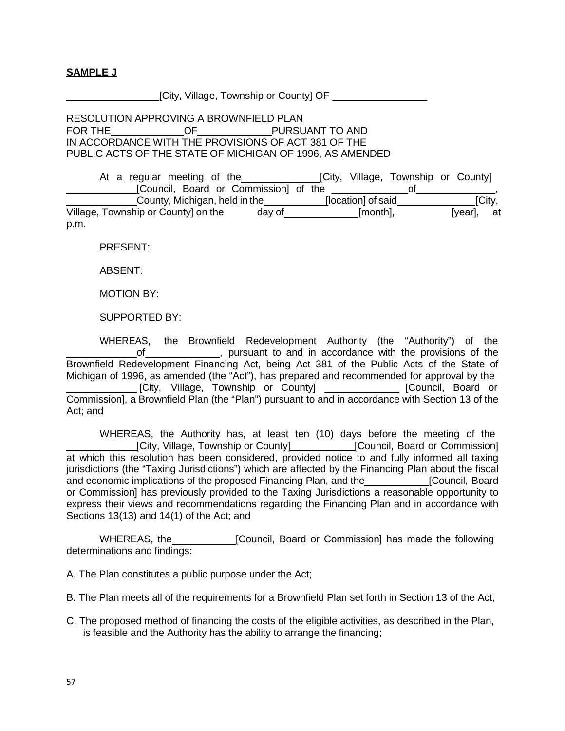**SAMPLE J**

________________[City, Village, Township or County] OF ________________

RESOLUTION APPROVING A BROWNFIELD PLAN
FOR THE____________OF____________PURSUANT TO AND
IN ACCORDANCE WITH THE PROVISIONS OF ACT 381 OF THE
PUBLIC ACTS OF THE STATE OF MICHIGAN OF 1996, AS AMENDED

At a regular meeting of the_____________[City, Village, Township or County] ____________[Council, Board or Commission] of the _____________of_____________, ____________County, Michigan, held in the__________[location] of said_____________[City, Village, Township or County] on the      day of____________[month],           [year], at p.m.

PRESENT:

ABSENT:

MOTION BY:

SUPPORTED BY:

WHEREAS, the Brownfield Redevelopment Authority (the "Authority") of the ____________of____________, pursuant to and in accordance with the provisions of the Brownfield Redevelopment Financing Act, being Act 381 of the Public Acts of the State of Michigan of 1996, as amended (the "Act"), has prepared and recommended for approval by the ____________ [City, Village, Township or County] ____________ [Council, Board or Commission], a Brownfield Plan (the "Plan") pursuant to and in accordance with Section 13 of the Act; and

WHEREAS, the Authority has, at least ten (10) days before the meeting of the ____________[City, Village, Township or County]___________[Council, Board or Commission] at which this resolution has been considered, provided notice to and fully informed all taxing jurisdictions (the "Taxing Jurisdictions") which are affected by the Financing Plan about the fiscal and economic implications of the proposed Financing Plan, and the__________[Council, Board or Commission] has previously provided to the Taxing Jurisdictions a reasonable opportunity to express their views and recommendations regarding the Financing Plan and in accordance with Sections 13(13) and 14(1) of the Act; and

WHEREAS, the___________[Council, Board or Commission] has made the following determinations and findings:

A. The Plan constitutes a public purpose under the Act;

B. The Plan meets all of the requirements for a Brownfield Plan set forth in Section 13 of the Act;

C. The proposed method of financing the costs of the eligible activities, as described in the Plan, is feasible and the Authority has the ability to arrange the financing;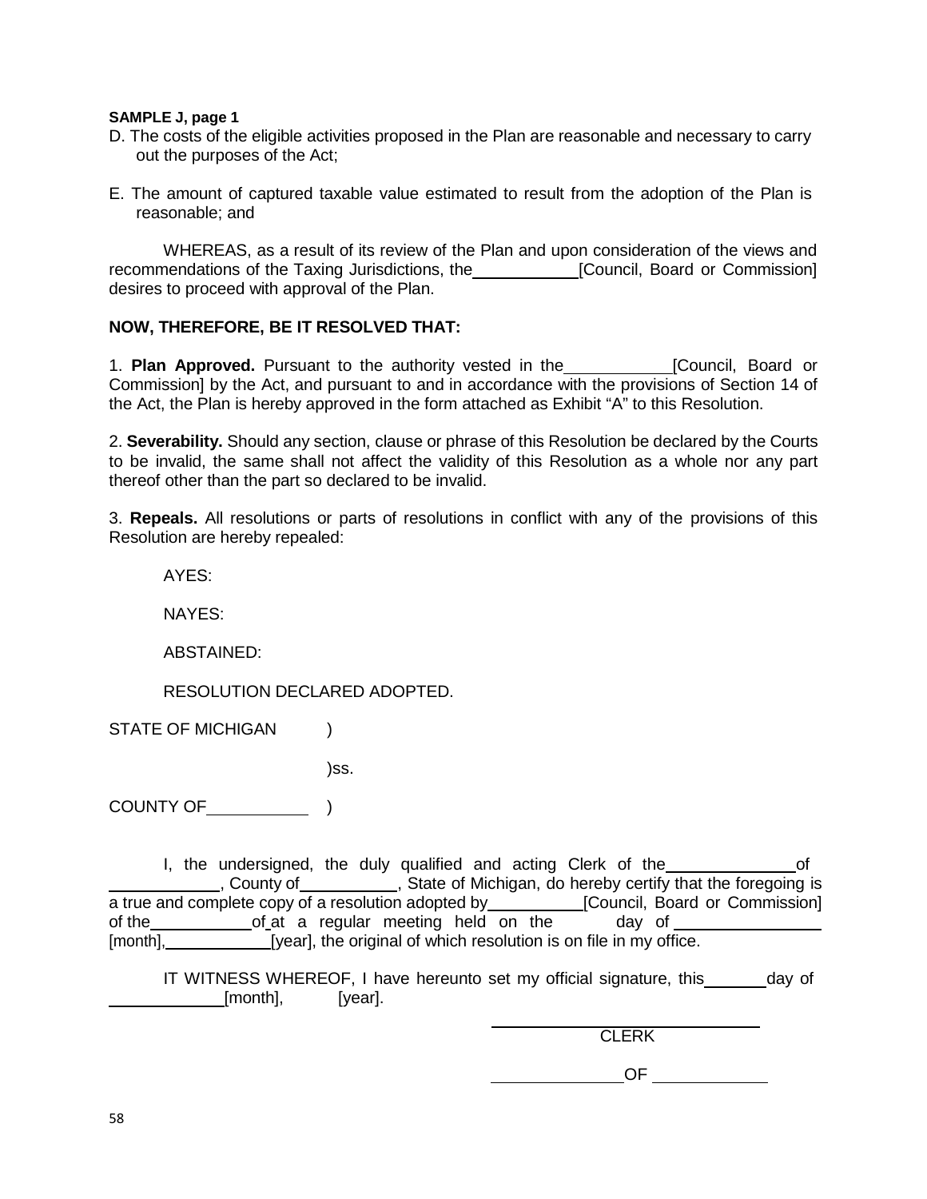**SAMPLE J, page 1**

D. The costs of the eligible activities proposed in the Plan are reasonable and necessary to carry out the purposes of the Act;

E. The amount of captured taxable value estimated to result from the adoption of the Plan is reasonable; and

WHEREAS, as a result of its review of the Plan and upon consideration of the views and recommendations of the Taxing Jurisdictions, the ____________ [Council, Board or Commission] desires to proceed with approval of the Plan.

**NOW, THEREFORE, BE IT RESOLVED THAT:**

1. **Plan Approved.** Pursuant to the authority vested in the ____________ [Council, Board or Commission] by the Act, and pursuant to and in accordance with the provisions of Section 14 of the Act, the Plan is hereby approved in the form attached as Exhibit "A" to this Resolution.

2. **Severability.** Should any section, clause or phrase of this Resolution be declared by the Courts to be invalid, the same shall not affect the validity of this Resolution as a whole nor any part thereof other than the part so declared to be invalid.

3. **Repeals.** All resolutions or parts of resolutions in conflict with any of the provisions of this Resolution are hereby repealed:

AYES:

NAYES:

ABSTAINED:

RESOLUTION DECLARED ADOPTED.

STATE OF MICHIGAN )

)ss.

COUNTY OF ____________ )

I, the undersigned, the duly qualified and acting Clerk of the ______________ of ____________, County of ____________, State of Michigan, do hereby certify that the foregoing is a true and complete copy of a resolution adopted by ____________ [Council, Board or Commission] of the ____________ of at a regular meeting held on the ______ day of ________________ [month], ____________ [year], the original of which resolution is on file in my office.

IT WITNESS WHEREOF, I have hereunto set my official signature, this ______ day of ____________ [month], ______ [year].

________________________________
CLERK

______________ OF ____________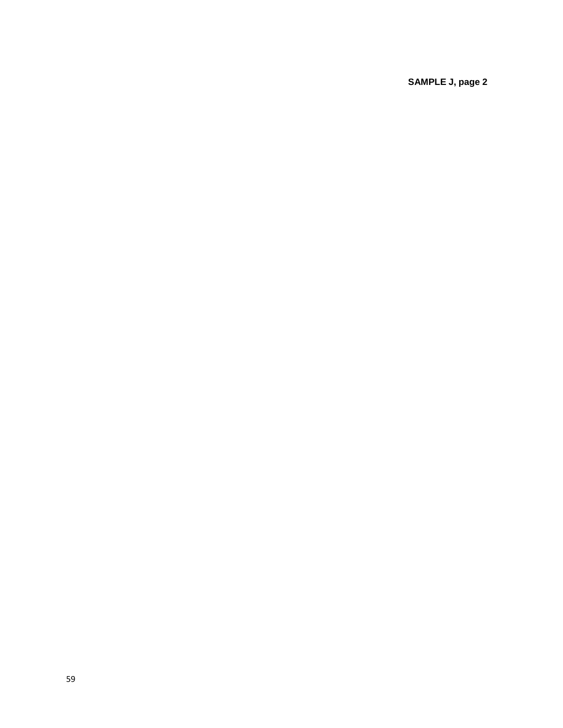**SAMPLE J, page 2**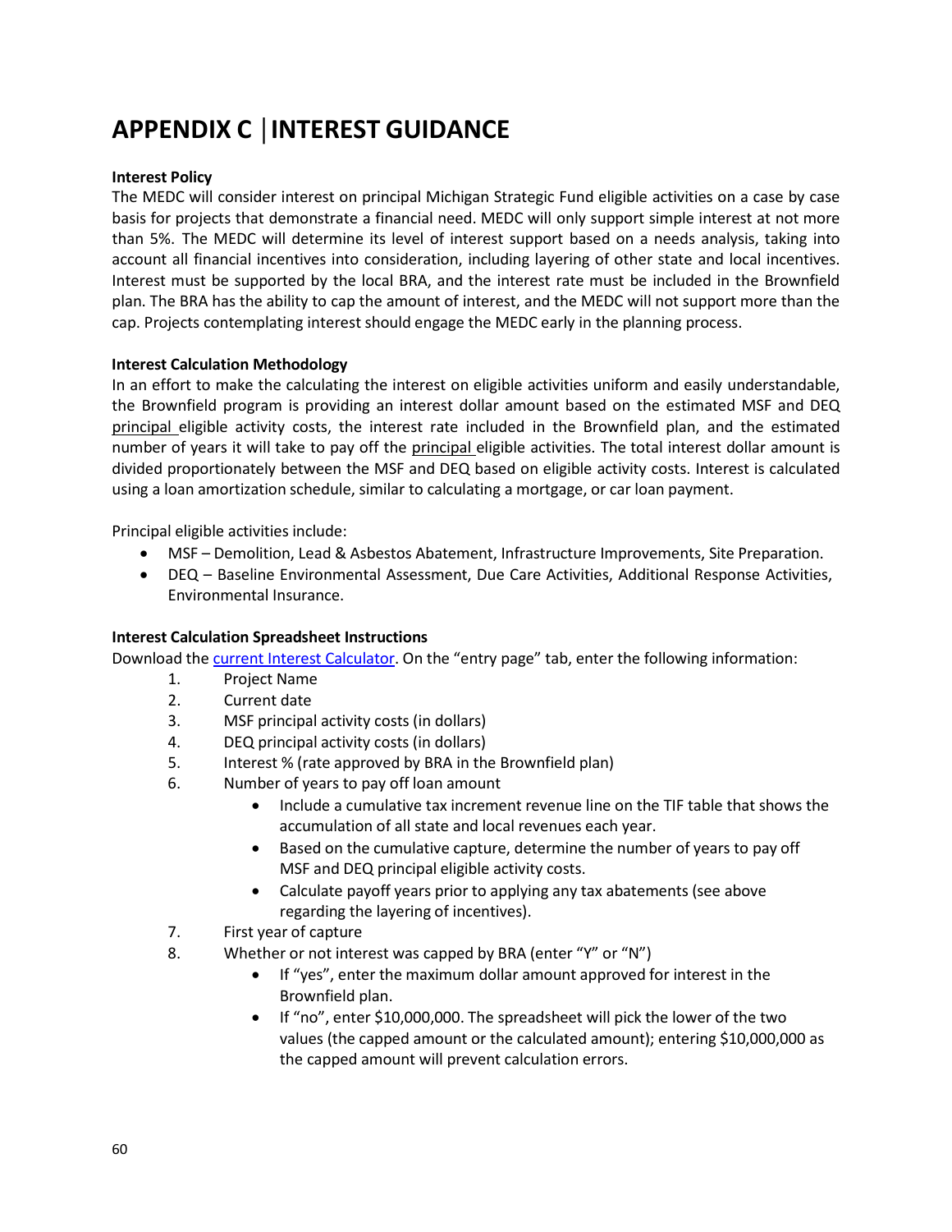# APPENDIX C | INTEREST GUIDANCE

**Interest Policy**

The MEDC will consider interest on principal Michigan Strategic Fund eligible activities on a case by case basis for projects that demonstrate a financial need. MEDC will only support simple interest at not more than 5%. The MEDC will determine its level of interest support based on a needs analysis, taking into account all financial incentives into consideration, including layering of other state and local incentives. Interest must be supported by the local BRA, and the interest rate must be included in the Brownfield plan. The BRA has the ability to cap the amount of interest, and the MEDC will not support more than the cap. Projects contemplating interest should engage the MEDC early in the planning process.

**Interest Calculation Methodology**

In an effort to make the calculating the interest on eligible activities uniform and easily understandable, the Brownfield program is providing an interest dollar amount based on the estimated MSF and DEQ principal eligible activity costs, the interest rate included in the Brownfield plan, and the estimated number of years it will take to pay off the principal eligible activities. The total interest dollar amount is divided proportionately between the MSF and DEQ based on eligible activity costs. Interest is calculated using a loan amortization schedule, similar to calculating a mortgage, or car loan payment.

Principal eligible activities include:

- MSF – Demolition, Lead & Asbestos Abatement, Infrastructure Improvements, Site Preparation.
- DEQ – Baseline Environmental Assessment, Due Care Activities, Additional Response Activities, Environmental Insurance.

**Interest Calculation Spreadsheet Instructions**

Download the current Interest Calculator. On the "entry page" tab, enter the following information:

1. Project Name
2. Current date
3. MSF principal activity costs (in dollars)
4. DEQ principal activity costs (in dollars)
5. Interest % (rate approved by BRA in the Brownfield plan)
6. Number of years to pay off loan amount
   - Include a cumulative tax increment revenue line on the TIF table that shows the accumulation of all state and local revenues each year.
   - Based on the cumulative capture, determine the number of years to pay off MSF and DEQ principal eligible activity costs.
   - Calculate payoff years prior to applying any tax abatements (see above regarding the layering of incentives).
7. First year of capture
8. Whether or not interest was capped by BRA (enter "Y" or "N")
   - If "yes", enter the maximum dollar amount approved for interest in the Brownfield plan.
   - If "no", enter $10,000,000. The spreadsheet will pick the lower of the two values (the capped amount or the calculated amount); entering $10,000,000 as the capped amount will prevent calculation errors.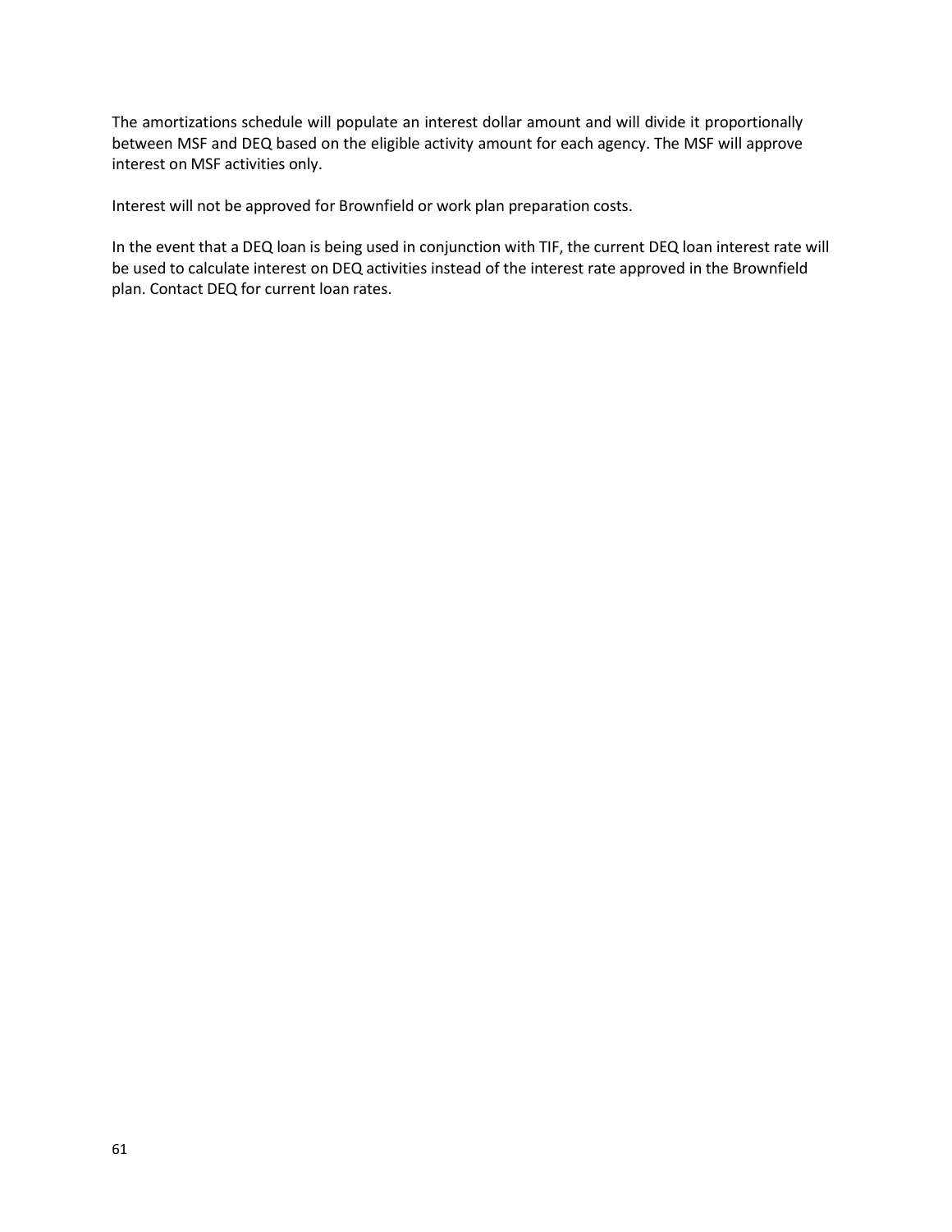The amortizations schedule will populate an interest dollar amount and will divide it proportionally between MSF and DEQ based on the eligible activity amount for each agency. The MSF will approve interest on MSF activities only.

Interest will not be approved for Brownfield or work plan preparation costs.

In the event that a DEQ loan is being used in conjunction with TIF, the current DEQ loan interest rate will be used to calculate interest on DEQ activities instead of the interest rate approved in the Brownfield plan. Contact DEQ for current loan rates.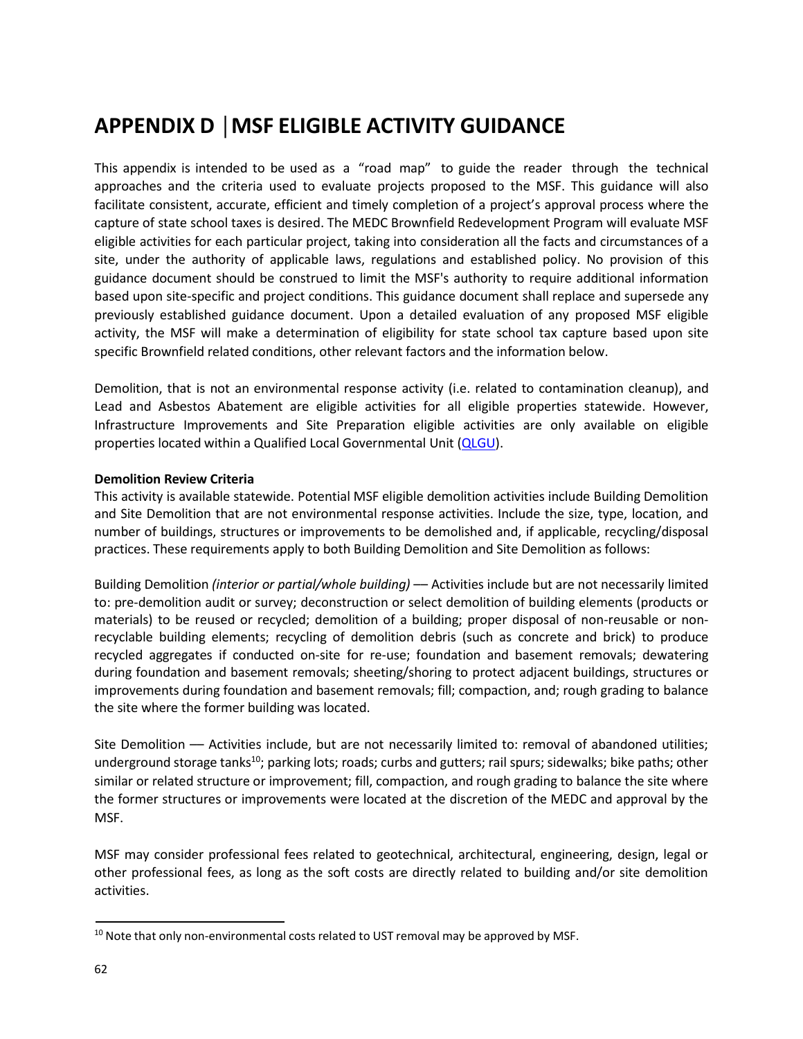# APPENDIX D | MSF ELIGIBLE ACTIVITY GUIDANCE

This appendix is intended to be used as a "road map" to guide the reader through the technical approaches and the criteria used to evaluate projects proposed to the MSF. This guidance will also facilitate consistent, accurate, efficient and timely completion of a project's approval process where the capture of state school taxes is desired. The MEDC Brownfield Redevelopment Program will evaluate MSF eligible activities for each particular project, taking into consideration all the facts and circumstances of a site, under the authority of applicable laws, regulations and established policy. No provision of this guidance document should be construed to limit the MSF's authority to require additional information based upon site-specific and project conditions. This guidance document shall replace and supersede any previously established guidance document. Upon a detailed evaluation of any proposed MSF eligible activity, the MSF will make a determination of eligibility for state school tax capture based upon site specific Brownfield related conditions, other relevant factors and the information below.

Demolition, that is not an environmental response activity (i.e. related to contamination cleanup), and Lead and Asbestos Abatement are eligible activities for all eligible properties statewide. However, Infrastructure Improvements and Site Preparation eligible activities are only available on eligible properties located within a Qualified Local Governmental Unit (QLGU).

**Demolition Review Criteria**
This activity is available statewide. Potential MSF eligible demolition activities include Building Demolition and Site Demolition that are not environmental response activities. Include the size, type, location, and number of buildings, structures or improvements to be demolished and, if applicable, recycling/disposal practices. These requirements apply to both Building Demolition and Site Demolition as follows:

Building Demolition *(interior or partial/whole building)* — Activities include but are not necessarily limited to: pre-demolition audit or survey; deconstruction or select demolition of building elements (products or materials) to be reused or recycled; demolition of a building; proper disposal of non-reusable or non-recyclable building elements; recycling of demolition debris (such as concrete and brick) to produce recycled aggregates if conducted on-site for re-use; foundation and basement removals; dewatering during foundation and basement removals; sheeting/shoring to protect adjacent buildings, structures or improvements during foundation and basement removals; fill; compaction, and; rough grading to balance the site where the former building was located.

Site Demolition — Activities include, but are not necessarily limited to: removal of abandoned utilities; underground storage tanks[10]; parking lots; roads; curbs and gutters; rail spurs; sidewalks; bike paths; other similar or related structure or improvement; fill, compaction, and rough grading to balance the site where the former structures or improvements were located at the discretion of the MEDC and approval by the MSF.

MSF may consider professional fees related to geotechnical, architectural, engineering, design, legal or other professional fees, as long as the soft costs are directly related to building and/or site demolition activities.

[10] Note that only non-environmental costs related to UST removal may be approved by MSF.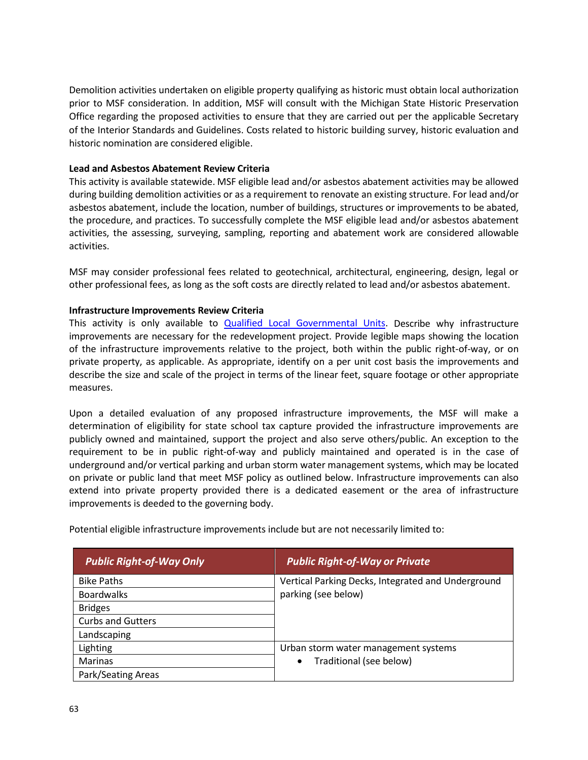Demolition activities undertaken on eligible property qualifying as historic must obtain local authorization prior to MSF consideration. In addition, MSF will consult with the Michigan State Historic Preservation Office regarding the proposed activities to ensure that they are carried out per the applicable Secretary of the Interior Standards and Guidelines. Costs related to historic building survey, historic evaluation and historic nomination are considered eligible.

**Lead and Asbestos Abatement Review Criteria**
This activity is available statewide. MSF eligible lead and/or asbestos abatement activities may be allowed during building demolition activities or as a requirement to renovate an existing structure. For lead and/or asbestos abatement, include the location, number of buildings, structures or improvements to be abated, the procedure, and practices. To successfully complete the MSF eligible lead and/or asbestos abatement activities, the assessing, surveying, sampling, reporting and abatement work are considered allowable activities.

MSF may consider professional fees related to geotechnical, architectural, engineering, design, legal or other professional fees, as long as the soft costs are directly related to lead and/or asbestos abatement.

**Infrastructure Improvements Review Criteria**
This activity is only available to Qualified Local Governmental Units. Describe why infrastructure improvements are necessary for the redevelopment project. Provide legible maps showing the location of the infrastructure improvements relative to the project, both within the public right-of-way, or on private property, as applicable. As appropriate, identify on a per unit cost basis the improvements and describe the size and scale of the project in terms of the linear feet, square footage or other appropriate measures.

Upon a detailed evaluation of any proposed infrastructure improvements, the MSF will make a determination of eligibility for state school tax capture provided the infrastructure improvements are publicly owned and maintained, support the project and also serve others/public. An exception to the requirement to be in public right-of-way and publicly maintained and operated is in the case of underground and/or vertical parking and urban storm water management systems, which may be located on private or public land that meet MSF policy as outlined below. Infrastructure improvements can also extend into private property provided there is a dedicated easement or the area of infrastructure improvements is deeded to the governing body.

Potential eligible infrastructure improvements include but are not necessarily limited to:

| ***Public Right-of-Way Only*** | ***Public Right-of-Way or Private*** |
|---|---|
| Bike Paths | Vertical Parking Decks, Integrated and Underground parking (see below) |
| Boardwalks | |
| Bridges | |
| Curbs and Gutters | |
| Landscaping | |
| Lighting | Urban storm water management systems<br>• Traditional (see below) |
| Marinas | |
| Park/Seating Areas | |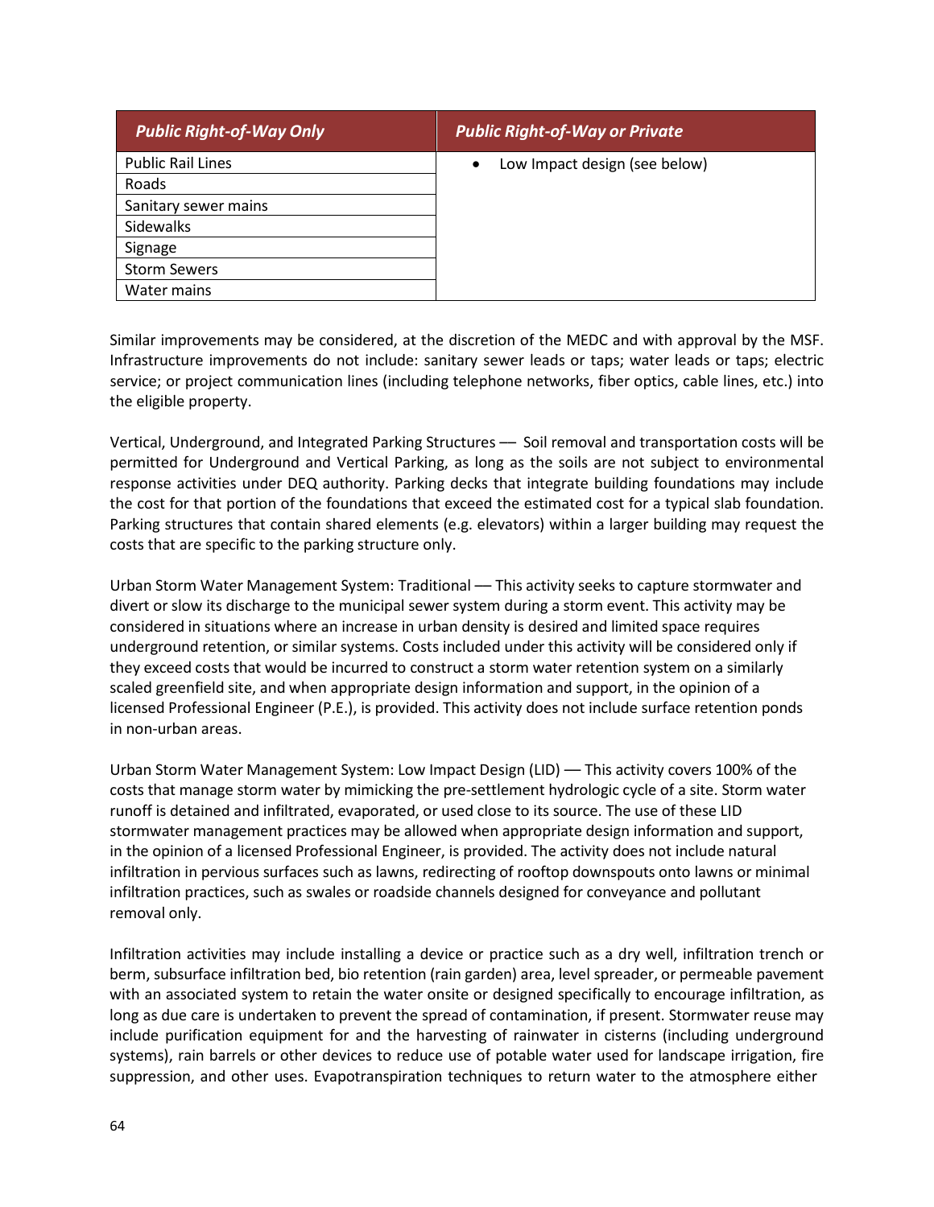| *Public Right-of-Way Only* | *Public Right-of-Way or Private* |
|---|---|
| Public Rail Lines | • Low Impact design (see below) |
| Roads | |
| Sanitary sewer mains | |
| Sidewalks | |
| Signage | |
| Storm Sewers | |
| Water mains | |

Similar improvements may be considered, at the discretion of the MEDC and with approval by the MSF. Infrastructure improvements do not include: sanitary sewer leads or taps; water leads or taps; electric service; or project communication lines (including telephone networks, fiber optics, cable lines, etc.) into the eligible property.

Vertical, Underground, and Integrated Parking Structures — Soil removal and transportation costs will be permitted for Underground and Vertical Parking, as long as the soils are not subject to environmental response activities under DEQ authority. Parking decks that integrate building foundations may include the cost for that portion of the foundations that exceed the estimated cost for a typical slab foundation. Parking structures that contain shared elements (e.g. elevators) within a larger building may request the costs that are specific to the parking structure only.

Urban Storm Water Management System: Traditional — This activity seeks to capture stormwater and divert or slow its discharge to the municipal sewer system during a storm event. This activity may be considered in situations where an increase in urban density is desired and limited space requires underground retention, or similar systems. Costs included under this activity will be considered only if they exceed costs that would be incurred to construct a storm water retention system on a similarly scaled greenfield site, and when appropriate design information and support, in the opinion of a licensed Professional Engineer (P.E.), is provided. This activity does not include surface retention ponds in non-urban areas.

Urban Storm Water Management System: Low Impact Design (LID) — This activity covers 100% of the costs that manage storm water by mimicking the pre-settlement hydrologic cycle of a site. Storm water runoff is detained and infiltrated, evaporated, or used close to its source. The use of these LID stormwater management practices may be allowed when appropriate design information and support, in the opinion of a licensed Professional Engineer, is provided. The activity does not include natural infiltration in pervious surfaces such as lawns, redirecting of rooftop downspouts onto lawns or minimal infiltration practices, such as swales or roadside channels designed for conveyance and pollutant removal only.

Infiltration activities may include installing a device or practice such as a dry well, infiltration trench or berm, subsurface infiltration bed, bio retention (rain garden) area, level spreader, or permeable pavement with an associated system to retain the water onsite or designed specifically to encourage infiltration, as long as due care is undertaken to prevent the spread of contamination, if present. Stormwater reuse may include purification equipment for and the harvesting of rainwater in cisterns (including underground systems), rain barrels or other devices to reduce use of potable water used for landscape irrigation, fire suppression, and other uses. Evapotranspiration techniques to return water to the atmosphere either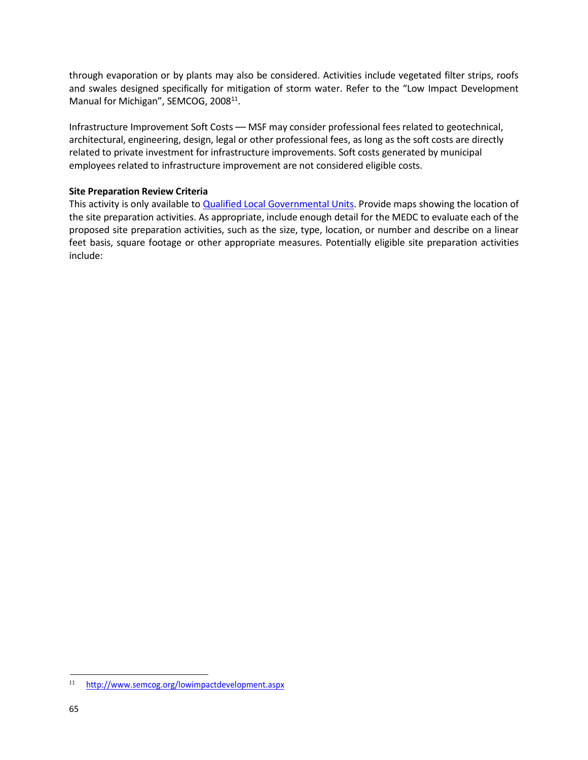through evaporation or by plants may also be considered. Activities include vegetated filter strips, roofs and swales designed specifically for mitigation of storm water. Refer to the "Low Impact Development Manual for Michigan", SEMCOG, 2008[11].

Infrastructure Improvement Soft Costs — MSF may consider professional fees related to geotechnical, architectural, engineering, design, legal or other professional fees, as long as the soft costs are directly related to private investment for infrastructure improvements. Soft costs generated by municipal employees related to infrastructure improvement are not considered eligible costs.

**Site Preparation Review Criteria**

This activity is only available to Qualified Local Governmental Units. Provide maps showing the location of the site preparation activities. As appropriate, include enough detail for the MEDC to evaluate each of the proposed site preparation activities, such as the size, type, location, or number and describe on a linear feet basis, square footage or other appropriate measures. Potentially eligible site preparation activities include:

---

[11] http://www.semcog.org/lowimpactdevelopment.aspx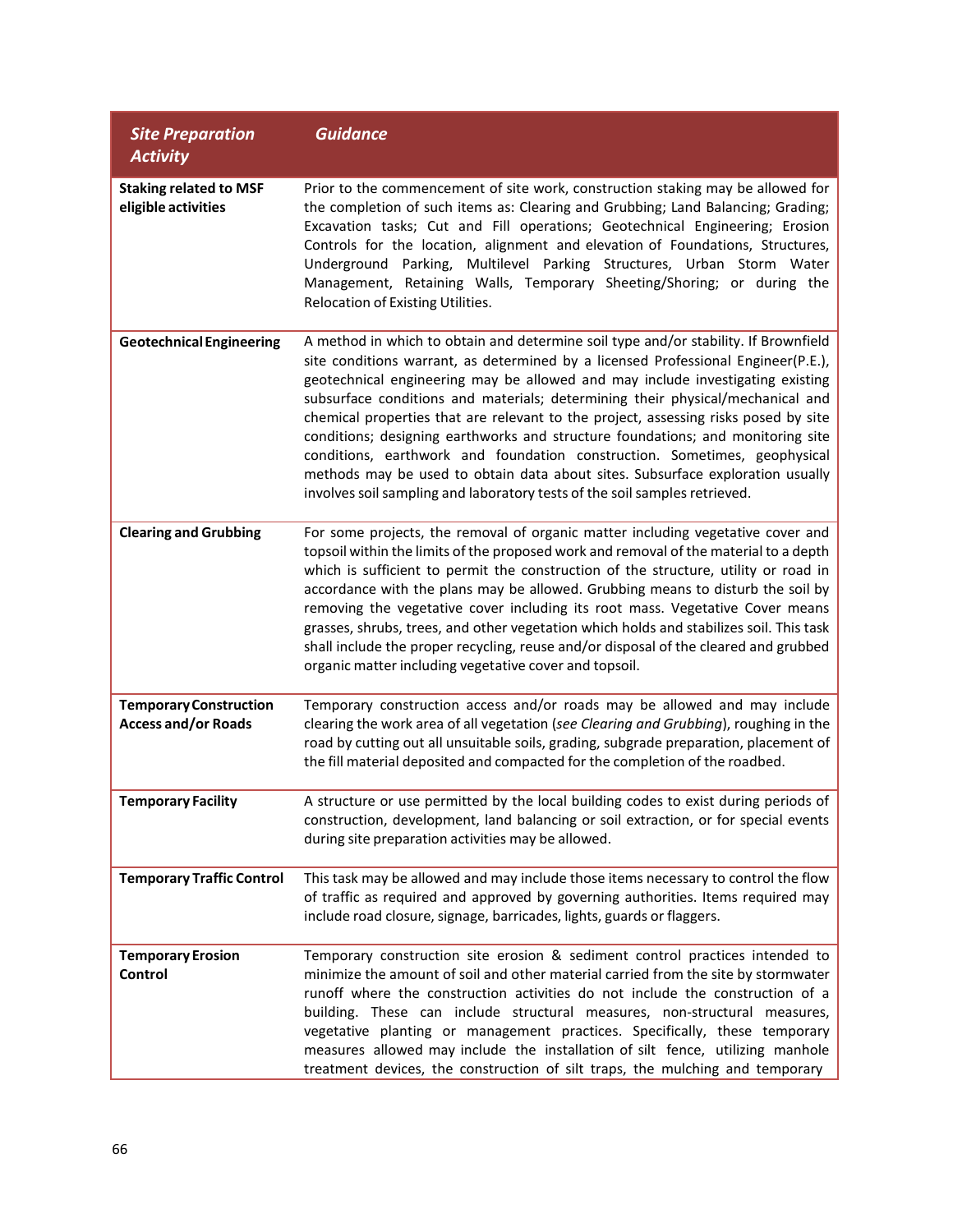| *Site Preparation Activity* | *Guidance* |
|---|---|
| **Staking related to MSF eligible activities** | Prior to the commencement of site work, construction staking may be allowed for the completion of such items as: Clearing and Grubbing; Land Balancing; Grading; Excavation tasks; Cut and Fill operations; Geotechnical Engineering; Erosion Controls for the location, alignment and elevation of Foundations, Structures, Underground Parking, Multilevel Parking Structures, Urban Storm Water Management, Retaining Walls, Temporary Sheeting/Shoring; or during the Relocation of Existing Utilities. |
| **Geotechnical Engineering** | A method in which to obtain and determine soil type and/or stability. If Brownfield site conditions warrant, as determined by a licensed Professional Engineer(P.E.), geotechnical engineering may be allowed and may include investigating existing subsurface conditions and materials; determining their physical/mechanical and chemical properties that are relevant to the project, assessing risks posed by site conditions; designing earthworks and structure foundations; and monitoring site conditions, earthwork and foundation construction. Sometimes, geophysical methods may be used to obtain data about sites. Subsurface exploration usually involves soil sampling and laboratory tests of the soil samples retrieved. |
| **Clearing and Grubbing** | For some projects, the removal of organic matter including vegetative cover and topsoil within the limits of the proposed work and removal of the material to a depth which is sufficient to permit the construction of the structure, utility or road in accordance with the plans may be allowed. Grubbing means to disturb the soil by removing the vegetative cover including its root mass. Vegetative Cover means grasses, shrubs, trees, and other vegetation which holds and stabilizes soil. This task shall include the proper recycling, reuse and/or disposal of the cleared and grubbed organic matter including vegetative cover and topsoil. |
| **Temporary Construction Access and/or Roads** | Temporary construction access and/or roads may be allowed and may include clearing the work area of all vegetation (*see Clearing and Grubbing*), roughing in the road by cutting out all unsuitable soils, grading, subgrade preparation, placement of the fill material deposited and compacted for the completion of the roadbed. |
| **Temporary Facility** | A structure or use permitted by the local building codes to exist during periods of construction, development, land balancing or soil extraction, or for special events during site preparation activities may be allowed. |
| **Temporary Traffic Control** | This task may be allowed and may include those items necessary to control the flow of traffic as required and approved by governing authorities. Items required may include road closure, signage, barricades, lights, guards or flaggers. |
| **Temporary Erosion Control** | Temporary construction site erosion & sediment control practices intended to minimize the amount of soil and other material carried from the site by stormwater runoff where the construction activities do not include the construction of a building. These can include structural measures, non-structural measures, vegetative planting or management practices. Specifically, these temporary measures allowed may include the installation of silt fence, utilizing manhole treatment devices, the construction of silt traps, the mulching and temporary |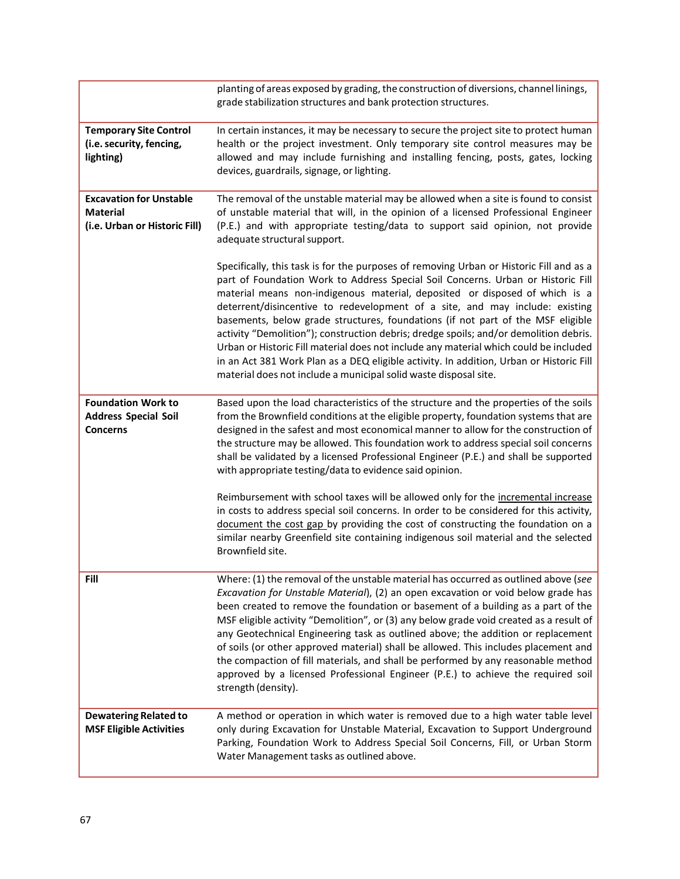| | |
|---|---|
| | planting of areas exposed by grading, the construction of diversions, channel linings, grade stabilization structures and bank protection structures. |
| **Temporary Site Control (i.e. security, fencing, lighting)** | In certain instances, it may be necessary to secure the project site to protect human health or the project investment. Only temporary site control measures may be allowed and may include furnishing and installing fencing, posts, gates, locking devices, guardrails, signage, or lighting. |
| **Excavation for Unstable Material (i.e. Urban or Historic Fill)** | The removal of the unstable material may be allowed when a site is found to consist of unstable material that will, in the opinion of a licensed Professional Engineer (P.E.) and with appropriate testing/data to support said opinion, not provide adequate structural support.<br><br>Specifically, this task is for the purposes of removing Urban or Historic Fill and as a part of Foundation Work to Address Special Soil Concerns. Urban or Historic Fill material means non-indigenous material, deposited or disposed of which is a deterrent/disincentive to redevelopment of a site, and may include: existing basements, below grade structures, foundations (if not part of the MSF eligible activity "Demolition"); construction debris; dredge spoils; and/or demolition debris. Urban or Historic Fill material does not include any material which could be included in an Act 381 Work Plan as a DEQ eligible activity. In addition, Urban or Historic Fill material does not include a municipal solid waste disposal site. |
| **Foundation Work to Address Special Soil Concerns** | Based upon the load characteristics of the structure and the properties of the soils from the Brownfield conditions at the eligible property, foundation systems that are designed in the safest and most economical manner to allow for the construction of the structure may be allowed. This foundation work to address special soil concerns shall be validated by a licensed Professional Engineer (P.E.) and shall be supported with appropriate testing/data to evidence said opinion.<br><br>Reimbursement with school taxes will be allowed only for the incremental increase in costs to address special soil concerns. In order to be considered for this activity, document the cost gap by providing the cost of constructing the foundation on a similar nearby Greenfield site containing indigenous soil material and the selected Brownfield site. |
| **Fill** | Where: (1) the removal of the unstable material has occurred as outlined above (*see Excavation for Unstable Material*), (2) an open excavation or void below grade has been created to remove the foundation or basement of a building as a part of the MSF eligible activity "Demolition", or (3) any below grade void created as a result of any Geotechnical Engineering task as outlined above; the addition or replacement of soils (or other approved material) shall be allowed. This includes placement and the compaction of fill materials, and shall be performed by any reasonable method approved by a licensed Professional Engineer (P.E.) to achieve the required soil strength (density). |
| **Dewatering Related to MSF Eligible Activities** | A method or operation in which water is removed due to a high water table level only during Excavation for Unstable Material, Excavation to Support Underground Parking, Foundation Work to Address Special Soil Concerns, Fill, or Urban Storm Water Management tasks as outlined above. |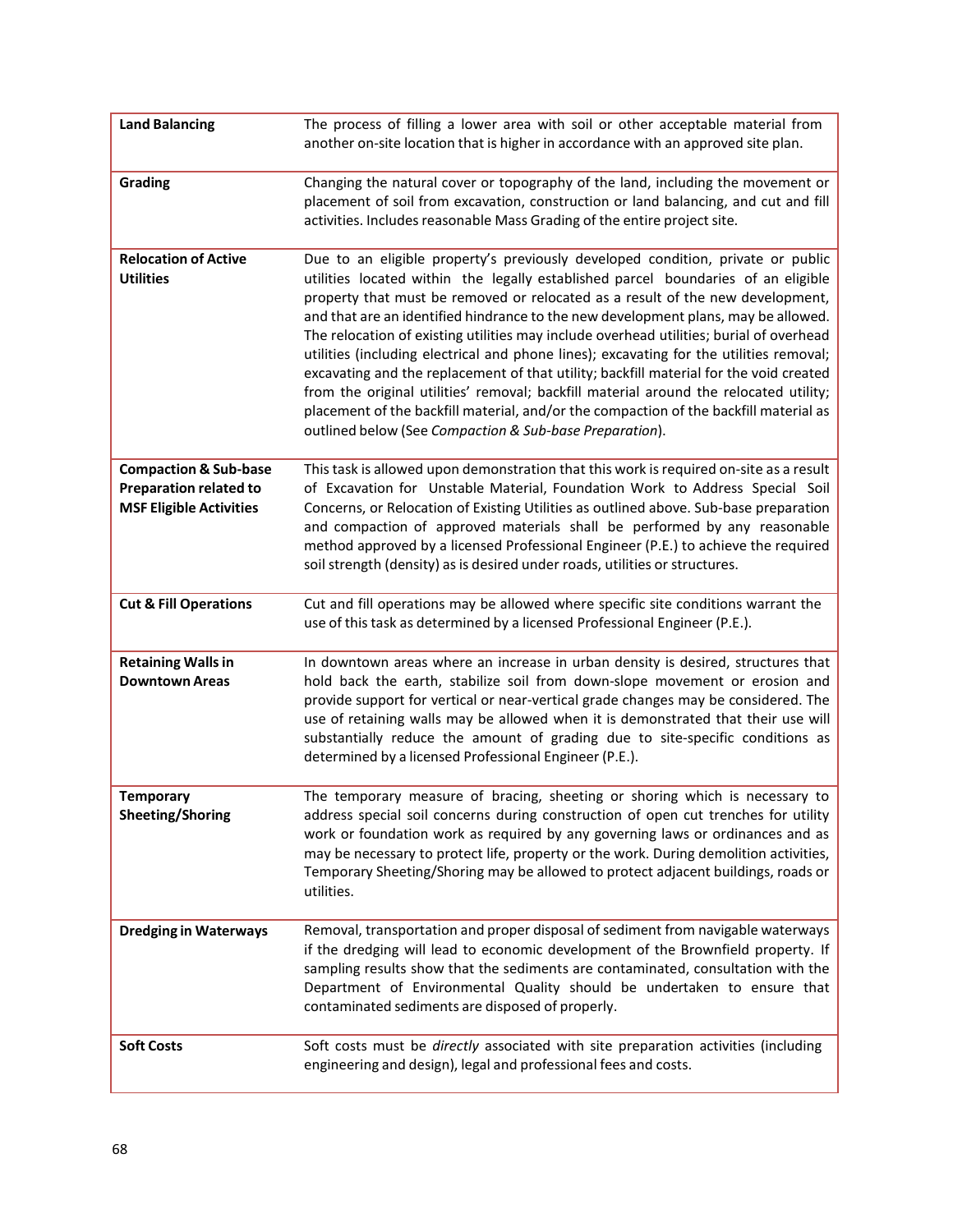| | |
|---|---|
| **Land Balancing** | The process of filling a lower area with soil or other acceptable material from another on-site location that is higher in accordance with an approved site plan. |
| **Grading** | Changing the natural cover or topography of the land, including the movement or placement of soil from excavation, construction or land balancing, and cut and fill activities. Includes reasonable Mass Grading of the entire project site. |
| **Relocation of Active Utilities** | Due to an eligible property's previously developed condition, private or public utilities located within the legally established parcel boundaries of an eligible property that must be removed or relocated as a result of the new development, and that are an identified hindrance to the new development plans, may be allowed. The relocation of existing utilities may include overhead utilities; burial of overhead utilities (including electrical and phone lines); excavating for the utilities removal; excavating and the replacement of that utility; backfill material for the void created from the original utilities' removal; backfill material around the relocated utility; placement of the backfill material, and/or the compaction of the backfill material as outlined below (See *Compaction & Sub-base Preparation*). |
| **Compaction & Sub-base Preparation related to MSF Eligible Activities** | This task is allowed upon demonstration that this work is required on-site as a result of Excavation for Unstable Material, Foundation Work to Address Special Soil Concerns, or Relocation of Existing Utilities as outlined above. Sub-base preparation and compaction of approved materials shall be performed by any reasonable method approved by a licensed Professional Engineer (P.E.) to achieve the required soil strength (density) as is desired under roads, utilities or structures. |
| **Cut & Fill Operations** | Cut and fill operations may be allowed where specific site conditions warrant the use of this task as determined by a licensed Professional Engineer (P.E.). |
| **Retaining Walls in Downtown Areas** | In downtown areas where an increase in urban density is desired, structures that hold back the earth, stabilize soil from down-slope movement or erosion and provide support for vertical or near-vertical grade changes may be considered. The use of retaining walls may be allowed when it is demonstrated that their use will substantially reduce the amount of grading due to site-specific conditions as determined by a licensed Professional Engineer (P.E.). |
| **Temporary Sheeting/Shoring** | The temporary measure of bracing, sheeting or shoring which is necessary to address special soil concerns during construction of open cut trenches for utility work or foundation work as required by any governing laws or ordinances and as may be necessary to protect life, property or the work. During demolition activities, Temporary Sheeting/Shoring may be allowed to protect adjacent buildings, roads or utilities. |
| **Dredging in Waterways** | Removal, transportation and proper disposal of sediment from navigable waterways if the dredging will lead to economic development of the Brownfield property. If sampling results show that the sediments are contaminated, consultation with the Department of Environmental Quality should be undertaken to ensure that contaminated sediments are disposed of properly. |
| **Soft Costs** | Soft costs must be *directly* associated with site preparation activities (including engineering and design), legal and professional fees and costs. |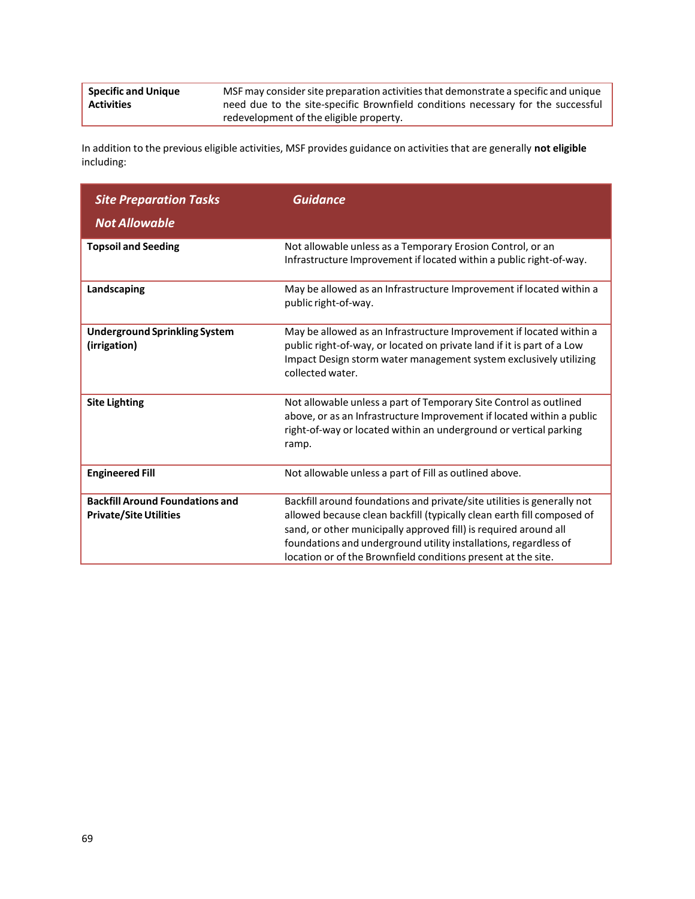| | |
|---|---|
| **Specific and Unique Activities** | MSF may consider site preparation activities that demonstrate a specific and unique need due to the site-specific Brownfield conditions necessary for the successful redevelopment of the eligible property. |

In addition to the previous eligible activities, MSF provides guidance on activities that are generally **not eligible** including:

| *Site Preparation Tasks Not Allowable* | *Guidance* |
|---|---|
| **Topsoil and Seeding** | Not allowable unless as a Temporary Erosion Control, or an Infrastructure Improvement if located within a public right-of-way. |
| **Landscaping** | May be allowed as an Infrastructure Improvement if located within a public right-of-way. |
| **Underground Sprinkling System (irrigation)** | May be allowed as an Infrastructure Improvement if located within a public right-of-way, or located on private land if it is part of a Low Impact Design storm water management system exclusively utilizing collected water. |
| **Site Lighting** | Not allowable unless a part of Temporary Site Control as outlined above, or as an Infrastructure Improvement if located within a public right-of-way or located within an underground or vertical parking ramp. |
| **Engineered Fill** | Not allowable unless a part of Fill as outlined above. |
| **Backfill Around Foundations and Private/Site Utilities** | Backfill around foundations and private/site utilities is generally not allowed because clean backfill (typically clean earth fill composed of sand, or other municipally approved fill) is required around all foundations and underground utility installations, regardless of location or of the Brownfield conditions present at the site. |